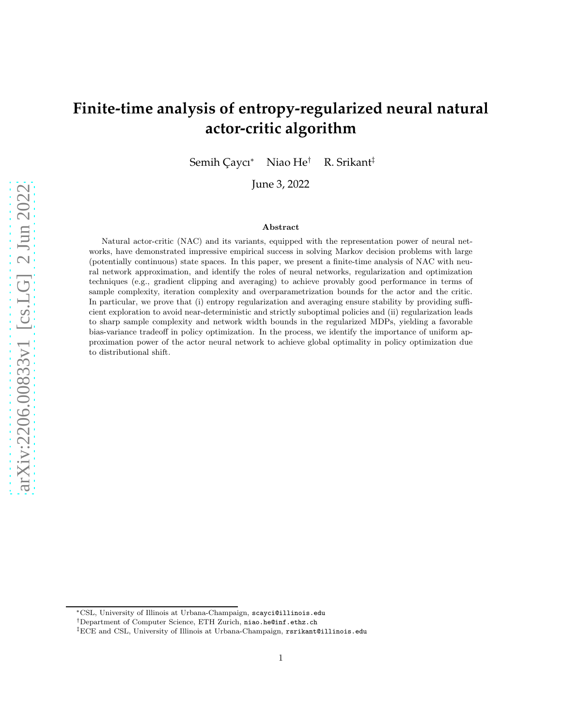# Finite-time analysis of entropy-regularized neural natural actor-critic algorithm

Semih Çaycı[*] Niao He[†] R. Srikant[‡]

June 3, 2022

### Abstract

Natural actor-critic (NAC) and its variants, equipped with the representation power of neural networks, have demonstrated impressive empirical success in solving Markov decision problems with large (potentially continuous) state spaces. In this paper, we present a finite-time analysis of NAC with neural network approximation, and identify the roles of neural networks, regularization and optimization techniques (e.g., gradient clipping and averaging) to achieve provably good performance in terms of sample complexity, iteration complexity and overparametrization bounds for the actor and the critic. In particular, we prove that (i) entropy regularization and averaging ensure stability by providing sufficient exploration to avoid near-deterministic and strictly suboptimal policies and (ii) regularization leads to sharp sample complexity and network width bounds in the regularized MDPs, yielding a favorable bias-variance tradeoff in policy optimization. In the process, we identify the importance of uniform approximation power of the actor neural network to achieve global optimality in policy optimization due to distributional shift.

---

[*] CSL, University of Illinois at Urbana-Champaign, scayci@illinois.edu

[†] Department of Computer Science, ETH Zurich, niao.he@inf.ethz.ch

[‡] ECE and CSL, University of Illinois at Urbana-Champaign, rsrikant@illinois.edu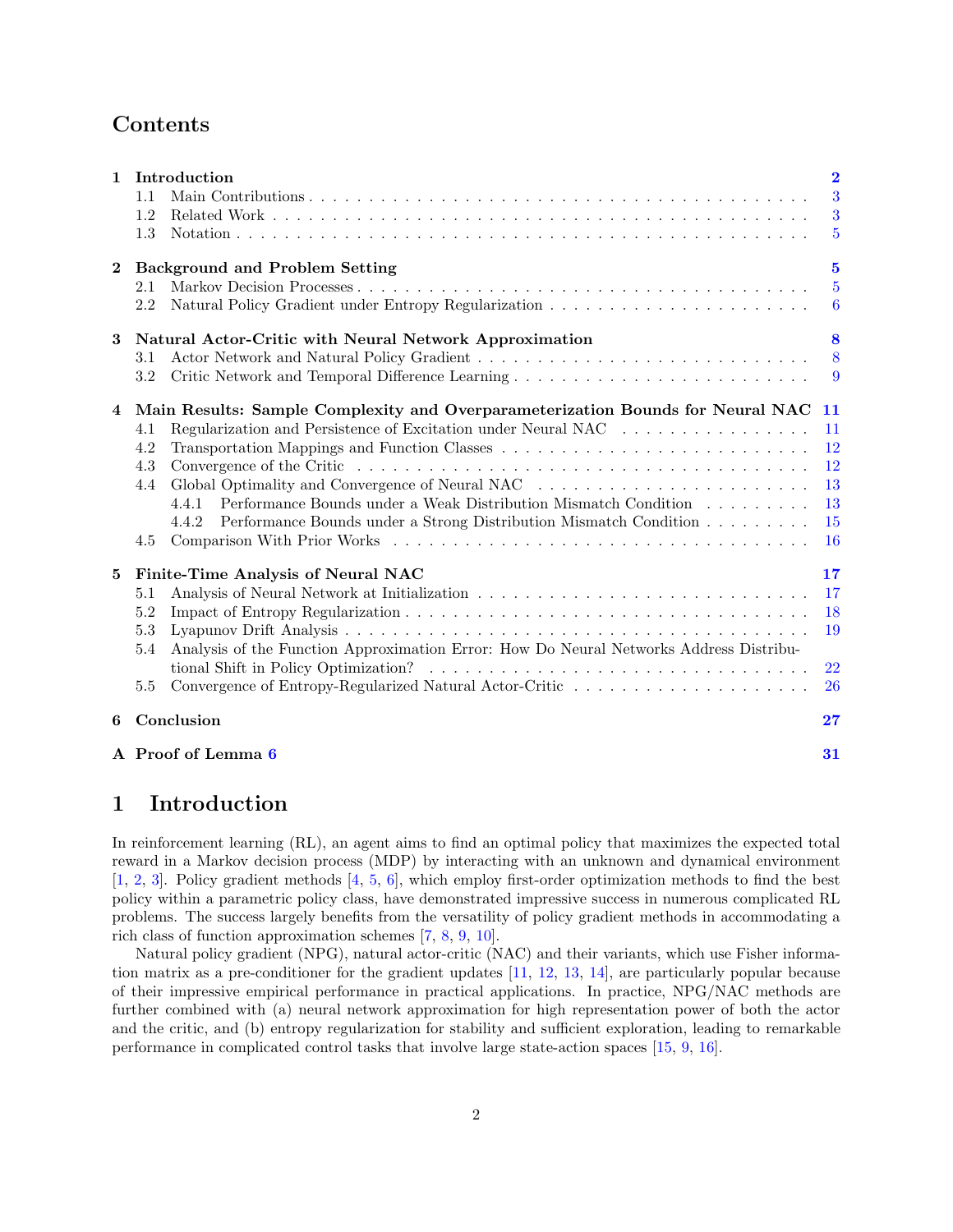# Contents

| | |
|---|---|
| **1 Introduction** | **2** |
| 1.1 Main Contributions | 3 |
| 1.2 Related Work | 3 |
| 1.3 Notation | 5 |
| **2 Background and Problem Setting** | **5** |
| 2.1 Markov Decision Processes | 5 |
| 2.2 Natural Policy Gradient under Entropy Regularization | 6 |
| **3 Natural Actor-Critic with Neural Network Approximation** | **8** |
| 3.1 Actor Network and Natural Policy Gradient | 8 |
| 3.2 Critic Network and Temporal Difference Learning | 9 |
| **4 Main Results: Sample Complexity and Overparameterization Bounds for Neural NAC** | **11** |
| 4.1 Regularization and Persistence of Excitation under Neural NAC | 11 |
| 4.2 Transportation Mappings and Function Classes | 12 |
| 4.3 Convergence of the Critic | 12 |
| 4.4 Global Optimality and Convergence of Neural NAC | 13 |
| 4.4.1 Performance Bounds under a Weak Distribution Mismatch Condition | 13 |
| 4.4.2 Performance Bounds under a Strong Distribution Mismatch Condition | 15 |
| 4.5 Comparison With Prior Works | 16 |
| **5 Finite-Time Analysis of Neural NAC** | **17** |
| 5.1 Analysis of Neural Network at Initialization | 17 |
| 5.2 Impact of Entropy Regularization | 18 |
| 5.3 Lyapunov Drift Analysis | 19 |
| 5.4 Analysis of the Function Approximation Error: How Do Neural Networks Address Distributional Shift in Policy Optimization? | 22 |
| 5.5 Convergence of Entropy-Regularized Natural Actor-Critic | 26 |
| **6 Conclusion** | **27** |
| **A Proof of Lemma 6** | **31** |

# 1 Introduction

In reinforcement learning (RL), an agent aims to find an optimal policy that maximizes the expected total reward in a Markov decision process (MDP) by interacting with an unknown and dynamical environment [1, 2, 3]. Policy gradient methods [4, 5, 6], which employ first-order optimization methods to find the best policy within a parametric policy class, have demonstrated impressive success in numerous complicated RL problems. The success largely benefits from the versatility of policy gradient methods in accommodating a rich class of function approximation schemes [7, 8, 9, 10].

Natural policy gradient (NPG), natural actor-critic (NAC) and their variants, which use Fisher information matrix as a pre-conditioner for the gradient updates [11, 12, 13, 14], are particularly popular because of their impressive empirical performance in practical applications. In practice, NPG/NAC methods are further combined with (a) neural network approximation for high representation power of both the actor and the critic, and (b) entropy regularization for stability and sufficient exploration, leading to remarkable performance in complicated control tasks that involve large state-action spaces [15, 9, 16].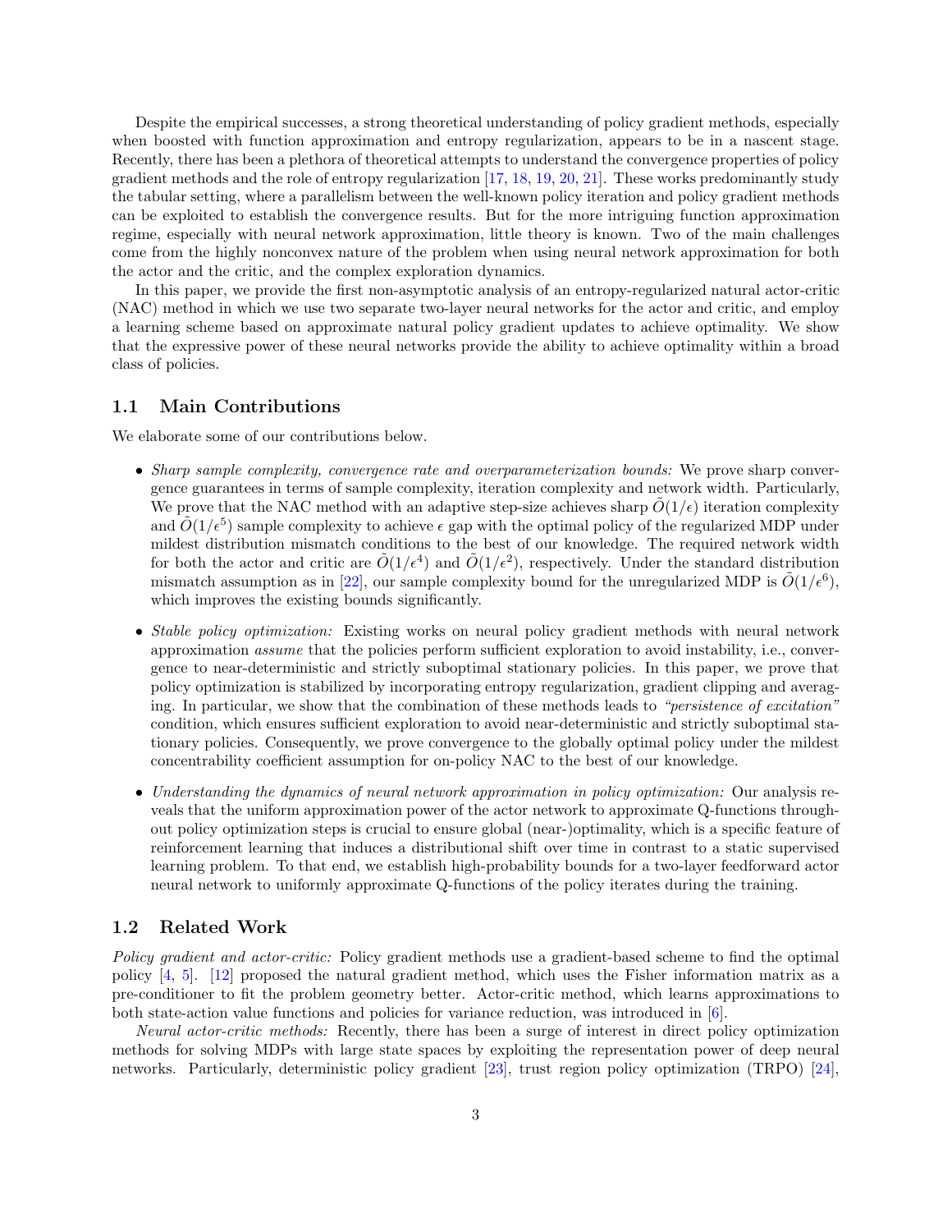Despite the empirical successes, a strong theoretical understanding of policy gradient methods, especially when boosted with function approximation and entropy regularization, appears to be in a nascent stage. Recently, there has been a plethora of theoretical attempts to understand the convergence properties of policy gradient methods and the role of entropy regularization [17, 18, 19, 20, 21]. These works predominantly study the tabular setting, where a parallelism between the well-known policy iteration and policy gradient methods can be exploited to establish the convergence results. But for the more intriguing function approximation regime, especially with neural network approximation, little theory is known. Two of the main challenges come from the highly nonconvex nature of the problem when using neural network approximation for both the actor and the critic, and the complex exploration dynamics.

In this paper, we provide the first non-asymptotic analysis of an entropy-regularized natural actor-critic (NAC) method in which we use two separate two-layer neural networks for the actor and critic, and employ a learning scheme based on approximate natural policy gradient updates to achieve optimality. We show that the expressive power of these neural networks provide the ability to achieve optimality within a broad class of policies.

## 1.1 Main Contributions

We elaborate some of our contributions below.

- *Sharp sample complexity, convergence rate and overparameterization bounds:* We prove sharp convergence guarantees in terms of sample complexity, iteration complexity and network width. Particularly, We prove that the NAC method with an adaptive step-size achieves sharp $\tilde{O}(1/\epsilon)$ iteration complexity and $\tilde{O}(1/\epsilon^5)$ sample complexity to achieve $\epsilon$ gap with the optimal policy of the regularized MDP under mildest distribution mismatch conditions to the best of our knowledge. The required network width for both the actor and critic are $\tilde{O}(1/\epsilon^4)$ and $\tilde{O}(1/\epsilon^2)$, respectively. Under the standard distribution mismatch assumption as in [22], our sample complexity bound for the unregularized MDP is $\tilde{O}(1/\epsilon^6)$, which improves the existing bounds significantly.
- *Stable policy optimization:* Existing works on neural policy gradient methods with neural network approximation *assume* that the policies perform sufficient exploration to avoid instability, i.e., convergence to near-deterministic and strictly suboptimal stationary policies. In this paper, we prove that policy optimization is stabilized by incorporating entropy regularization, gradient clipping and averaging. In particular, we show that the combination of these methods leads to *"persistence of excitation"* condition, which ensures sufficient exploration to avoid near-deterministic and strictly suboptimal stationary policies. Consequently, we prove convergence to the globally optimal policy under the mildest concentrability coefficient assumption for on-policy NAC to the best of our knowledge.
- *Understanding the dynamics of neural network approximation in policy optimization:* Our analysis reveals that the uniform approximation power of the actor network to approximate Q-functions throughout policy optimization steps is crucial to ensure global (near-)optimality, which is a specific feature of reinforcement learning that induces a distributional shift over time in contrast to a static supervised learning problem. To that end, we establish high-probability bounds for a two-layer feedforward actor neural network to uniformly approximate Q-functions of the policy iterates during the training.

## 1.2 Related Work

*Policy gradient and actor-critic:* Policy gradient methods use a gradient-based scheme to find the optimal policy [4, 5]. [12] proposed the natural gradient method, which uses the Fisher information matrix as a pre-conditioner to fit the problem geometry better. Actor-critic method, which learns approximations to both state-action value functions and policies for variance reduction, was introduced in [6].

*Neural actor-critic methods:* Recently, there has been a surge of interest in direct policy optimization methods for solving MDPs with large state spaces by exploiting the representation power of deep neural networks. Particularly, deterministic policy gradient [23], trust region policy optimization (TRPO) [24],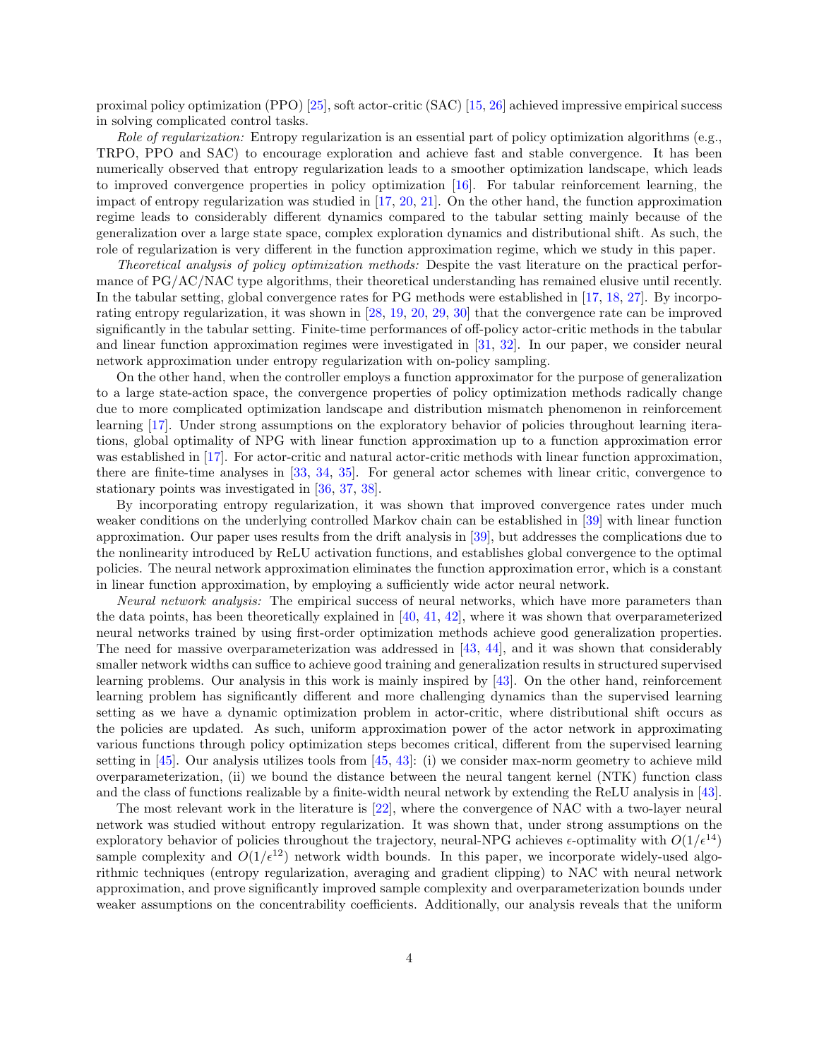proximal policy optimization (PPO) [25], soft actor-critic (SAC) [15, 26] achieved impressive empirical success in solving complicated control tasks.

*Role of regularization:* Entropy regularization is an essential part of policy optimization algorithms (e.g., TRPO, PPO and SAC) to encourage exploration and achieve fast and stable convergence. It has been numerically observed that entropy regularization leads to a smoother optimization landscape, which leads to improved convergence properties in policy optimization [16]. For tabular reinforcement learning, the impact of entropy regularization was studied in [17, 20, 21]. On the other hand, the function approximation regime leads to considerably different dynamics compared to the tabular setting mainly because of the generalization over a large state space, complex exploration dynamics and distributional shift. As such, the role of regularization is very different in the function approximation regime, which we study in this paper.

*Theoretical analysis of policy optimization methods:* Despite the vast literature on the practical performance of PG/AC/NAC type algorithms, their theoretical understanding has remained elusive until recently. In the tabular setting, global convergence rates for PG methods were established in [17, 18, 27]. By incorporating entropy regularization, it was shown in [28, 19, 20, 29, 30] that the convergence rate can be improved significantly in the tabular setting. Finite-time performances of off-policy actor-critic methods in the tabular and linear function approximation regimes were investigated in [31, 32]. In our paper, we consider neural network approximation under entropy regularization with on-policy sampling.

On the other hand, when the controller employs a function approximator for the purpose of generalization to a large state-action space, the convergence properties of policy optimization methods radically change due to more complicated optimization landscape and distribution mismatch phenomenon in reinforcement learning [17]. Under strong assumptions on the exploratory behavior of policies throughout learning iterations, global optimality of NPG with linear function approximation up to a function approximation error was established in [17]. For actor-critic and natural actor-critic methods with linear function approximation, there are finite-time analyses in [33, 34, 35]. For general actor schemes with linear critic, convergence to stationary points was investigated in [36, 37, 38].

By incorporating entropy regularization, it was shown that improved convergence rates under much weaker conditions on the underlying controlled Markov chain can be established in [39] with linear function approximation. Our paper uses results from the drift analysis in [39], but addresses the complications due to the nonlinearity introduced by ReLU activation functions, and establishes global convergence to the optimal policies. The neural network approximation eliminates the function approximation error, which is a constant in linear function approximation, by employing a sufficiently wide actor neural network.

*Neural network analysis:* The empirical success of neural networks, which have more parameters than the data points, has been theoretically explained in [40, 41, 42], where it was shown that overparameterized neural networks trained by using first-order optimization methods achieve good generalization properties. The need for massive overparameterization was addressed in [43, 44], and it was shown that considerably smaller network widths can suffice to achieve good training and generalization results in structured supervised learning problems. Our analysis in this work is mainly inspired by [43]. On the other hand, reinforcement learning problem has significantly different and more challenging dynamics than the supervised learning setting as we have a dynamic optimization problem in actor-critic, where distributional shift occurs as the policies are updated. As such, uniform approximation power of the actor network in approximating various functions through policy optimization steps becomes critical, different from the supervised learning setting in [45]. Our analysis utilizes tools from [45, 43]: (i) we consider max-norm geometry to achieve mild overparameterization, (ii) we bound the distance between the neural tangent kernel (NTK) function class and the class of functions realizable by a finite-width neural network by extending the ReLU analysis in [43].

The most relevant work in the literature is [22], where the convergence of NAC with a two-layer neural network was studied without entropy regularization. It was shown that, under strong assumptions on the exploratory behavior of policies throughout the trajectory, neural-NPG achieves $\epsilon$-optimality with $O(1/\epsilon^{14})$ sample complexity and $O(1/\epsilon^{12})$ network width bounds. In this paper, we incorporate widely-used algorithmic techniques (entropy regularization, averaging and gradient clipping) to NAC with neural network approximation, and prove significantly improved sample complexity and overparameterization bounds under weaker assumptions on the concentrability coefficients. Additionally, our analysis reveals that the uniform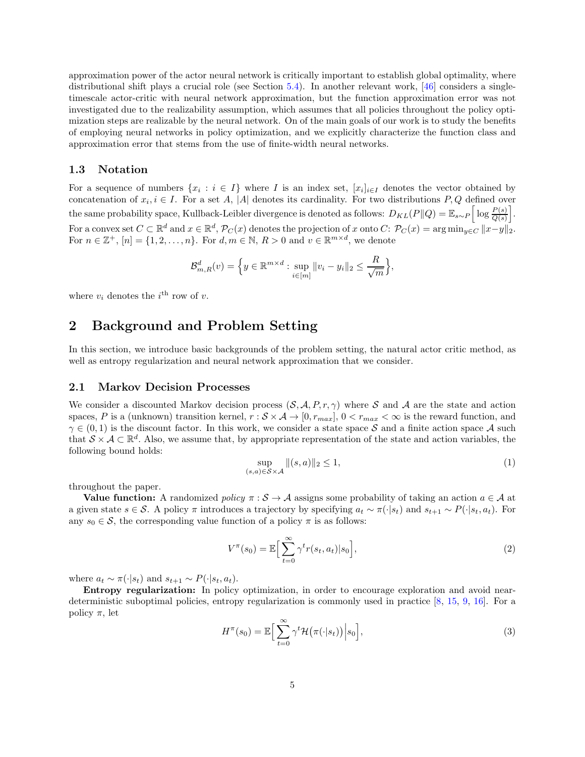approximation power of the actor neural network is critically important to establish global optimality, where distributional shift plays a crucial role (see Section 5.4). In another relevant work, [46] considers a single-timescale actor-critic with neural network approximation, but the function approximation error was not investigated due to the realizability assumption, which assumes that all policies throughout the policy optimization steps are realizable by the neural network. On of the main goals of our work is to study the benefits of employing neural networks in policy optimization, and we explicitly characterize the function class and approximation error that stems from the use of finite-width neural networks.

### 1.3 Notation

For a sequence of numbers $\{x_i : i \in I\}$ where $I$ is an index set, $[x_i]_{i\in I}$ denotes the vector obtained by concatenation of $x_i, i \in I$. For a set $A$, $|A|$ denotes its cardinality. For two distributions $P, Q$ defined over the same probability space, Kullback-Leibler divergence is denoted as follows: $D_{KL}(P\|Q) = \mathbb{E}_{s\sim P}\Big[\log \frac{P(s)}{Q(s)}\Big]$. For a convex set $C \subset \mathbb{R}^d$ and $x \in \mathbb{R}^d$, $\mathcal{P}_C(x)$ denotes the projection of $x$ onto $C$: $\mathcal{P}_C(x) = \arg\min_{y\in C} \|x-y\|_2$. For $n \in \mathbb{Z}^+$, $[n] = \{1, 2, \ldots, n\}$. For $d, m \in \mathbb{N}$, $R > 0$ and $v \in \mathbb{R}^{m\times d}$, we denote

$$\mathcal{B}^d_{m,R}(v) = \Big\{y \in \mathbb{R}^{m\times d} : \sup_{i\in[m]} \|v_i - y_i\|_2 \leq \frac{R}{\sqrt{m}}\Big\},$$

where $v_i$ denotes the $i^{\text{th}}$ row of $v$.

## 2 Background and Problem Setting

In this section, we introduce basic backgrounds of the problem setting, the natural actor critic method, as well as entropy regularization and neural network approximation that we consider.

### 2.1 Markov Decision Processes

We consider a discounted Markov decision process $(\mathcal{S}, \mathcal{A}, P, r, \gamma)$ where $\mathcal{S}$ and $\mathcal{A}$ are the state and action spaces, $P$ is a (unknown) transition kernel, $r : \mathcal{S} \times \mathcal{A} \to [0, r_{max}]$, $0 < r_{max} < \infty$ is the reward function, and $\gamma \in (0, 1)$ is the discount factor. In this work, we consider a state space $\mathcal{S}$ and a finite action space $\mathcal{A}$ such that $\mathcal{S} \times \mathcal{A} \subset \mathbb{R}^d$. Also, we assume that, by appropriate representation of the state and action variables, the following bound holds:

$$\sup_{(s,a)\in\mathcal{S}\times\mathcal{A}} \|(s, a)\|_2 \leq 1, \tag{1}$$

throughout the paper.

**Value function:** A randomized *policy* $\pi : \mathcal{S} \to \mathcal{A}$ assigns some probability of taking an action $a \in \mathcal{A}$ at a given state $s \in \mathcal{S}$. A policy $\pi$ introduces a trajectory by specifying $a_t \sim \pi(\cdot|s_t)$ and $s_{t+1} \sim P(\cdot|s_t, a_t)$. For any $s_0 \in \mathcal{S}$, the corresponding value function of a policy $\pi$ is as follows:

$$V^\pi(s_0) = \mathbb{E}\Big[\sum_{t=0}^{\infty} \gamma^t r(s_t, a_t)|s_0\Big], \tag{2}$$

where $a_t \sim \pi(\cdot|s_t)$ and $s_{t+1} \sim P(\cdot|s_t, a_t)$.

**Entropy regularization:** In policy optimization, in order to encourage exploration and avoid near-deterministic suboptimal policies, entropy regularization is commonly used in practice [8, 15, 9, 16]. For a policy $\pi$, let

$$H^\pi(s_0) = \mathbb{E}\Big[\sum_{t=0}^{\infty} \gamma^t \mathcal{H}\big(\pi(\cdot|s_t)\big)\Big|s_0\Big], \tag{3}$$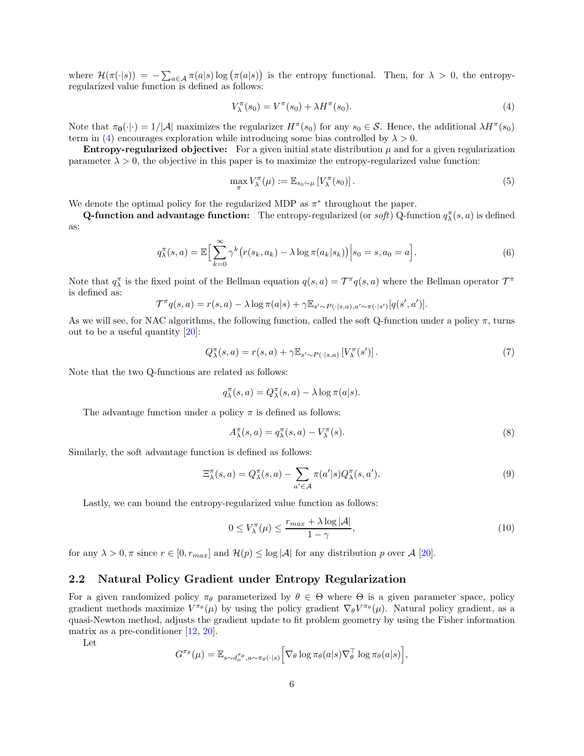where $\mathcal{H}(\pi(\cdot|s)) = -\sum_{a\in\mathcal{A}} \pi(a|s)\log\big(\pi(a|s)\big)$ is the entropy functional. Then, for $\lambda > 0$, the entropy-regularized value function is defined as follows:

$$V_\lambda^\pi(s_0) = V^\pi(s_0) + \lambda H^\pi(s_0). \tag{4}$$

Note that $\pi_{\mathbf{0}}(\cdot|\cdot) = 1/|\mathcal{A}|$ maximizes the regularizer $H^\pi(s_0)$ for any $s_0 \in \mathcal{S}$. Hence, the additional $\lambda H^\pi(s_0)$ term in (4) encourages exploration while introducing some bias controlled by $\lambda > 0$.

**Entropy-regularized objective:** For a given initial state distribution $\mu$ and for a given regularization parameter $\lambda > 0$, the objective in this paper is to maximize the entropy-regularized value function:

$$\max_\pi V_\lambda^\pi(\mu) := \mathbb{E}_{s_0\sim\mu}\left[V_\lambda^\pi(s_0)\right]. \tag{5}$$

We denote the optimal policy for the regularized MDP as $\pi^*$ throughout the paper.

**Q-function and advantage function:** The entropy-regularized (or *soft*) Q-function $q_\lambda^\pi(s,a)$ is defined as:

$$q_\lambda^\pi(s,a) = \mathbb{E}\Big[\sum_{k=0}^\infty \gamma^k\big(r(s_k,a_k) - \lambda\log\pi(a_k|s_k)\big)\Big|s_0 = s, a_0 = a\Big]. \tag{6}$$

Note that $q_\lambda^\pi$ is the fixed point of the Bellman equation $q(s,a) = \mathcal{T}^\pi q(s,a)$ where the Bellman operator $\mathcal{T}^\pi$ is defined as:

$$\mathcal{T}^\pi q(s,a) = r(s,a) - \lambda\log\pi(a|s) + \gamma\mathbb{E}_{s'\sim P(\cdot|s,a),a'\sim\pi(\cdot|s')}[q(s',a')].$$

As we will see, for NAC algorithms, the following function, called the soft Q-function under a policy $\pi$, turns out to be a useful quantity [20]:

$$Q_\lambda^\pi(s,a) = r(s,a) + \gamma\mathbb{E}_{s'\sim P(\cdot|s,a)}\left[V_\lambda^\pi(s')\right]. \tag{7}$$

Note that the two Q-functions are related as follows:

$$q_\lambda^\pi(s,a) = Q_\lambda^\pi(s,a) - \lambda\log\pi(a|s).$$

The advantage function under a policy $\pi$ is defined as follows:

$$A_\lambda^\pi(s,a) = q_\lambda^\pi(s,a) - V_\lambda^\pi(s). \tag{8}$$

Similarly, the soft advantage function is defined as follows:

$$\Xi_\lambda^\pi(s,a) = Q_\lambda^\pi(s,a) - \sum_{a'\in\mathcal{A}}\pi(a'|s)Q_\lambda^\pi(s,a'). \tag{9}$$

Lastly, we can bound the entropy-regularized value function as follows:

$$0 \leq V_\lambda^\pi(\mu) \leq \frac{r_{max} + \lambda\log|\mathcal{A}|}{1-\gamma}, \tag{10}$$

for any $\lambda > 0, \pi$ since $r \in [0, r_{max}]$ and $\mathcal{H}(p) \leq \log|\mathcal{A}|$ for any distribution $p$ over $\mathcal{A}$ [20].

## 2.2 Natural Policy Gradient under Entropy Regularization

For a given randomized policy $\pi_\theta$ parameterized by $\theta \in \Theta$ where $\Theta$ is a given parameter space, policy gradient methods maximize $V^{\pi_\theta}(\mu)$ by using the policy gradient $\nabla_\theta V^{\pi_\theta}(\mu)$. Natural policy gradient, as a quasi-Newton method, adjusts the gradient update to fit problem geometry by using the Fisher information matrix as a pre-conditioner [12, 20].

Let

$$G^{\pi_\theta}(\mu) = \mathbb{E}_{s\sim d_\mu^{\pi_\theta}, a\sim\pi_\theta(\cdot|s)}\Big[\nabla_\theta\log\pi_\theta(a|s)\nabla_\theta^\top\log\pi_\theta(a|s)\Big],$$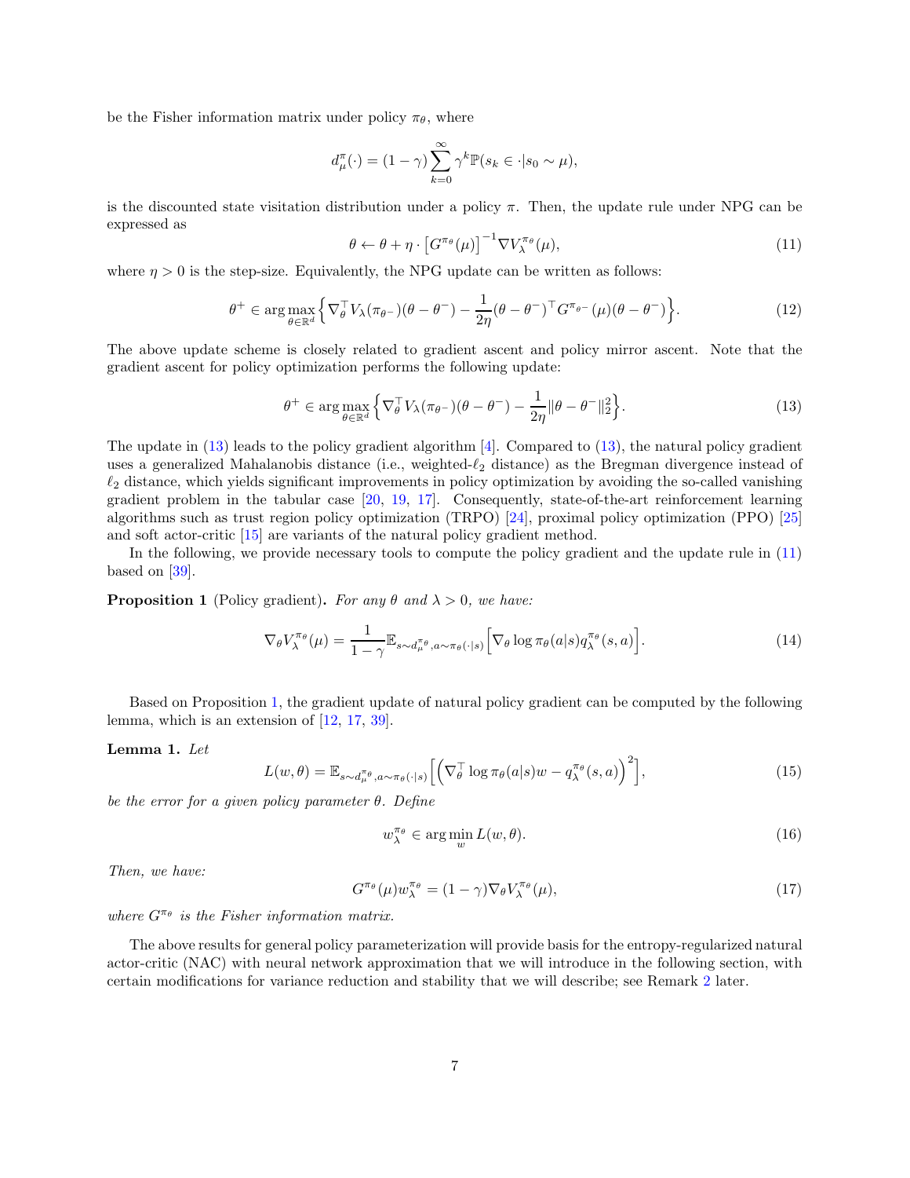be the Fisher information matrix under policy $\pi_\theta$, where

$$d_\mu^\pi(\cdot) = (1-\gamma)\sum_{k=0}^{\infty}\gamma^k \mathbb{P}(s_k \in \cdot | s_0 \sim \mu),$$

is the discounted state visitation distribution under a policy $\pi$. Then, the update rule under NPG can be expressed as

$$\theta \leftarrow \theta + \eta \cdot \left[G^{\pi_\theta}(\mu)\right]^{-1} \nabla V_\lambda^{\pi_\theta}(\mu), \tag{11}$$

where $\eta > 0$ is the step-size. Equivalently, the NPG update can be written as follows:

$$\theta^+ \in \arg\max_{\theta \in \mathbb{R}^d} \Big\{ \nabla_\theta^\top V_\lambda(\pi_{\theta^-})(\theta - \theta^-) - \frac{1}{2\eta}(\theta - \theta^-)^\top G^{\pi_{\theta^-}}(\mu)(\theta - \theta^-) \Big\}. \tag{12}$$

The above update scheme is closely related to gradient ascent and policy mirror ascent. Note that the gradient ascent for policy optimization performs the following update:

$$\theta^+ \in \arg\max_{\theta \in \mathbb{R}^d} \Big\{ \nabla_\theta^\top V_\lambda(\pi_{\theta^-})(\theta - \theta^-) - \frac{1}{2\eta}\|\theta - \theta^-\|_2^2 \Big\}. \tag{13}$$

The update in (13) leads to the policy gradient algorithm [4]. Compared to (13), the natural policy gradient uses a generalized Mahalanobis distance (i.e., weighted-$\ell_2$ distance) as the Bregman divergence instead of $\ell_2$ distance, which yields significant improvements in policy optimization by avoiding the so-called vanishing gradient problem in the tabular case [20, 19, 17]. Consequently, state-of-the-art reinforcement learning algorithms such as trust region policy optimization (TRPO) [24], proximal policy optimization (PPO) [25] and soft actor-critic [15] are variants of the natural policy gradient method.

In the following, we provide necessary tools to compute the policy gradient and the update rule in (11) based on [39].

**Proposition 1** (Policy gradient)**.** *For any $\theta$ and $\lambda > 0$, we have:*

$$\nabla_\theta V_\lambda^{\pi_\theta}(\mu) = \frac{1}{1-\gamma}\mathbb{E}_{s\sim d_\mu^{\pi_\theta}, a\sim\pi_\theta(\cdot|s)}\Big[\nabla_\theta \log \pi_\theta(a|s) q_\lambda^{\pi_\theta}(s,a)\Big]. \tag{14}$$

Based on Proposition 1, the gradient update of natural policy gradient can be computed by the following lemma, which is an extension of [12, 17, 39].

**Lemma 1.** *Let*

$$L(w,\theta) = \mathbb{E}_{s\sim d_\mu^{\pi_\theta}, a\sim\pi_\theta(\cdot|s)}\Big[\Big(\nabla_\theta^\top \log \pi_\theta(a|s) w - q_\lambda^{\pi_\theta}(s,a)\Big)^2\Big], \tag{15}$$

*be the error for a given policy parameter $\theta$. Define*

$$w_\lambda^{\pi_\theta} \in \arg\min_w L(w,\theta). \tag{16}$$

*Then, we have:*

$$G^{\pi_\theta}(\mu) w_\lambda^{\pi_\theta} = (1-\gamma)\nabla_\theta V_\lambda^{\pi_\theta}(\mu), \tag{17}$$

*where $G^{\pi_\theta}$ is the Fisher information matrix.*

The above results for general policy parameterization will provide basis for the entropy-regularized natural actor-critic (NAC) with neural network approximation that we will introduce in the following section, with certain modifications for variance reduction and stability that we will describe; see Remark 2 later.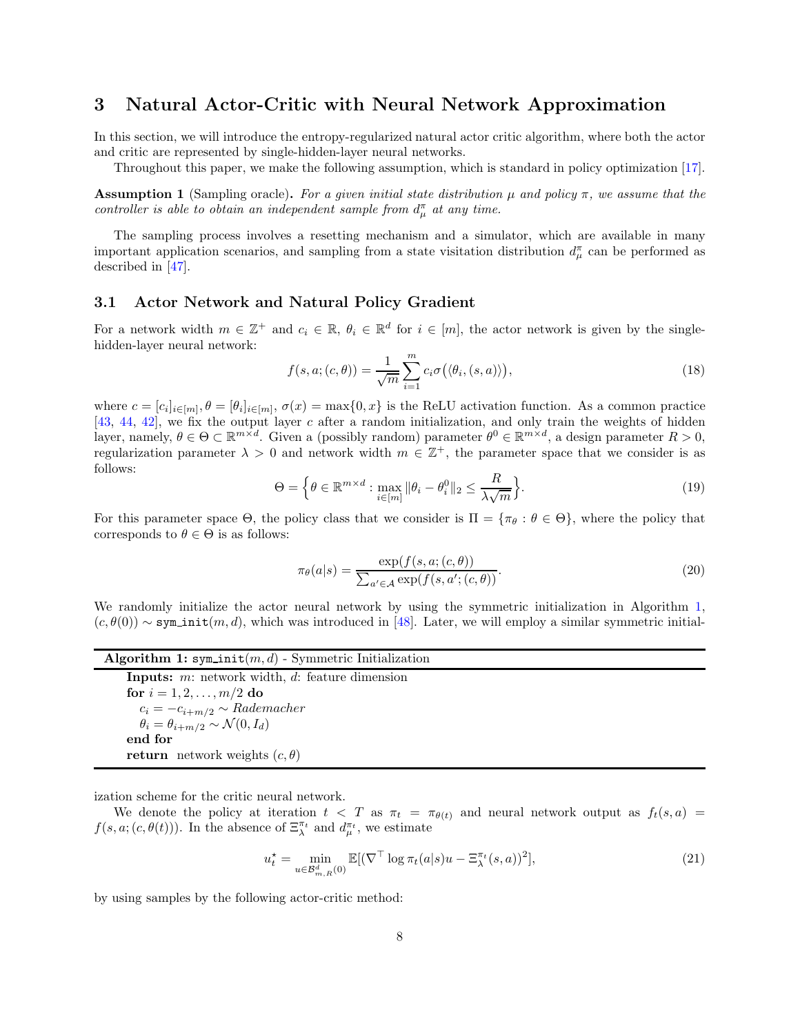# 3 Natural Actor-Critic with Neural Network Approximation

In this section, we will introduce the entropy-regularized natural actor critic algorithm, where both the actor and critic are represented by single-hidden-layer neural networks.

Throughout this paper, we make the following assumption, which is standard in policy optimization [17].

**Assumption 1** (Sampling oracle). *For a given initial state distribution $\mu$ and policy $\pi$, we assume that the controller is able to obtain an independent sample from $d_\mu^\pi$ at any time.*

The sampling process involves a resetting mechanism and a simulator, which are available in many important application scenarios, and sampling from a state visitation distribution $d_\mu^\pi$ can be performed as described in [47].

## 3.1 Actor Network and Natural Policy Gradient

For a network width $m \in \mathbb{Z}^+$ and $c_i \in \mathbb{R}$, $\theta_i \in \mathbb{R}^d$ for $i \in [m]$, the actor network is given by the single-hidden-layer neural network:

$$f(s, a; (c, \theta)) = \frac{1}{\sqrt{m}} \sum_{i=1}^{m} c_i \sigma\big(\langle \theta_i, (s, a)\rangle\big), \tag{18}$$

where $c = [c_i]_{i\in[m]}, \theta = [\theta_i]_{i\in[m]}$, $\sigma(x) = \max\{0, x\}$ is the ReLU activation function. As a common practice [43, 44, 42], we fix the output layer $c$ after a random initialization, and only train the weights of hidden layer, namely, $\theta \in \Theta \subset \mathbb{R}^{m\times d}$. Given a (possibly random) parameter $\theta^0 \in \mathbb{R}^{m\times d}$, a design parameter $R > 0$, regularization parameter $\lambda > 0$ and network width $m \in \mathbb{Z}^+$, the parameter space that we consider is as follows:

$$\Theta = \Big\{\theta \in \mathbb{R}^{m\times d} : \max_{i\in[m]} \|\theta_i - \theta_i^0\|_2 \leq \frac{R}{\lambda\sqrt{m}}\Big\}. \tag{19}$$

For this parameter space $\Theta$, the policy class that we consider is $\Pi = \{\pi_\theta : \theta \in \Theta\}$, where the policy that corresponds to $\theta \in \Theta$ is as follows:

$$\pi_\theta(a|s) = \frac{\exp(f(s, a; (c, \theta))}{\sum_{a'\in\mathcal{A}} \exp(f(s, a'; (c, \theta))}. \tag{20}$$

We randomly initialize the actor neural network by using the symmetric initialization in Algorithm 1, $(c, \theta(0)) \sim$ `sym_init`$(m, d)$, which was introduced in [48]. Later, we will employ a similar symmetric initialization scheme for the critic neural network.

**Algorithm 1:** `sym_init`$(m, d)$ - Symmetric Initialization

```
Inputs: m: network width, d: feature dimension
for i = 1, 2, ..., m/2 do
    c_i = -c_{i+m/2} ~ Rademacher
    θ_i = θ_{i+m/2} ~ N(0, I_d)
end for
return network weights (c, θ)
```

We denote the policy at iteration $t < T$ as $\pi_t = \pi_{\theta(t)}$ and neural network output as $f_t(s, a) = f(s, a; (c, \theta(t)))$. In the absence of $\Xi_\lambda^{\pi_t}$ and $d_\mu^{\pi_t}$, we estimate

$$u_t^\star = \min_{u\in\mathcal{B}_{m,R}^d(0)} \mathbb{E}[(\nabla^\top \log \pi_t(a|s)u - \Xi_\lambda^{\pi_t}(s, a))^2], \tag{21}$$

by using samples by the following actor-critic method: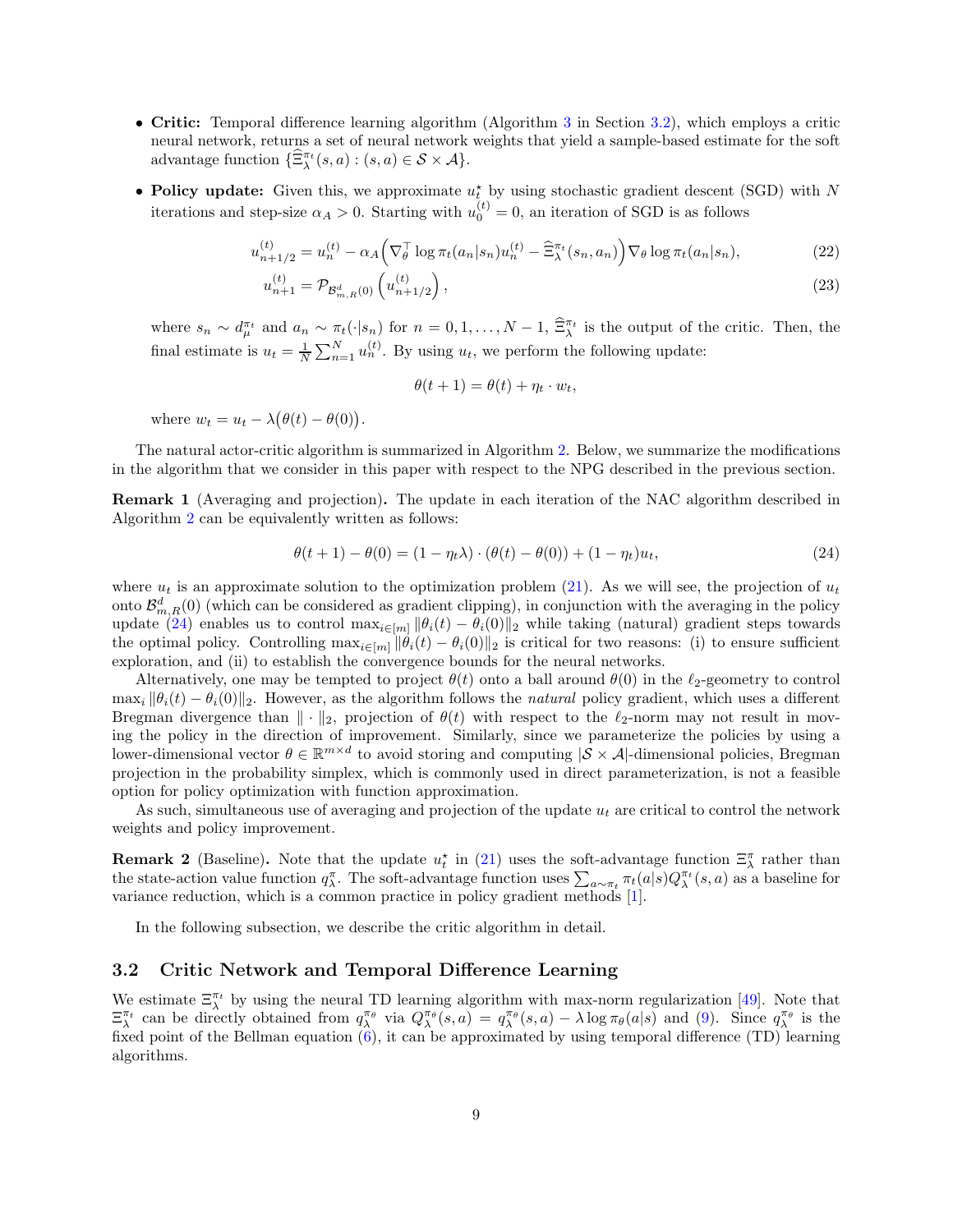- **Critic:** Temporal difference learning algorithm (Algorithm 3 in Section 3.2), which employs a critic neural network, returns a set of neural network weights that yield a sample-based estimate for the soft advantage function $\{\widehat{\Xi}_\lambda^{\pi_t}(s,a) : (s,a) \in \mathcal{S} \times \mathcal{A}\}$.
- **Policy update:** Given this, we approximate $u_t^\star$ by using stochastic gradient descent (SGD) with $N$ iterations and step-size $\alpha_A > 0$. Starting with $u_0^{(t)} = 0$, an iteration of SGD is as follows

$$u_{n+1/2}^{(t)} = u_n^{(t)} - \alpha_A \Big( \nabla_\theta^\top \log \pi_t(a_n|s_n) u_n^{(t)} - \widehat{\Xi}_\lambda^{\pi_t}(s_n, a_n) \Big) \nabla_\theta \log \pi_t(a_n|s_n), \tag{22}$$

$$u_{n+1}^{(t)} = \mathcal{P}_{\mathcal{B}_{m,R}^d(0)} \left( u_{n+1/2}^{(t)} \right), \tag{23}$$

where $s_n \sim d_\mu^{\pi_t}$ and $a_n \sim \pi_t(\cdot|s_n)$ for $n = 0, 1, \ldots, N-1$, $\widehat{\Xi}_\lambda^{\pi_t}$ is the output of the critic. Then, the final estimate is $u_t = \frac{1}{N} \sum_{n=1}^{N} u_n^{(t)}$. By using $u_t$, we perform the following update:

$$\theta(t+1) = \theta(t) + \eta_t \cdot w_t,$$

where $w_t = u_t - \lambda\big(\theta(t) - \theta(0)\big)$.

The natural actor-critic algorithm is summarized in Algorithm 2. Below, we summarize the modifications in the algorithm that we consider in this paper with respect to the NPG described in the previous section.

**Remark 1** (Averaging and projection)**.** The update in each iteration of the NAC algorithm described in Algorithm 2 can be equivalently written as follows:

$$\theta(t+1) - \theta(0) = (1 - \eta_t \lambda) \cdot (\theta(t) - \theta(0)) + (1 - \eta_t) u_t, \tag{24}$$

where $u_t$ is an approximate solution to the optimization problem (21). As we will see, the projection of $u_t$ onto $\mathcal{B}_{m,R}^d(0)$ (which can be considered as gradient clipping), in conjunction with the averaging in the policy update (24) enables us to control $\max_{i \in [m]} \|\theta_i(t) - \theta_i(0)\|_2$ while taking (natural) gradient steps towards the optimal policy. Controlling $\max_{i \in [m]} \|\theta_i(t) - \theta_i(0)\|_2$ is critical for two reasons: (i) to ensure sufficient exploration, and (ii) to establish the convergence bounds for the neural networks.

Alternatively, one may be tempted to project $\theta(t)$ onto a ball around $\theta(0)$ in the $\ell_2$-geometry to control $\max_i \|\theta_i(t) - \theta_i(0)\|_2$. However, as the algorithm follows the *natural* policy gradient, which uses a different Bregman divergence than $\|\cdot\|_2$, projection of $\theta(t)$ with respect to the $\ell_2$-norm may not result in moving the policy in the direction of improvement. Similarly, since we parameterize the policies by using a lower-dimensional vector $\theta \in \mathbb{R}^{m \times d}$ to avoid storing and computing $|\mathcal{S} \times \mathcal{A}|$-dimensional policies, Bregman projection in the probability simplex, which is commonly used in direct parameterization, is not a feasible option for policy optimization with function approximation.

As such, simultaneous use of averaging and projection of the update $u_t$ are critical to control the network weights and policy improvement.

**Remark 2** (Baseline)**.** Note that the update $u_t^\star$ in (21) uses the soft-advantage function $\Xi_\lambda^\pi$ rather than the state-action value function $q_\lambda^\pi$. The soft-advantage function uses $\sum_{a \sim \pi_t} \pi_t(a|s) Q_\lambda^{\pi_t}(s,a)$ as a baseline for variance reduction, which is a common practice in policy gradient methods [1].

In the following subsection, we describe the critic algorithm in detail.

## 3.2 Critic Network and Temporal Difference Learning

We estimate $\Xi_\lambda^{\pi_t}$ by using the neural TD learning algorithm with max-norm regularization [49]. Note that $\Xi_\lambda^{\pi_t}$ can be directly obtained from $q_\lambda^{\pi_\theta}$ via $Q_\lambda^{\pi_\theta}(s,a) = q_\lambda^{\pi_\theta}(s,a) - \lambda \log \pi_\theta(a|s)$ and (9). Since $q_\lambda^{\pi_\theta}$ is the fixed point of the Bellman equation (6), it can be approximated by using temporal difference (TD) learning algorithms.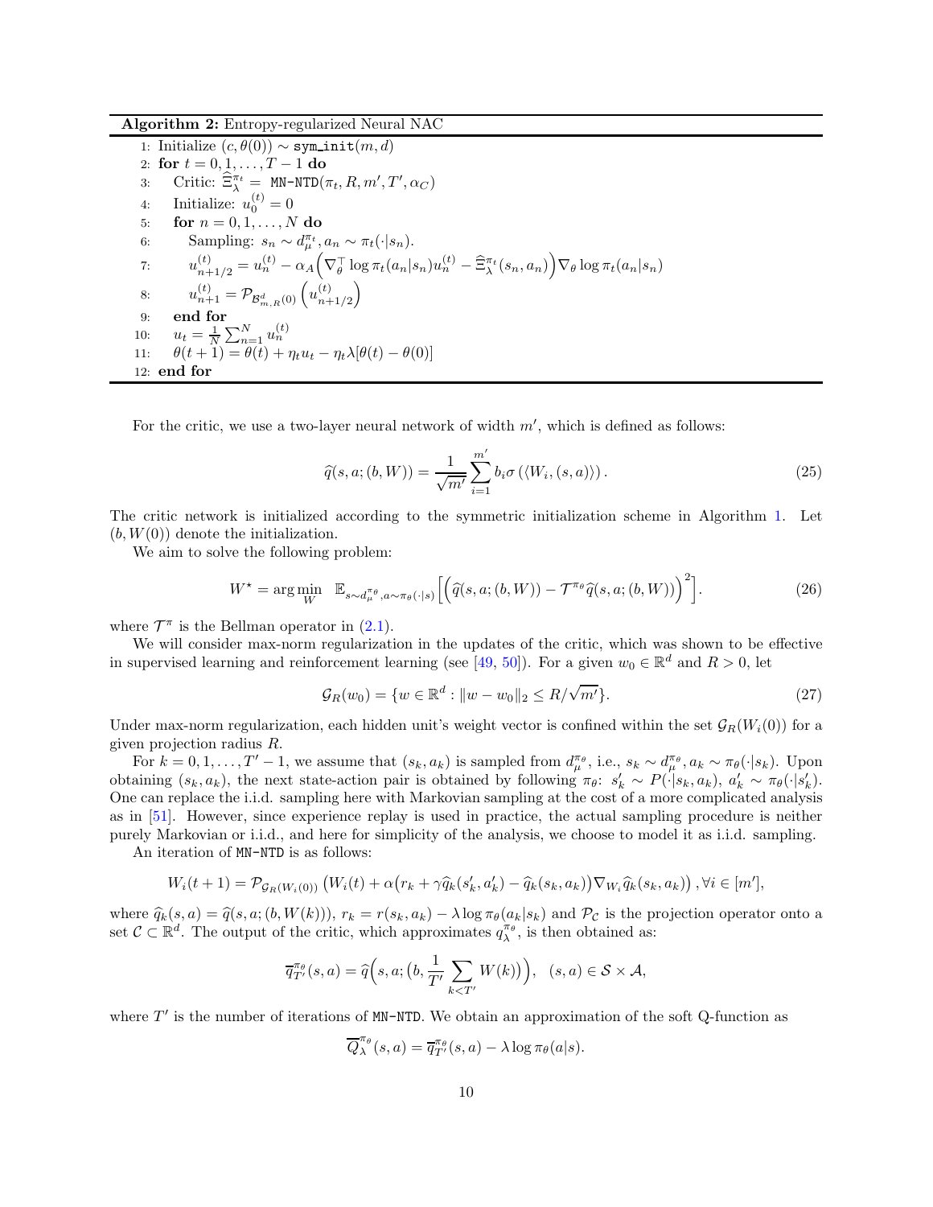**Algorithm 2:** Entropy-regularized Neural NAC

```
1: Initialize (c, θ(0)) ~ sym_init(m, d)
2: for t = 0, 1, ..., T − 1 do
3:    Critic: Ξ̂_λ^{π_t} = MN-NTD(π_t, R, m', T', α_C)
4:    Initialize: u_0^{(t)} = 0
5:    for n = 0, 1, ..., N do
6:       Sampling: s_n ~ d_μ^{π_t}, a_n ~ π_t(·|s_n).
7:       u_{n+1/2}^{(t)} = u_n^{(t)} − α_A (∇_θ^T log π_t(a_n|s_n) u_n^{(t)} − Ξ̂_λ^{π_t}(s_n, a_n)) ∇_θ log π_t(a_n|s_n)
8:       u_{n+1}^{(t)} = P_{B^d_{m,R}(0)} (u_{n+1/2}^{(t)})
9:    end for
10:   u_t = (1/N) Σ_{n=1}^{N} u_n^{(t)}
11:   θ(t + 1) = θ(t) + η_t u_t − η_t λ[θ(t) − θ(0)]
12: end for
```

For the critic, we use a two-layer neural network of width $m'$, which is defined as follows:

$$\widehat{q}(s,a;(b,W)) = \frac{1}{\sqrt{m'}}\sum_{i=1}^{m'} b_i \sigma\left(\langle W_i, (s,a)\rangle\right). \tag{25}$$

The critic network is initialized according to the symmetric initialization scheme in Algorithm 1. Let $(b, W(0))$ denote the initialization.

We aim to solve the following problem:

$$W^\star = \arg\min_W \ \mathbb{E}_{s\sim d_\mu^{\pi_\theta}, a\sim\pi_\theta(\cdot|s)}\Big[\Big(\widehat{q}(s,a;(b,W)) - \mathcal{T}^{\pi_\theta}\widehat{q}(s,a;(b,W))\Big)^2\Big]. \tag{26}$$

where $\mathcal{T}^\pi$ is the Bellman operator in (2.1).

We will consider max-norm regularization in the updates of the critic, which was shown to be effective in supervised learning and reinforcement learning (see [49, 50]). For a given $w_0 \in \mathbb{R}^d$ and $R > 0$, let

$$\mathcal{G}_R(w_0) = \{w \in \mathbb{R}^d : \|w - w_0\|_2 \leq R/\sqrt{m'}\}. \tag{27}$$

Under max-norm regularization, each hidden unit's weight vector is confined within the set $\mathcal{G}_R(W_i(0))$ for a given projection radius $R$.

For $k = 0, 1, \ldots, T' - 1$, we assume that $(s_k, a_k)$ is sampled from $d_\mu^{\pi_\theta}$, i.e., $s_k \sim d_\mu^{\pi_\theta}, a_k \sim \pi_\theta(\cdot|s_k)$. Upon obtaining $(s_k, a_k)$, the next state-action pair is obtained by following $\pi_\theta$: $s'_k \sim P(\cdot|s_k, a_k)$, $a'_k \sim \pi_\theta(\cdot|s'_k)$. One can replace the i.i.d. sampling here with Markovian sampling at the cost of a more complicated analysis as in [51]. However, since experience replay is used in practice, the actual sampling procedure is neither purely Markovian or i.i.d., and here for simplicity of the analysis, we choose to model it as i.i.d. sampling.

An iteration of MN-NTD is as follows:

$$W_i(t+1) = \mathcal{P}_{\mathcal{G}_R(W_i(0))}\left(W_i(t) + \alpha\big(r_k + \gamma\widehat{q}_k(s'_k, a'_k) - \widehat{q}_k(s_k, a_k)\big)\nabla_{W_i}\widehat{q}_k(s_k, a_k)\right), \forall i \in [m'],$$

where $\widehat{q}_k(s,a) = \widehat{q}(s,a;(b,W(k)))$, $r_k = r(s_k, a_k) - \lambda\log\pi_\theta(a_k|s_k)$ and $\mathcal{P}_\mathcal{C}$ is the projection operator onto a set $\mathcal{C} \subset \mathbb{R}^d$. The output of the critic, which approximates $q_\lambda^{\pi_\theta}$, is then obtained as:

$$\overline{q}_{T'}^{\pi_\theta}(s,a) = \widehat{q}\Big(s,a;\big(b, \frac{1}{T'}\sum_{k<T'} W(k)\big)\Big), \quad (s,a) \in \mathcal{S}\times\mathcal{A},$$

where $T'$ is the number of iterations of MN-NTD. We obtain an approximation of the soft Q-function as

$$\overline{Q}_\lambda^{\pi_\theta}(s,a) = \overline{q}_{T'}^{\pi_\theta}(s,a) - \lambda\log\pi_\theta(a|s).$$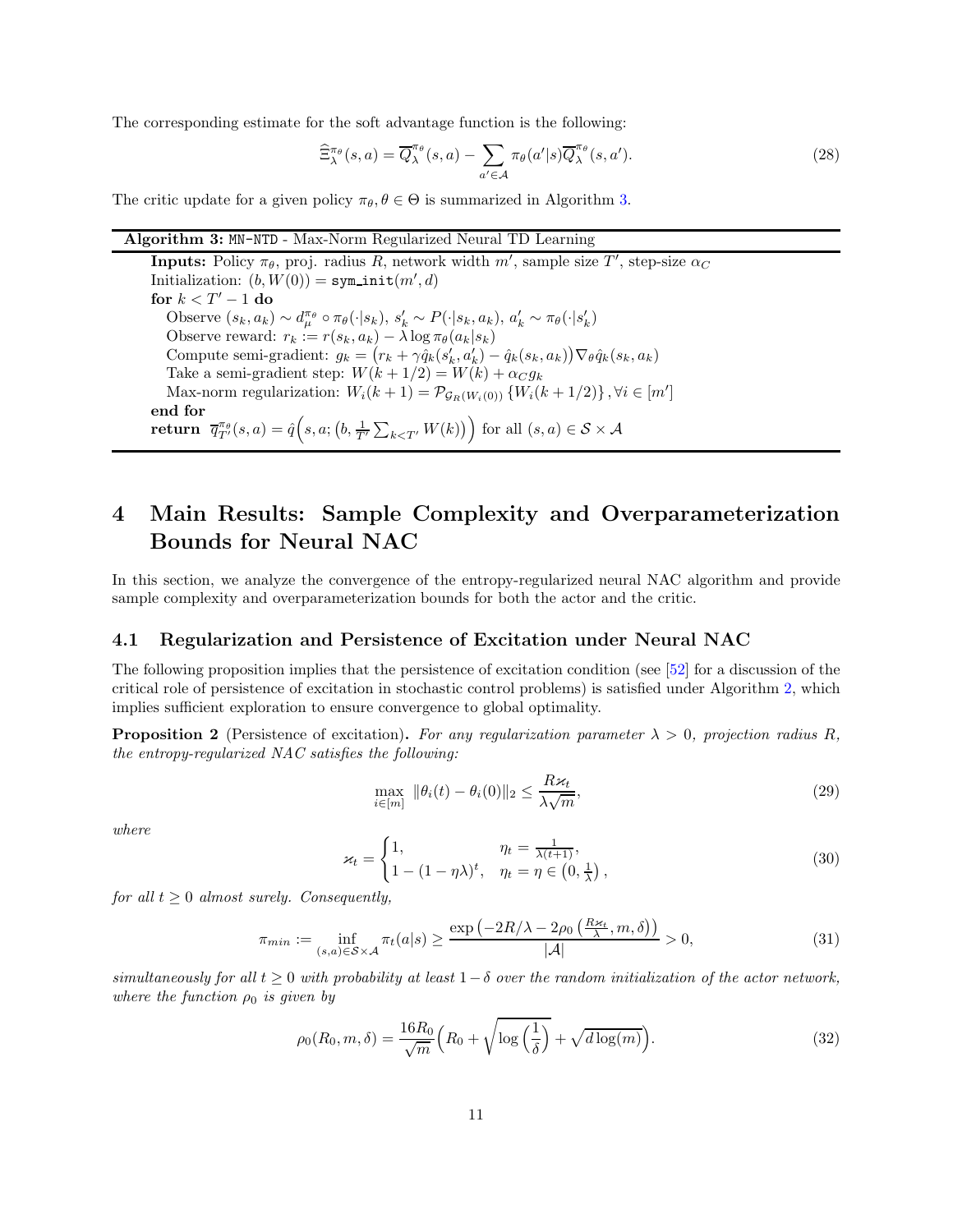The corresponding estimate for the soft advantage function is the following:

$$\widehat{\Xi}_\lambda^{\pi_\theta}(s,a) = \overline{Q}_\lambda^{\pi_\theta}(s,a) - \sum_{a' \in \mathcal{A}} \pi_\theta(a'|s)\overline{Q}_\lambda^{\pi_\theta}(s,a'). \tag{28}$$

The critic update for a given policy $\pi_\theta, \theta \in \Theta$ is summarized in Algorithm 3.

---

**Algorithm 3:** `MN-NTD` - Max-Norm Regularized Neural TD Learning

---

**Inputs:** Policy $\pi_\theta$, proj. radius $R$, network width $m'$, sample size $T'$, step-size $\alpha_C$

Initialization: $(b, W(0)) = \texttt{sym\_init}(m', d)$

**for** $k < T' - 1$ **do**

  Observe $(s_k, a_k) \sim d_\mu^{\pi_\theta} \circ \pi_\theta(\cdot|s_k)$, $s_k' \sim P(\cdot|s_k, a_k)$, $a_k' \sim \pi_\theta(\cdot|s_k')$

  Observe reward: $r_k := r(s_k, a_k) - \lambda \log \pi_\theta(a_k|s_k)$

  Compute semi-gradient: $g_k = \big(r_k + \gamma \hat{q}_k(s_k', a_k') - \hat{q}_k(s_k, a_k)\big)\nabla_\theta \hat{q}_k(s_k, a_k)$

  Take a semi-gradient step: $W(k+1/2) = W(k) + \alpha_C g_k$

  Max-norm regularization: $W_i(k+1) = \mathcal{P}_{\mathcal{G}_R(W_i(0))}\left\{W_i(k+1/2)\right\}, \forall i \in [m']$

**end for**

**return** $\overline{q}_{T'}^{\pi_\theta}(s,a) = \hat{q}\Big(s, a; \big(b, \frac{1}{T'}\sum_{k<T'} W(k)\big)\Big)$ for all $(s,a) \in \mathcal{S} \times \mathcal{A}$

---

# 4 Main Results: Sample Complexity and Overparameterization Bounds for Neural NAC

In this section, we analyze the convergence of the entropy-regularized neural NAC algorithm and provide sample complexity and overparameterization bounds for both the actor and the critic.

## 4.1 Regularization and Persistence of Excitation under Neural NAC

The following proposition implies that the persistence of excitation condition (see [52] for a discussion of the critical role of persistence of excitation in stochastic control problems) is satisfied under Algorithm 2, which implies sufficient exploration to ensure convergence to global optimality.

**Proposition 2** (Persistence of excitation)**.** *For any regularization parameter $\lambda > 0$, projection radius $R$, the entropy-regularized NAC satisfies the following:*

$$\max_{i \in [m]} \|\theta_i(t) - \theta_i(0)\|_2 \leq \frac{R\varkappa_t}{\lambda\sqrt{m}}, \tag{29}$$

*where*

$$\varkappa_t = \begin{cases} 1, & \eta_t = \frac{1}{\lambda(t+1)}, \\ 1 - (1-\eta\lambda)^t, & \eta_t = \eta \in \left(0, \frac{1}{\lambda}\right), \end{cases} \tag{30}$$

*for all $t \geq 0$ almost surely. Consequently,*

$$\pi_{min} := \inf_{(s,a) \in \mathcal{S}\times\mathcal{A}} \pi_t(a|s) \geq \frac{\exp\left(-2R/\lambda - 2\rho_0\left(\frac{R\varkappa_t}{\lambda}, m, \delta\right)\right)}{|\mathcal{A}|} > 0, \tag{31}$$

*simultaneously for all $t \geq 0$ with probability at least $1-\delta$ over the random initialization of the actor network, where the function $\rho_0$ is given by*

$$\rho_0(R_0, m, \delta) = \frac{16R_0}{\sqrt{m}}\Big(R_0 + \sqrt{\log\left(\frac{1}{\delta}\right)} + \sqrt{d\log(m)}\Big). \tag{32}$$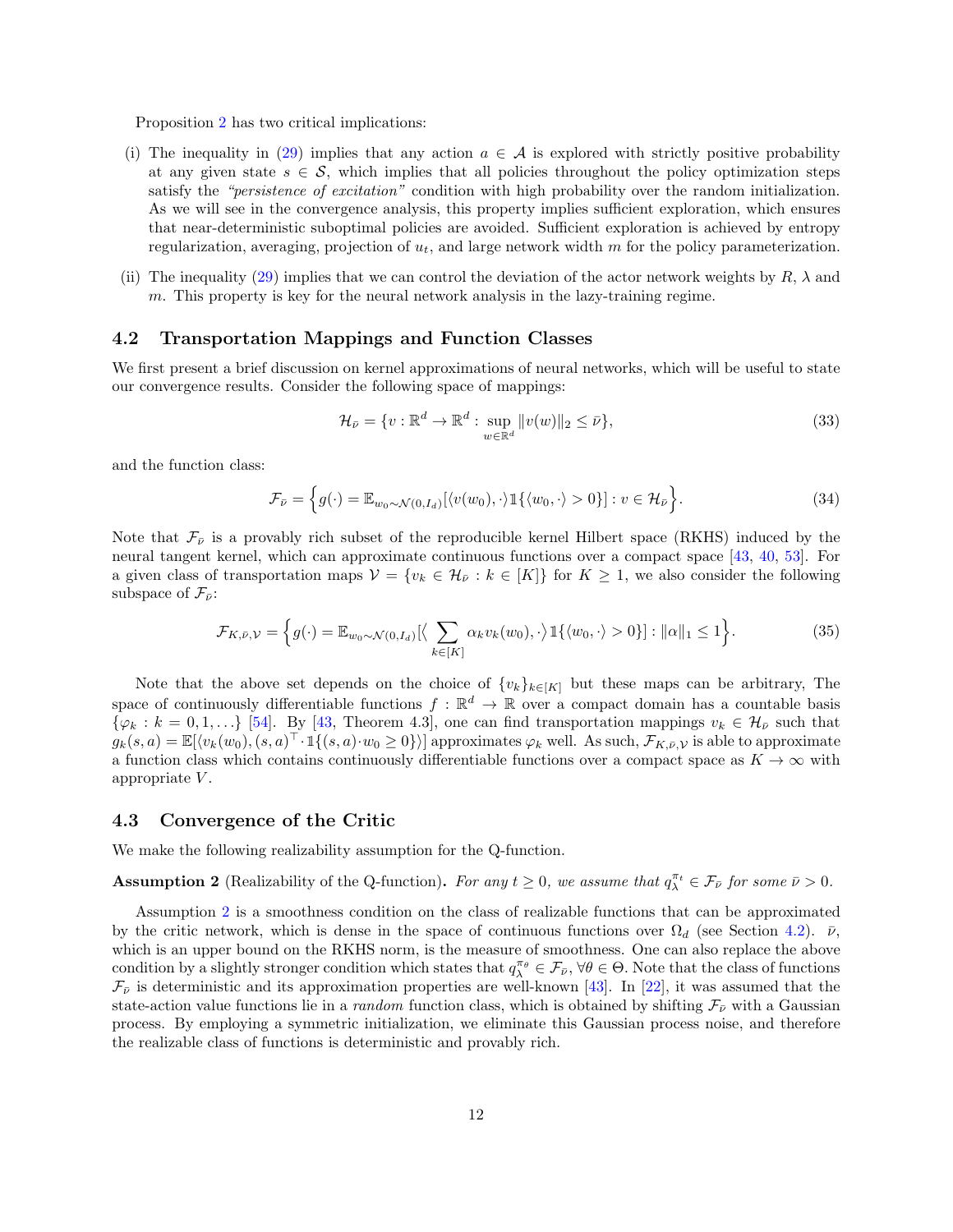Proposition 2 has two critical implications:

(i) The inequality in (29) implies that any action $a \in \mathcal{A}$ is explored with strictly positive probability at any given state $s \in \mathcal{S}$, which implies that all policies throughout the policy optimization steps satisfy the *"persistence of excitation"* condition with high probability over the random initialization. As we will see in the convergence analysis, this property implies sufficient exploration, which ensures that near-deterministic suboptimal policies are avoided. Sufficient exploration is achieved by entropy regularization, averaging, projection of $u_t$, and large network width $m$ for the policy parameterization.

(ii) The inequality (29) implies that we can control the deviation of the actor network weights by $R$, $\lambda$ and $m$. This property is key for the neural network analysis in the lazy-training regime.

### 4.2 Transportation Mappings and Function Classes

We first present a brief discussion on kernel approximations of neural networks, which will be useful to state our convergence results. Consider the following space of mappings:

$$\mathcal{H}_{\bar{\nu}} = \{v : \mathbb{R}^d \to \mathbb{R}^d : \sup_{w \in \mathbb{R}^d} \|v(w)\|_2 \leq \bar{\nu}\}, \tag{33}$$

and the function class:

$$\mathcal{F}_{\bar{\nu}} = \Big\{ g(\cdot) = \mathbb{E}_{w_0 \sim \mathcal{N}(0, I_d)}[\langle v(w_0), \cdot \rangle \mathbb{1}\{\langle w_0, \cdot \rangle > 0\}] : v \in \mathcal{H}_{\bar{\nu}} \Big\}. \tag{34}$$

Note that $\mathcal{F}_{\bar{\nu}}$ is a provably rich subset of the reproducible kernel Hilbert space (RKHS) induced by the neural tangent kernel, which can approximate continuous functions over a compact space [43, 40, 53]. For a given class of transportation maps $\mathcal{V} = \{v_k \in \mathcal{H}_{\bar{\nu}} : k \in [K]\}$ for $K \geq 1$, we also consider the following subspace of $\mathcal{F}_{\bar{\nu}}$:

$$\mathcal{F}_{K, \bar{\nu}, \mathcal{V}} = \Big\{ g(\cdot) = \mathbb{E}_{w_0 \sim \mathcal{N}(0, I_d)}[\big\langle \sum_{k \in [K]} \alpha_k v_k(w_0), \cdot \big\rangle \mathbb{1}\{\langle w_0, \cdot \rangle > 0\}] : \|\alpha\|_1 \leq 1 \Big\}. \tag{35}$$

Note that the above set depends on the choice of $\{v_k\}_{k \in [K]}$ but these maps can be arbitrary, The space of continuously differentiable functions $f : \mathbb{R}^d \to \mathbb{R}$ over a compact domain has a countable basis $\{\varphi_k : k = 0, 1, \ldots\}$ [54]. By [43, Theorem 4.3], one can find transportation mappings $v_k \in \mathcal{H}_{\bar{\nu}}$ such that $g_k(s, a) = \mathbb{E}[\langle v_k(w_0), (s, a)^\top \cdot \mathbb{1}\{(s, a) \cdot w_0 \geq 0\} \rangle]$ approximates $\varphi_k$ well. As such, $\mathcal{F}_{K, \bar{\nu}, \mathcal{V}}$ is able to approximate a function class which contains continuously differentiable functions over a compact space as $K \to \infty$ with appropriate $V$.

### 4.3 Convergence of the Critic

We make the following realizability assumption for the Q-function.

**Assumption 2** (Realizability of the Q-function)**.** *For any $t \geq 0$, we assume that $q_\lambda^{\pi_t} \in \mathcal{F}_{\bar{\nu}}$ for some $\bar{\nu} > 0$.*

Assumption 2 is a smoothness condition on the class of realizable functions that can be approximated by the critic network, which is dense in the space of continuous functions over $\Omega_d$ (see Section 4.2). $\bar{\nu}$, which is an upper bound on the RKHS norm, is the measure of smoothness. One can also replace the above condition by a slightly stronger condition which states that $q_\lambda^{\pi_\theta} \in \mathcal{F}_{\bar{\nu}}, \forall \theta \in \Theta$. Note that the class of functions $\mathcal{F}_{\bar{\nu}}$ is deterministic and its approximation properties are well-known [43]. In [22], it was assumed that the state-action value functions lie in a *random* function class, which is obtained by shifting $\mathcal{F}_{\bar{\nu}}$ with a Gaussian process. By employing a symmetric initialization, we eliminate this Gaussian process noise, and therefore the realizable class of functions is deterministic and provably rich.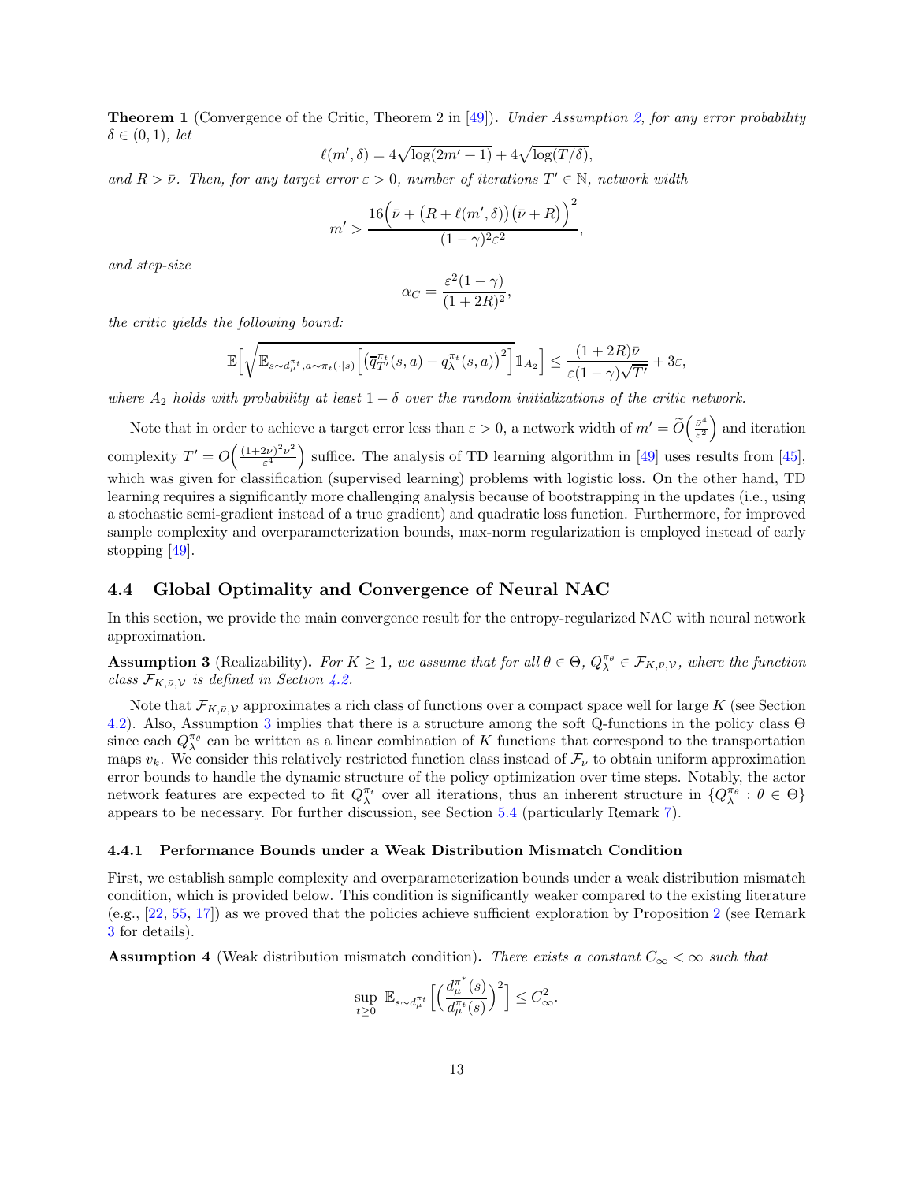**Theorem 1** (Convergence of the Critic, Theorem 2 in [49])**.** *Under Assumption 2, for any error probability $\delta \in (0,1)$, let*

$$\ell(m', \delta) = 4\sqrt{\log(2m'+1)} + 4\sqrt{\log(T/\delta)},$$

*and $R > \bar{\nu}$. Then, for any target error $\varepsilon > 0$, number of iterations $T' \in \mathbb{N}$, network width*

$$m' > \frac{16\Big(\bar{\nu} + \big(R + \ell(m', \delta)\big)\big(\bar{\nu} + R\big)\Big)^2}{(1-\gamma)^2 \varepsilon^2},$$

*and step-size*

$$\alpha_C = \frac{\varepsilon^2(1-\gamma)}{(1+2R)^2},$$

*the critic yields the following bound:*

$$\mathbb{E}\Big[\sqrt{\mathbb{E}_{s \sim d_\mu^{\pi_t}, a \sim \pi_t(\cdot|s)}\Big[\big(\overline{q}_{T'}^{\pi_t}(s,a) - q_\lambda^{\pi_t}(s,a)\big)^2\Big]}\mathbb{1}_{A_2}\Big] \leq \frac{(1+2R)\bar{\nu}}{\varepsilon(1-\gamma)\sqrt{T'}} + 3\varepsilon,$$

*where $A_2$ holds with probability at least $1-\delta$ over the random initializations of the critic network.*

Note that in order to achieve a target error less than $\varepsilon > 0$, a network width of $m' = \widetilde{O}\Big(\frac{\bar{\nu}^4}{\varepsilon^2}\Big)$ and iteration complexity $T' = O\Big(\frac{(1+2\bar{\nu})^2\bar{\nu}^2}{\varepsilon^4}\Big)$ suffice. The analysis of TD learning algorithm in [49] uses results from [45], which was given for classification (supervised learning) problems with logistic loss. On the other hand, TD learning requires a significantly more challenging analysis because of bootstrapping in the updates (i.e., using a stochastic semi-gradient instead of a true gradient) and quadratic loss function. Furthermore, for improved sample complexity and overparameterization bounds, max-norm regularization is employed instead of early stopping [49].

## 4.4 Global Optimality and Convergence of Neural NAC

In this section, we provide the main convergence result for the entropy-regularized NAC with neural network approximation.

**Assumption 3** (Realizability)**.** *For $K \geq 1$, we assume that for all $\theta \in \Theta$, $Q_\lambda^{\pi_\theta} \in \mathcal{F}_{K,\bar{\nu},\mathcal{V}}$, where the function class $\mathcal{F}_{K,\bar{\nu},\mathcal{V}}$ is defined in Section 4.2.*

Note that $\mathcal{F}_{K,\bar{\nu},\mathcal{V}}$ approximates a rich class of functions over a compact space well for large $K$ (see Section 4.2). Also, Assumption 3 implies that there is a structure among the soft Q-functions in the policy class $\Theta$ since each $Q_\lambda^{\pi_\theta}$ can be written as a linear combination of $K$ functions that correspond to the transportation maps $v_k$. We consider this relatively restricted function class instead of $\mathcal{F}_{\bar{\nu}}$ to obtain uniform approximation error bounds to handle the dynamic structure of the policy optimization over time steps. Notably, the actor network features are expected to fit $Q_\lambda^{\pi_t}$ over all iterations, thus an inherent structure in $\{Q_\lambda^{\pi_\theta} : \theta \in \Theta\}$ appears to be necessary. For further discussion, see Section 5.4 (particularly Remark 7).

### 4.4.1 Performance Bounds under a Weak Distribution Mismatch Condition

First, we establish sample complexity and overparameterization bounds under a weak distribution mismatch condition, which is provided below. This condition is significantly weaker compared to the existing literature (e.g., [22, 55, 17]) as we proved that the policies achieve sufficient exploration by Proposition 2 (see Remark 3 for details).

**Assumption 4** (Weak distribution mismatch condition)**.** *There exists a constant $C_\infty < \infty$ such that*

$$\sup_{t \geq 0} \mathbb{E}_{s \sim d_\mu^{\pi_t}}\Big[\Big(\frac{d_\mu^{\pi^*}(s)}{d_\mu^{\pi_t}(s)}\Big)^2\Big] \leq C_\infty^2.$$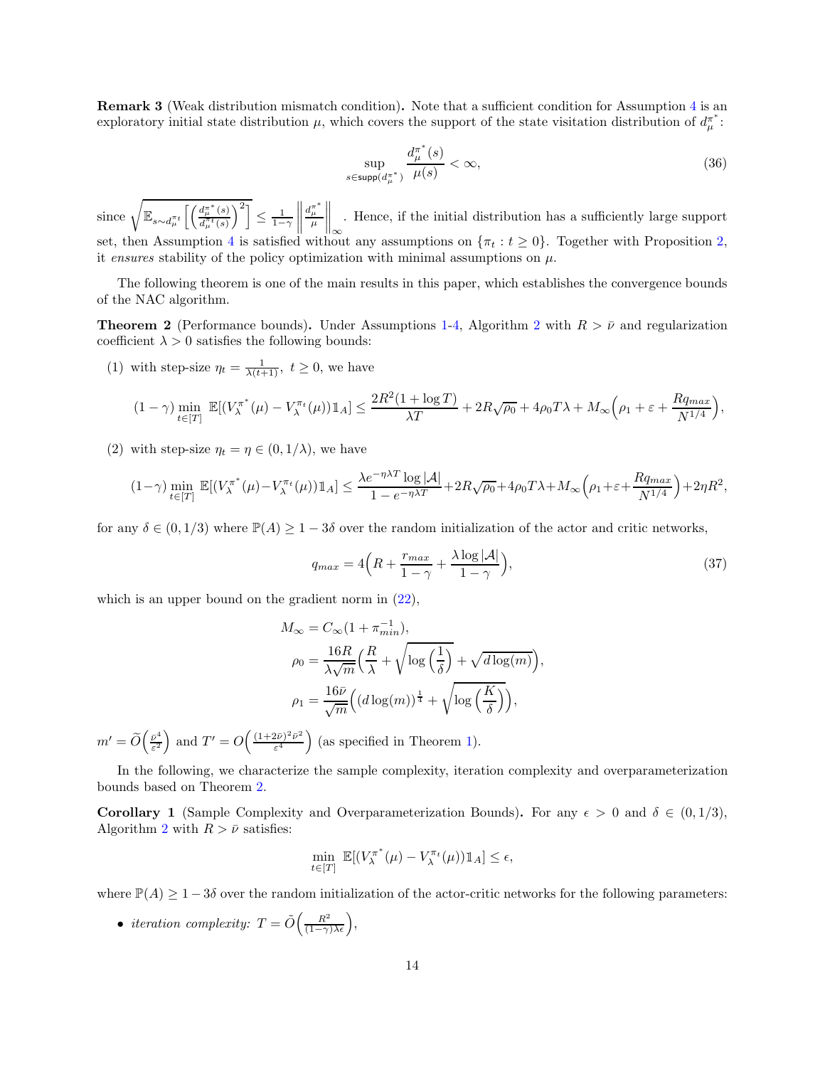**Remark 3** (Weak distribution mismatch condition)**.** Note that a sufficient condition for Assumption 4 is an exploratory initial state distribution $\mu$, which covers the support of the state visitation distribution of $d_\mu^{\pi^*}$:

$$\sup_{s\in\mathsf{supp}(d_\mu^{\pi^*})} \frac{d_\mu^{\pi^*}(s)}{\mu(s)} < \infty, \tag{36}$$

since $\sqrt{\mathbb{E}_{s\sim d_\mu^{\pi_t}}\Big[\Big(\frac{d_\mu^{\pi^*}(s)}{d_\mu^{\pi_t}(s)}\Big)^2\Big]} \leq \frac{1}{1-\gamma}\Big\|\frac{d_\mu^{\pi^*}}{\mu}\Big\|_\infty$. Hence, if the initial distribution has a sufficiently large support set, then Assumption 4 is satisfied without any assumptions on $\{\pi_t : t \geq 0\}$. Together with Proposition 2, it *ensures* stability of the policy optimization with minimal assumptions on $\mu$.

The following theorem is one of the main results in this paper, which establishes the convergence bounds of the NAC algorithm.

**Theorem 2** (Performance bounds)**.** Under Assumptions 1-4, Algorithm 2 with $R > \bar{\nu}$ and regularization coefficient $\lambda > 0$ satisfies the following bounds:

(1) with step-size $\eta_t = \frac{1}{\lambda(t+1)},\ t \geq 0$, we have

$$(1-\gamma)\min_{t\in[T]}\ \mathbb{E}[(V_\lambda^{\pi^*}(\mu) - V_\lambda^{\pi_t}(\mu))\mathbb{1}_A] \leq \frac{2R^2(1+\log T)}{\lambda T} + 2R\sqrt{\rho_0} + 4\rho_0 T\lambda + M_\infty\Big(\rho_1 + \varepsilon + \frac{Rq_{max}}{N^{1/4}}\Big),$$

(2) with step-size $\eta_t = \eta \in (0, 1/\lambda)$, we have

$$(1-\gamma)\min_{t\in[T]}\ \mathbb{E}[(V_\lambda^{\pi^*}(\mu) - V_\lambda^{\pi_t}(\mu))\mathbb{1}_A] \leq \frac{\lambda e^{-\eta\lambda T}\log|\mathcal{A}|}{1-e^{-\eta\lambda T}} + 2R\sqrt{\rho_0} + 4\rho_0 T\lambda + M_\infty\Big(\rho_1 + \varepsilon + \frac{Rq_{max}}{N^{1/4}}\Big) + 2\eta R^2,$$

for any $\delta \in (0, 1/3)$ where $\mathbb{P}(A) \geq 1 - 3\delta$ over the random initialization of the actor and critic networks,

$$q_{max} = 4\Big(R + \frac{r_{max}}{1-\gamma} + \frac{\lambda\log|\mathcal{A}|}{1-\gamma}\Big), \tag{37}$$

which is an upper bound on the gradient norm in (22),

$$\begin{aligned}
M_\infty &= C_\infty(1 + \pi_{min}^{-1}),\\
\rho_0 &= \frac{16R}{\lambda\sqrt{m}}\Big(\frac{R}{\lambda} + \sqrt{\log\Big(\frac{1}{\delta}\Big)} + \sqrt{d\log(m)}\Big),\\
\rho_1 &= \frac{16\bar{\nu}}{\sqrt{m}}\Big((d\log(m))^{\frac{1}{4}} + \sqrt{\log\Big(\frac{K}{\delta}\Big)}\Big),
\end{aligned}$$

$m' = \widetilde{O}\Big(\frac{\bar{\nu}^4}{\varepsilon^2}\Big)$ and $T' = O\Big(\frac{(1+2\bar{\nu})^2\bar{\nu}^2}{\varepsilon^4}\Big)$ (as specified in Theorem 1).

In the following, we characterize the sample complexity, iteration complexity and overparameterization bounds based on Theorem 2.

**Corollary 1** (Sample Complexity and Overparameterization Bounds)**.** For any $\epsilon > 0$ and $\delta \in (0, 1/3)$, Algorithm 2 with $R > \bar{\nu}$ satisfies:

$$\min_{t\in[T]}\ \mathbb{E}[(V_\lambda^{\pi^*}(\mu) - V_\lambda^{\pi_t}(\mu))\mathbb{1}_A] \leq \epsilon,$$

where $\mathbb{P}(A) \geq 1 - 3\delta$ over the random initialization of the actor-critic networks for the following parameters:

- *iteration complexity:* $T = \tilde{O}\Big(\frac{R^2}{(1-\gamma)\lambda\epsilon}\Big)$,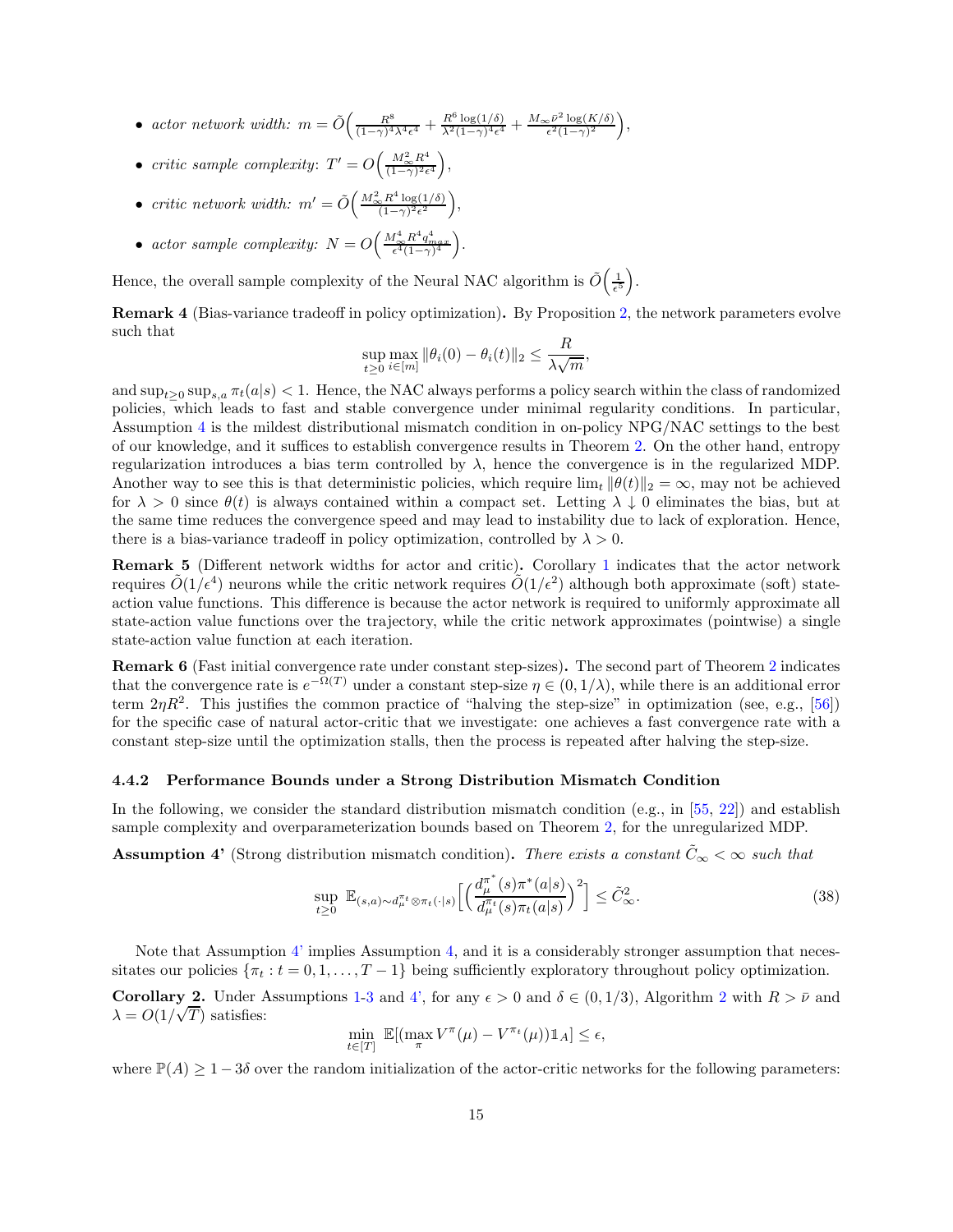- *actor network width:* $m = \tilde{O}\Big(\frac{R^8}{(1-\gamma)^4\lambda^4\epsilon^4} + \frac{R^6 \log(1/\delta)}{\lambda^2(1-\gamma)^4\epsilon^4} + \frac{M_\infty \bar{\nu}^2 \log(K/\delta)}{\epsilon^2(1-\gamma)^2}\Big)$,
- *critic sample complexity*: $T' = O\Big(\frac{M_\infty^2 R^4}{(1-\gamma)^2\epsilon^4}\Big)$,
- *critic network width:* $m' = \tilde{O}\Big(\frac{M_\infty^2 R^4 \log(1/\delta)}{(1-\gamma)^2\epsilon^2}\Big)$,
- *actor sample complexity:* $N = O\Big(\frac{M_\infty^4 R^4 q_{max}^4}{\epsilon^4(1-\gamma)^4}\Big)$.

Hence, the overall sample complexity of the Neural NAC algorithm is $\tilde{O}\Big(\frac{1}{\epsilon^5}\Big)$.

**Remark 4** (Bias-variance tradeoff in policy optimization)**.** By Proposition 2, the network parameters evolve such that

$$\sup_{t\geq 0}\max_{i\in[m]}\|\theta_i(0) - \theta_i(t)\|_2 \leq \frac{R}{\lambda\sqrt{m}},$$

and $\sup_{t\geq 0}\sup_{s,a}\pi_t(a|s) < 1$. Hence, the NAC always performs a policy search within the class of randomized policies, which leads to fast and stable convergence under minimal regularity conditions. In particular, Assumption 4 is the mildest distributional mismatch condition in on-policy NPG/NAC settings to the best of our knowledge, and it suffices to establish convergence results in Theorem 2. On the other hand, entropy regularization introduces a bias term controlled by $\lambda$, hence the convergence is in the regularized MDP. Another way to see this is that deterministic policies, which require $\lim_t \|\theta(t)\|_2 = \infty$, may not be achieved for $\lambda > 0$ since $\theta(t)$ is always contained within a compact set. Letting $\lambda \downarrow 0$ eliminates the bias, but at the same time reduces the convergence speed and may lead to instability due to lack of exploration. Hence, there is a bias-variance tradeoff in policy optimization, controlled by $\lambda > 0$.

**Remark 5** (Different network widths for actor and critic)**.** Corollary 1 indicates that the actor network requires $\tilde{O}(1/\epsilon^4)$ neurons while the critic network requires $\tilde{O}(1/\epsilon^2)$ although both approximate (soft) state-action value functions. This difference is because the actor network is required to uniformly approximate all state-action value functions over the trajectory, while the critic network approximates (pointwise) a single state-action value function at each iteration.

**Remark 6** (Fast initial convergence rate under constant step-sizes)**.** The second part of Theorem 2 indicates that the convergence rate is $e^{-\Omega(T)}$ under a constant step-size $\eta \in (0, 1/\lambda)$, while there is an additional error term $2\eta R^2$. This justifies the common practice of "halving the step-size" in optimization (see, e.g., [56]) for the specific case of natural actor-critic that we investigate: one achieves a fast convergence rate with a constant step-size until the optimization stalls, then the process is repeated after halving the step-size.

#### 4.4.2 Performance Bounds under a Strong Distribution Mismatch Condition

In the following, we consider the standard distribution mismatch condition (e.g., in [55, 22]) and establish sample complexity and overparameterization bounds based on Theorem 2, for the unregularized MDP.

**Assumption 4'** (Strong distribution mismatch condition)**.** *There exists a constant $\tilde{C}_\infty < \infty$ such that*

$$\sup_{t\geq 0}\ \mathbb{E}_{(s,a)\sim d_\mu^{\pi_t}\otimes\pi_t(\cdot|s)}\Big[\Big(\frac{d_\mu^{\pi^*}(s)\pi^*(a|s)}{d_\mu^{\pi_t}(s)\pi_t(a|s)}\Big)^2\Big] \leq \tilde{C}_\infty^2. \tag{38}$$

Note that Assumption 4' implies Assumption 4, and it is a considerably stronger assumption that necessitates our policies $\{\pi_t : t = 0, 1, \ldots, T-1\}$ being sufficiently exploratory throughout policy optimization.

**Corollary 2.** Under Assumptions 1-3 and 4', for any $\epsilon > 0$ and $\delta \in (0, 1/3)$, Algorithm 2 with $R > \bar{\nu}$ and $\lambda = O(1/\sqrt{T})$ satisfies:

$$\min_{t\in[T]}\ \mathbb{E}[(\max_\pi V^\pi(\mu) - V^{\pi_t}(\mu))\mathbb{1}_A] \leq \epsilon,$$

where $\mathbb{P}(A) \geq 1 - 3\delta$ over the random initialization of the actor-critic networks for the following parameters: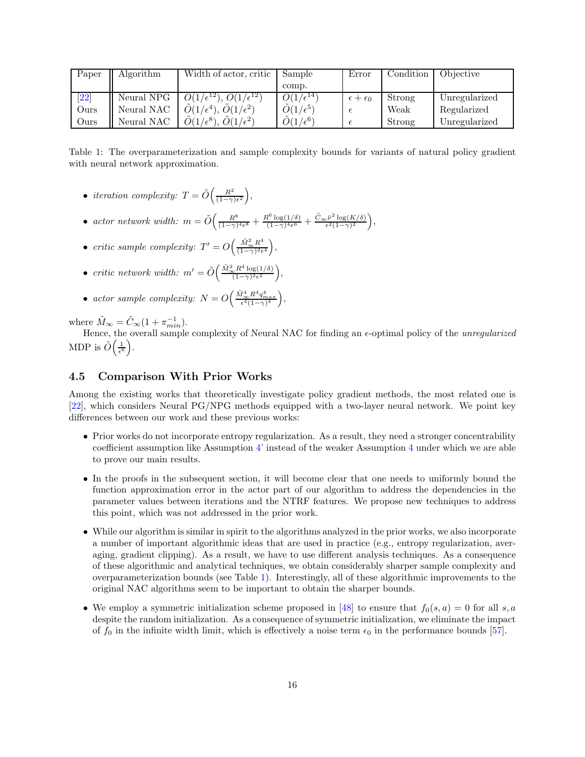| Paper | Algorithm | Width of actor, critic | Sample comp. | Error | Condition | Objective |
|---|---|---|---|---|---|---|
| [22] | Neural NPG | $O(1/\epsilon^{12})$, $O(1/\epsilon^{12})$ | $O(1/\epsilon^{14})$ | $\epsilon + \epsilon_0$ | Strong | Unregularized |
| Ours | Neural NAC | $\tilde{O}(1/\epsilon^4)$, $\tilde{O}(1/\epsilon^2)$ | $\tilde{O}(1/\epsilon^5)$ | $\epsilon$ | Weak | Regularized |
| Ours | Neural NAC | $\tilde{O}(1/\epsilon^8)$, $\tilde{O}(1/\epsilon^2)$ | $\tilde{O}(1/\epsilon^6)$ | $\epsilon$ | Strong | Unregularized |

Table 1: The overparameterization and sample complexity bounds for variants of natural policy gradient with neural network approximation.

- *iteration complexity:* $T = \tilde{O}\Big(\frac{R^2}{(1-\gamma)\epsilon^2}\Big)$,
- *actor network width:* $m = \tilde{O}\Big(\frac{R^8}{(1-\gamma)^4\epsilon^8} + \frac{R^6\log(1/\delta)}{(1-\gamma)^4\epsilon^6} + \frac{\tilde{C}_\infty \bar{\nu}^2 \log(K/\delta)}{\epsilon^2(1-\gamma)^2}\Big)$,
- *critic sample complexity*: $T' = O\Big(\frac{\tilde{M}_\infty^2 R^4}{(1-\gamma)^2\epsilon^4}\Big)$,
- *critic network width:* $m' = \tilde{O}\Big(\frac{\tilde{M}_\infty^2 R^4 \log(1/\delta)}{(1-\gamma)^2\epsilon^2}\Big)$,
- *actor sample complexity:* $N = O\Big(\frac{\tilde{M}_\infty^4 R^4 q_{max}^4}{\epsilon^4(1-\gamma)^4}\Big)$,

where $\tilde{M}_\infty = \tilde{C}_\infty(1 + \pi_{min}^{-1})$.

Hence, the overall sample complexity of Neural NAC for finding an $\epsilon$-optimal policy of the *unregularized* MDP is $\tilde{O}\Big(\frac{1}{\epsilon^6}\Big)$.

## 4.5 Comparison With Prior Works

Among the existing works that theoretically investigate policy gradient methods, the most related one is [22], which considers Neural PG/NPG methods equipped with a two-layer neural network. We point key differences between our work and these previous works:

- Prior works do not incorporate entropy regularization. As a result, they need a stronger concentrability coefficient assumption like Assumption 4' instead of the weaker Assumption 4 under which we are able to prove our main results.
- In the proofs in the subsequent section, it will become clear that one needs to uniformly bound the function approximation error in the actor part of our algorithm to address the dependencies in the parameter values between iterations and the NTRF features. We propose new techniques to address this point, which was not addressed in the prior work.
- While our algorithm is similar in spirit to the algorithms analyzed in the prior works, we also incorporate a number of important algorithmic ideas that are used in practice (e.g., entropy regularization, averaging, gradient clipping). As a result, we have to use different analysis techniques. As a consequence of these algorithmic and analytical techniques, we obtain considerably sharper sample complexity and overparameterization bounds (see Table 1). Interestingly, all of these algorithmic improvements to the original NAC algorithms seem to be important to obtain the sharper bounds.
- We employ a symmetric initialization scheme proposed in [48] to ensure that $f_0(s,a) = 0$ for all $s, a$ despite the random initialization. As a consequence of symmetric initialization, we eliminate the impact of $f_0$ in the infinite width limit, which is effectively a noise term $\epsilon_0$ in the performance bounds [57].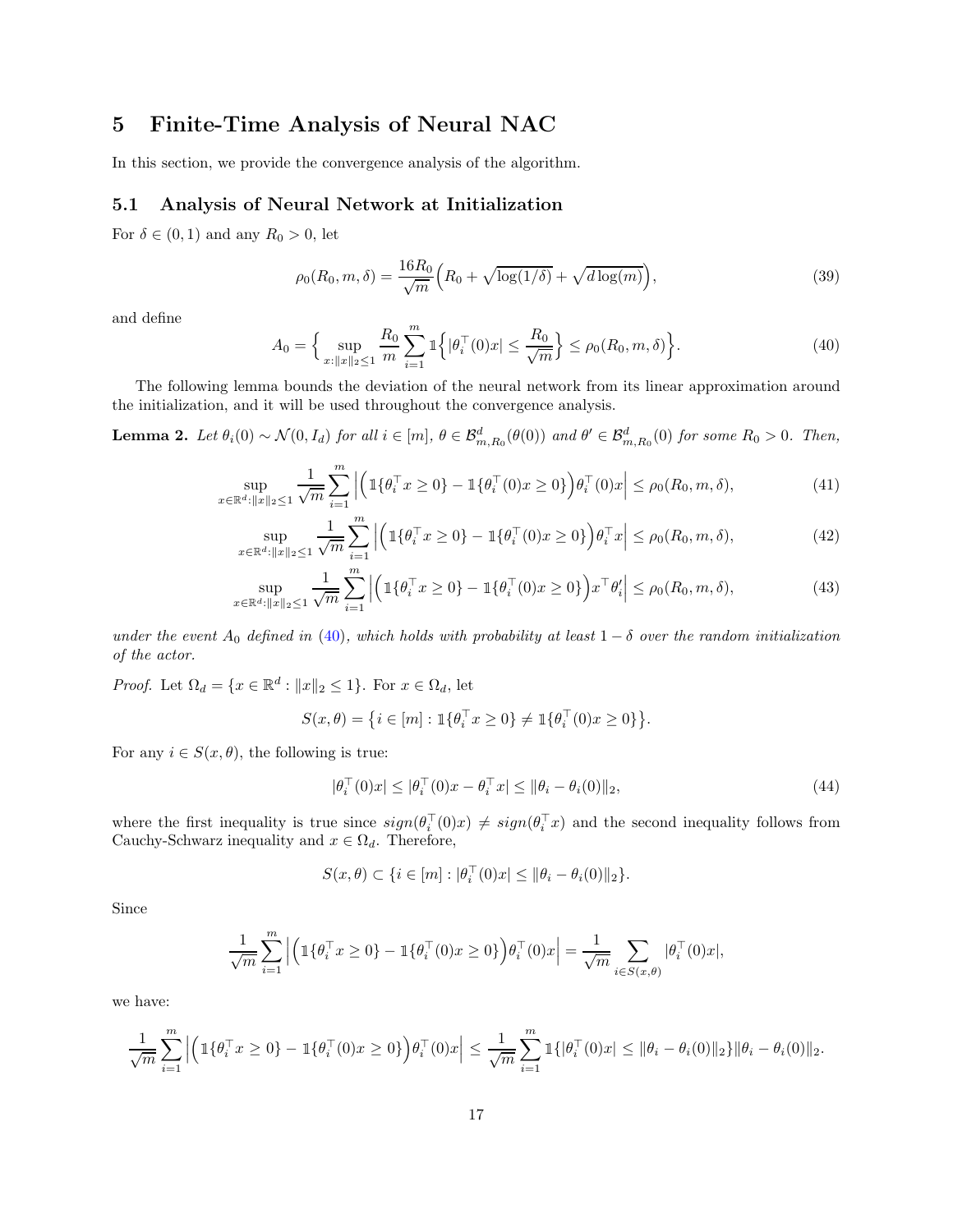## 5 Finite-Time Analysis of Neural NAC

In this section, we provide the convergence analysis of the algorithm.

### 5.1 Analysis of Neural Network at Initialization

For $\delta \in (0,1)$ and any $R_0 > 0$, let

$$\rho_0(R_0, m, \delta) = \frac{16R_0}{\sqrt{m}}\Big(R_0 + \sqrt{\log(1/\delta)} + \sqrt{d\log(m)}\Big), \tag{39}$$

and define

$$A_0 = \Big\{ \sup_{x:\|x\|_2\leq 1} \frac{R_0}{m}\sum_{i=1}^m \mathbb{1}\Big\{|\theta_i^\top(0)x| \leq \frac{R_0}{\sqrt{m}}\Big\} \leq \rho_0(R_0, m, \delta)\Big\}. \tag{40}$$

The following lemma bounds the deviation of the neural network from its linear approximation around the initialization, and it will be used throughout the convergence analysis.

**Lemma 2.** *Let $\theta_i(0) \sim \mathcal{N}(0, I_d)$ for all $i \in [m]$, $\theta \in \mathcal{B}^d_{m,R_0}(\theta(0))$ and $\theta' \in \mathcal{B}^d_{m,R_0}(0)$ for some $R_0 > 0$. Then,*

$$\sup_{x\in\mathbb{R}^d:\|x\|_2\leq 1} \frac{1}{\sqrt{m}}\sum_{i=1}^m \Big|\Big(\mathbb{1}\{\theta_i^\top x \geq 0\} - \mathbb{1}\{\theta_i^\top(0)x \geq 0\}\Big)\theta_i^\top(0)x\Big| \leq \rho_0(R_0, m, \delta), \tag{41}$$

$$\sup_{x\in\mathbb{R}^d:\|x\|_2\leq 1} \frac{1}{\sqrt{m}}\sum_{i=1}^m \Big|\Big(\mathbb{1}\{\theta_i^\top x \geq 0\} - \mathbb{1}\{\theta_i^\top(0)x \geq 0\}\Big)\theta_i^\top x\Big| \leq \rho_0(R_0, m, \delta), \tag{42}$$

$$\sup_{x\in\mathbb{R}^d:\|x\|_2\leq 1} \frac{1}{\sqrt{m}}\sum_{i=1}^m \Big|\Big(\mathbb{1}\{\theta_i^\top x \geq 0\} - \mathbb{1}\{\theta_i^\top(0)x \geq 0\}\Big)x^\top\theta_i'\Big| \leq \rho_0(R_0, m, \delta), \tag{43}$$

*under the event $A_0$ defined in (40), which holds with probability at least $1-\delta$ over the random initialization of the actor.*

*Proof.* Let $\Omega_d = \{x \in \mathbb{R}^d : \|x\|_2 \leq 1\}$. For $x \in \Omega_d$, let

$$S(x, \theta) = \big\{i \in [m] : \mathbb{1}\{\theta_i^\top x \geq 0\} \neq \mathbb{1}\{\theta_i^\top(0)x \geq 0\}\big\}.$$

For any $i \in S(x, \theta)$, the following is true:

$$|\theta_i^\top(0)x| \leq |\theta_i^\top(0)x - \theta_i^\top x| \leq \|\theta_i - \theta_i(0)\|_2, \tag{44}$$

where the first inequality is true since $sign(\theta_i^\top(0)x) \neq sign(\theta_i^\top x)$ and the second inequality follows from Cauchy-Schwarz inequality and $x \in \Omega_d$. Therefore,

$$S(x,\theta) \subset \{i \in [m] : |\theta_i^\top(0)x| \leq \|\theta_i - \theta_i(0)\|_2\}.$$

Since

$$\frac{1}{\sqrt{m}}\sum_{i=1}^m \Big|\Big(\mathbb{1}\{\theta_i^\top x \geq 0\} - \mathbb{1}\{\theta_i^\top(0)x \geq 0\}\Big)\theta_i^\top(0)x\Big| = \frac{1}{\sqrt{m}}\sum_{i\in S(x,\theta)} |\theta_i^\top(0)x|,$$

we have:

$$\frac{1}{\sqrt{m}}\sum_{i=1}^m \Big|\Big(\mathbb{1}\{\theta_i^\top x \geq 0\} - \mathbb{1}\{\theta_i^\top(0)x \geq 0\}\Big)\theta_i^\top(0)x\Big| \leq \frac{1}{\sqrt{m}}\sum_{i=1}^m \mathbb{1}\{|\theta_i^\top(0)x| \leq \|\theta_i - \theta_i(0)\|_2\}\|\theta_i - \theta_i(0)\|_2.$$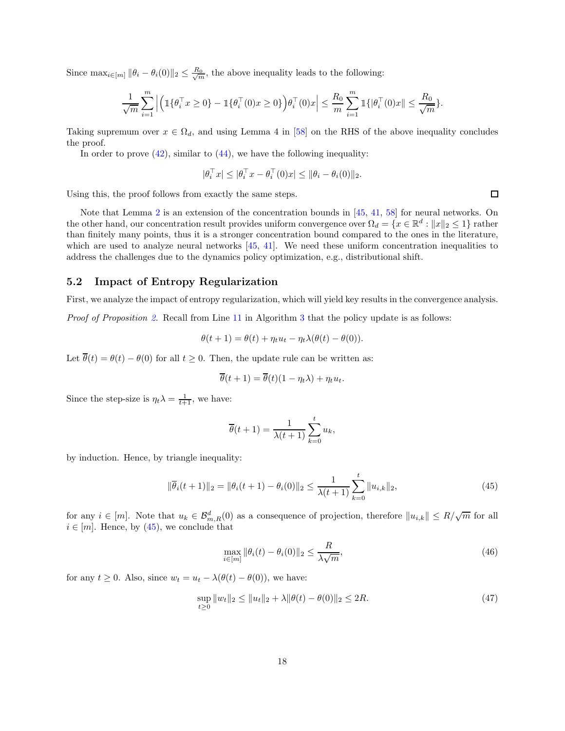Since $\max_{i\in[m]}\|\theta_i-\theta_i(0)\|_2\leq\frac{R_0}{\sqrt{m}}$, the above inequality leads to the following:

$$\frac{1}{\sqrt{m}}\sum_{i=1}^m\Big|\Big(\mathbb{1}\{\theta_i^\top x\geq 0\}-\mathbb{1}\{\theta_i^\top(0)x\geq 0\}\Big)\theta_i^\top(0)x\Big|\leq\frac{R_0}{m}\sum_{i=1}^m\mathbb{1}\{|\theta_i^\top(0)x\|\leq\frac{R_0}{\sqrt{m}}\}.$$

Taking supremum over $x\in\Omega_d$, and using Lemma 4 in [58] on the RHS of the above inequality concludes the proof.

In order to prove (42), similar to (44), we have the following inequality:

$$|\theta_i^\top x|\leq|\theta_i^\top x-\theta_i^\top(0)x|\leq\|\theta_i-\theta_i(0)\|_2.$$

Using this, the proof follows from exactly the same steps. □

Note that Lemma 2 is an extension of the concentration bounds in [45, 41, 58] for neural networks. On the other hand, our concentration result provides uniform convergence over $\Omega_d=\{x\in\mathbb{R}^d:\|x\|_2\leq 1\}$ rather than finitely many points, thus it is a stronger concentration bound compared to the ones in the literature, which are used to analyze neural networks [45, 41]. We need these uniform concentration inequalities to address the challenges due to the dynamics policy optimization, e.g., distributional shift.

## 5.2 Impact of Entropy Regularization

First, we analyze the impact of entropy regularization, which will yield key results in the convergence analysis.

*Proof of Proposition 2.* Recall from Line 11 in Algorithm 3 that the policy update is as follows:

$$\theta(t+1)=\theta(t)+\eta_t u_t-\eta_t\lambda(\theta(t)-\theta(0)).$$

Let $\overline{\theta}(t)=\theta(t)-\theta(0)$ for all $t\geq 0$. Then, the update rule can be written as:

$$\overline{\theta}(t+1)=\overline{\theta}(t)(1-\eta_t\lambda)+\eta_t u_t.$$

Since the step-size is $\eta_t\lambda=\frac{1}{t+1}$, we have:

$$\overline{\theta}(t+1)=\frac{1}{\lambda(t+1)}\sum_{k=0}^t u_k,$$

by induction. Hence, by triangle inequality:

$$\|\overline{\theta}_i(t+1)\|_2=\|\theta_i(t+1)-\theta_i(0)\|_2\leq\frac{1}{\lambda(t+1)}\sum_{k=0}^t\|u_{i,k}\|_2,\tag{45}$$

for any $i\in[m]$. Note that $u_k\in\mathcal{B}_{m,R}^d(0)$ as a consequence of projection, therefore $\|u_{i,k}\|\leq R/\sqrt{m}$ for all $i\in[m]$. Hence, by (45), we conclude that

$$\max_{i\in[m]}\|\theta_i(t)-\theta_i(0)\|_2\leq\frac{R}{\lambda\sqrt{m}},\tag{46}$$

for any $t\geq 0$. Also, since $w_t=u_t-\lambda(\theta(t)-\theta(0))$, we have:

$$\sup_{t\geq 0}\|w_t\|_2\leq\|u_t\|_2+\lambda\|\theta(t)-\theta(0)\|_2\leq 2R.\tag{47}$$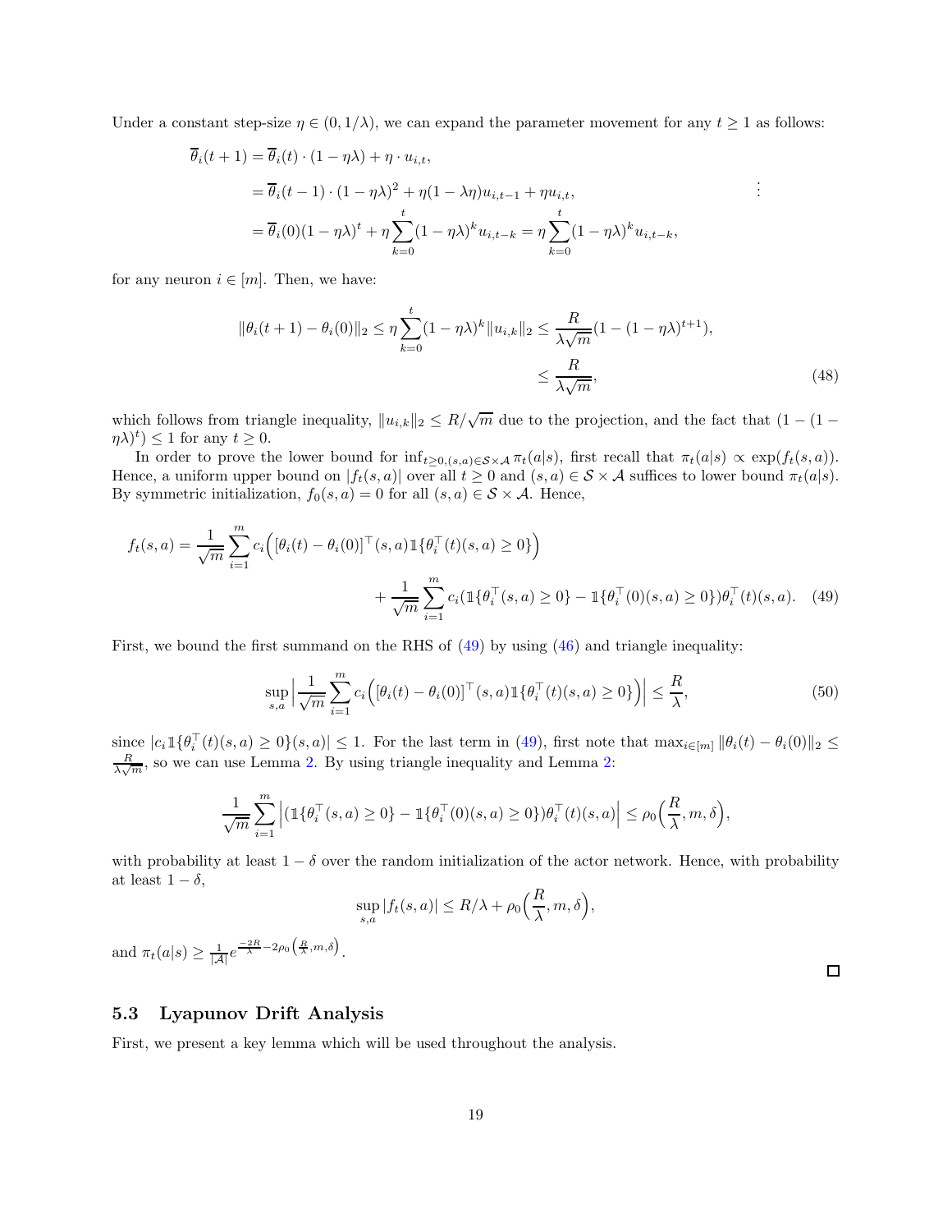Under a constant step-size $\eta \in (0, 1/\lambda)$, we can expand the parameter movement for any $t \geq 1$ as follows:

$$
\begin{aligned}
\overline{\theta}_i(t+1) &= \overline{\theta}_i(t) \cdot (1 - \eta\lambda) + \eta \cdot u_{i,t}, \\
&= \overline{\theta}_i(t-1) \cdot (1 - \eta\lambda)^2 + \eta(1 - \lambda\eta)u_{i,t-1} + \eta u_{i,t}, \qquad \vdots \\
&= \overline{\theta}_i(0)(1 - \eta\lambda)^t + \eta \sum_{k=0}^{t} (1 - \eta\lambda)^k u_{i,t-k} = \eta \sum_{k=0}^{t} (1 - \eta\lambda)^k u_{i,t-k},
\end{aligned}
$$

for any neuron $i \in [m]$. Then, we have:

$$
\begin{aligned}
\|\theta_i(t+1) - \theta_i(0)\|_2 \leq \eta \sum_{k=0}^{t} (1 - \eta\lambda)^k \|u_{i,k}\|_2 &\leq \frac{R}{\lambda\sqrt{m}}(1 - (1 - \eta\lambda)^{t+1}), \\
&\leq \frac{R}{\lambda\sqrt{m}},
\end{aligned} \tag{48}
$$

which follows from triangle inequality, $\|u_{i,k}\|_2 \leq R/\sqrt{m}$ due to the projection, and the fact that $(1 - (1 - \eta\lambda)^t) \leq 1$ for any $t \geq 0$.

In order to prove the lower bound for $\inf_{t \geq 0, (s,a) \in \mathcal{S} \times \mathcal{A}} \pi_t(a|s)$, first recall that $\pi_t(a|s) \propto \exp(f_t(s,a))$. Hence, a uniform upper bound on $|f_t(s,a)|$ over all $t \geq 0$ and $(s,a) \in \mathcal{S} \times \mathcal{A}$ suffices to lower bound $\pi_t(a|s)$. By symmetric initialization, $f_0(s,a) = 0$ for all $(s,a) \in \mathcal{S} \times \mathcal{A}$. Hence,

$$
\begin{aligned}
f_t(s,a) = \frac{1}{\sqrt{m}} \sum_{i=1}^{m} c_i \Big( [\theta_i(t) - \theta_i(0)]^\top (s,a) \mathbb{1}\{\theta_i^\top(t)(s,a) \geq 0\} \Big) \\
+ \frac{1}{\sqrt{m}} \sum_{i=1}^{m} c_i (\mathbb{1}\{\theta_i^\top(s,a) \geq 0\} - \mathbb{1}\{\theta_i^\top(0)(s,a) \geq 0\}) \theta_i^\top(t)(s,a).
\end{aligned} \tag{49}
$$

First, we bound the first summand on the RHS of (49) by using (46) and triangle inequality:

$$
\sup_{s,a} \Big| \frac{1}{\sqrt{m}} \sum_{i=1}^{m} c_i \Big( [\theta_i(t) - \theta_i(0)]^\top (s,a) \mathbb{1}\{\theta_i^\top(t)(s,a) \geq 0\} \Big) \Big| \leq \frac{R}{\lambda}, \tag{50}
$$

since $|c_i \mathbb{1}\{\theta_i^\top(t)(s,a) \geq 0\}(s,a)| \leq 1$. For the last term in (49), first note that $\max_{i \in [m]} \|\theta_i(t) - \theta_i(0)\|_2 \leq \frac{R}{\lambda\sqrt{m}}$, so we can use Lemma 2. By using triangle inequality and Lemma 2:

$$
\frac{1}{\sqrt{m}} \sum_{i=1}^{m} \Big| (\mathbb{1}\{\theta_i^\top(s,a) \geq 0\} - \mathbb{1}\{\theta_i^\top(0)(s,a) \geq 0\}) \theta_i^\top(t)(s,a) \Big| \leq \rho_0\Big(\frac{R}{\lambda}, m, \delta\Big),
$$

with probability at least $1 - \delta$ over the random initialization of the actor network. Hence, with probability at least $1 - \delta$,

$$
\sup_{s,a} |f_t(s,a)| \leq R/\lambda + \rho_0\Big(\frac{R}{\lambda}, m, \delta\Big),
$$

and $\pi_t(a|s) \geq \frac{1}{|\mathcal{A}|} e^{\frac{-2R}{\lambda} - 2\rho_0\left(\frac{R}{\lambda}, m, \delta\right)}$.

□

## 5.3 Lyapunov Drift Analysis

First, we present a key lemma which will be used throughout the analysis.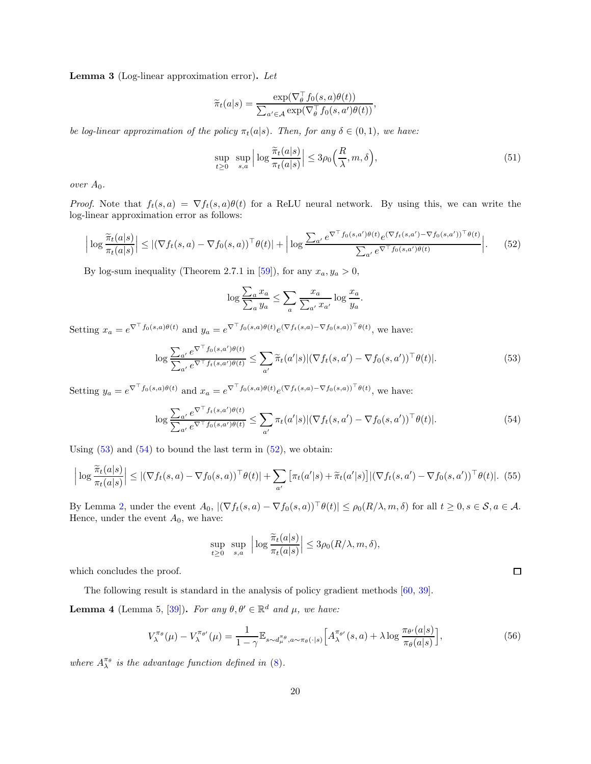**Lemma 3** (Log-linear approximation error)**.** *Let*

$$\widetilde{\pi}_t(a|s) = \frac{\exp(\nabla_\theta^\top f_0(s,a)\theta(t))}{\sum_{a'\in\mathcal{A}} \exp(\nabla_\theta^\top f_0(s,a')\theta(t))},$$

*be log-linear approximation of the policy $\pi_t(a|s)$. Then, for any $\delta \in (0,1)$, we have:*

$$\sup_{t\geq 0}\ \sup_{s,a} \Big| \log \frac{\widetilde{\pi}_t(a|s)}{\pi_t(a|s)} \Big| \leq 3\rho_0\Big(\frac{R}{\lambda}, m, \delta\Big), \tag{51}$$

*over $A_0$.*

*Proof.* Note that $f_t(s,a) = \nabla f_t(s,a)\theta(t)$ for a ReLU neural network. By using this, we can write the log-linear approximation error as follows:

$$\Big| \log \frac{\widetilde{\pi}_t(a|s)}{\pi_t(a|s)} \Big| \leq |(\nabla f_t(s,a) - \nabla f_0(s,a))^\top \theta(t)| + \Big| \log \frac{\sum_{a'} e^{\nabla^\top f_0(s,a')\theta(t)} e^{(\nabla f_t(s,a') - \nabla f_0(s,a'))^\top \theta(t)}}{\sum_{a'} e^{\nabla^\top f_0(s,a')\theta(t)}} \Big|. \tag{52}$$

By log-sum inequality (Theorem 2.7.1 in [59]), for any $x_a, y_a > 0$,

$$\log \frac{\sum_a x_a}{\sum_a y_a} \leq \sum_a \frac{x_a}{\sum_{a'} x_{a'}} \log \frac{x_a}{y_a}.$$

Setting $x_a = e^{\nabla^\top f_0(s,a)\theta(t)}$ and $y_a = e^{\nabla^\top f_0(s,a)\theta(t)} e^{(\nabla f_t(s,a) - \nabla f_0(s,a))^\top \theta(t)}$, we have:

$$\log \frac{\sum_{a'} e^{\nabla^\top f_0(s,a')\theta(t)}}{\sum_{a'} e^{\nabla^\top f_t(s,a')\theta(t)}} \leq \sum_{a'} \widetilde{\pi}_t(a'|s) |(\nabla f_t(s,a') - \nabla f_0(s,a'))^\top \theta(t)|. \tag{53}$$

Setting $y_a = e^{\nabla^\top f_0(s,a)\theta(t)}$ and $x_a = e^{\nabla^\top f_0(s,a)\theta(t)} e^{(\nabla f_t(s,a) - \nabla f_0(s,a))^\top \theta(t)}$, we have:

$$\log \frac{\sum_{a'} e^{\nabla^\top f_t(s,a')\theta(t)}}{\sum_{a'} e^{\nabla^\top f_0(s,a')\theta(t)}} \leq \sum_{a'} \pi_t(a'|s) |(\nabla f_t(s,a') - \nabla f_0(s,a'))^\top \theta(t)|. \tag{54}$$

Using (53) and (54) to bound the last term in (52), we obtain:

$$\Big| \log \frac{\widetilde{\pi}_t(a|s)}{\pi_t(a|s)} \Big| \leq |(\nabla f_t(s,a) - \nabla f_0(s,a))^\top \theta(t)| + \sum_{a'} \big[\pi_t(a'|s) + \widetilde{\pi}_t(a'|s)\big] |(\nabla f_t(s,a') - \nabla f_0(s,a'))^\top \theta(t)|. \tag{55}$$

By Lemma 2, under the event $A_0$, $|(\nabla f_t(s,a) - \nabla f_0(s,a))^\top \theta(t)| \leq \rho_0(R/\lambda, m, \delta)$ for all $t \geq 0, s \in \mathcal{S}, a \in \mathcal{A}$. Hence, under the event $A_0$, we have:

$$\sup_{t\geq 0}\ \sup_{s,a}\ \Big| \log \frac{\widetilde{\pi}_t(a|s)}{\pi_t(a|s)} \Big| \leq 3\rho_0(R/\lambda, m, \delta),$$

which concludes the proof. $\square$

The following result is standard in the analysis of policy gradient methods [60, 39].

**Lemma 4** (Lemma 5, [39])**.** *For any $\theta, \theta' \in \mathbb{R}^d$ and $\mu$, we have:*

$$V_\lambda^{\pi_\theta}(\mu) - V_\lambda^{\pi_{\theta'}}(\mu) = \frac{1}{1-\gamma} \mathbb{E}_{s\sim d_\mu^{\pi_\theta}, a\sim\pi_\theta(\cdot|s)} \Big[ A_\lambda^{\pi_{\theta'}}(s,a) + \lambda \log \frac{\pi_{\theta'}(a|s)}{\pi_\theta(a|s)} \Big], \tag{56}$$

*where $A_\lambda^{\pi_\theta}$ is the advantage function defined in (8).*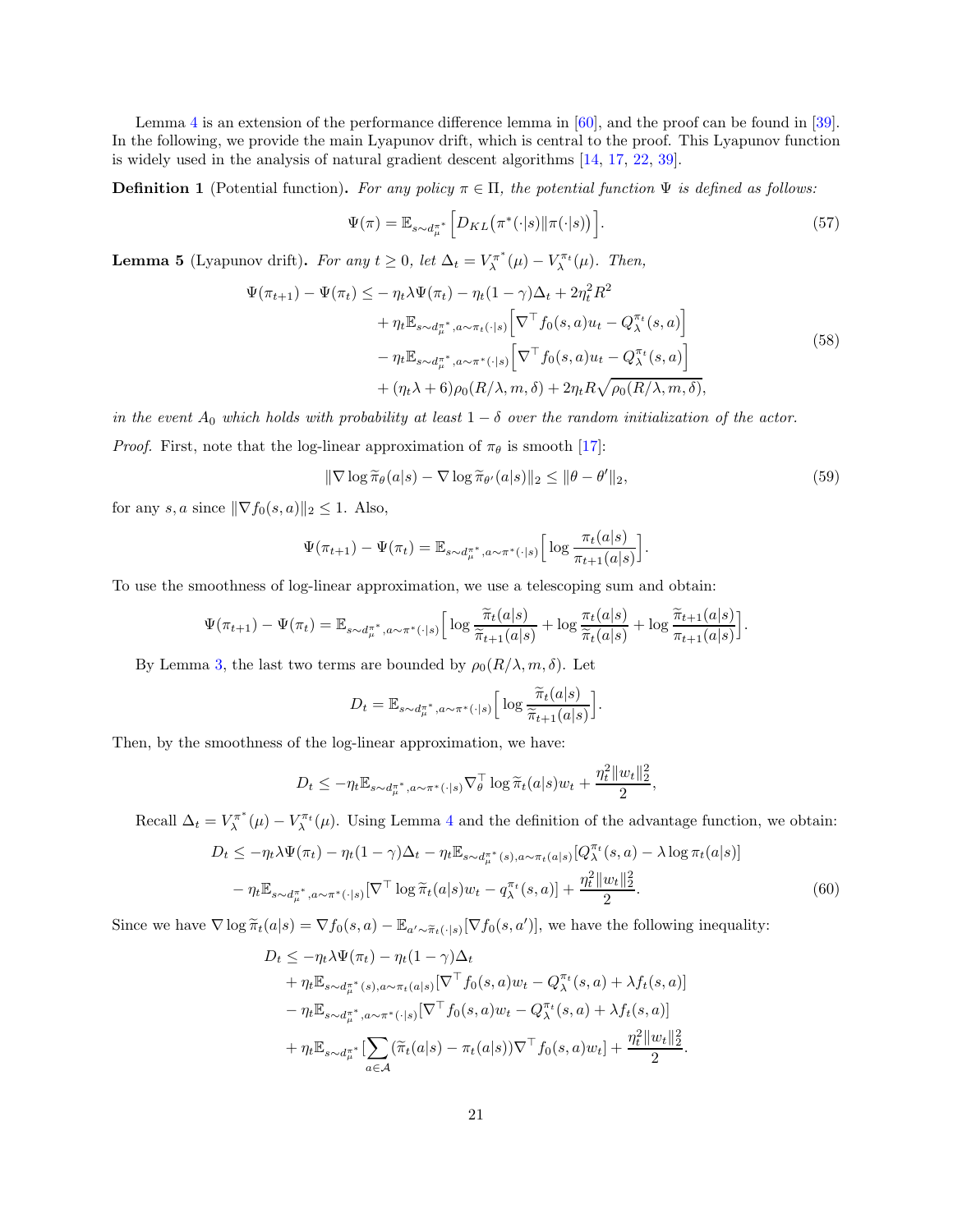Lemma 4 is an extension of the performance difference lemma in [60], and the proof can be found in [39]. In the following, we provide the main Lyapunov drift, which is central to the proof. This Lyapunov function is widely used in the analysis of natural gradient descent algorithms [14, 17, 22, 39].

**Definition 1** (Potential function)**.** *For any policy $\pi \in \Pi$, the potential function $\Psi$ is defined as follows:*

$$\Psi(\pi) = \mathbb{E}_{s\sim d_\mu^{\pi^*}}\Big[D_{KL}\big(\pi^*(\cdot|s)\|\pi(\cdot|s)\big)\Big]. \tag{57}$$

**Lemma 5** (Lyapunov drift)**.** *For any $t \geq 0$, let $\Delta_t = V_\lambda^{\pi^*}(\mu) - V_\lambda^{\pi_t}(\mu)$. Then,*

$$\begin{aligned}
\Psi(\pi_{t+1}) - \Psi(\pi_t) \leq & -\eta_t\lambda\Psi(\pi_t) - \eta_t(1-\gamma)\Delta_t + 2\eta_t^2 R^2 \\
& + \eta_t \mathbb{E}_{s\sim d_\mu^{\pi^*}, a\sim\pi_t(\cdot|s)}\Big[\nabla^\top f_0(s,a)u_t - Q_\lambda^{\pi_t}(s,a)\Big] \\
& - \eta_t \mathbb{E}_{s\sim d_\mu^{\pi^*}, a\sim\pi^*(\cdot|s)}\Big[\nabla^\top f_0(s,a)u_t - Q_\lambda^{\pi_t}(s,a)\Big] \\
& + (\eta_t\lambda + 6)\rho_0(R/\lambda, m, \delta) + 2\eta_t R\sqrt{\rho_0(R/\lambda, m, \delta)},
\end{aligned} \tag{58}$$

*in the event $A_0$ which holds with probability at least $1-\delta$ over the random initialization of the actor.*

*Proof.* First, note that the log-linear approximation of $\pi_\theta$ is smooth [17]:

$$\|\nabla \log \widetilde{\pi}_\theta(a|s) - \nabla \log \widetilde{\pi}_{\theta'}(a|s)\|_2 \leq \|\theta - \theta'\|_2, \tag{59}$$

for any $s, a$ since $\|\nabla f_0(s,a)\|_2 \leq 1$. Also,

$$\Psi(\pi_{t+1}) - \Psi(\pi_t) = \mathbb{E}_{s\sim d_\mu^{\pi^*}, a\sim\pi^*(\cdot|s)}\Big[\log\frac{\pi_t(a|s)}{\pi_{t+1}(a|s)}\Big].$$

To use the smoothness of log-linear approximation, we use a telescoping sum and obtain:

$$\Psi(\pi_{t+1}) - \Psi(\pi_t) = \mathbb{E}_{s\sim d_\mu^{\pi^*}, a\sim\pi^*(\cdot|s)}\Big[\log\frac{\widetilde{\pi}_t(a|s)}{\widetilde{\pi}_{t+1}(a|s)} + \log\frac{\pi_t(a|s)}{\widetilde{\pi}_t(a|s)} + \log\frac{\widetilde{\pi}_{t+1}(a|s)}{\pi_{t+1}(a|s)}\Big].$$

By Lemma 3, the last two terms are bounded by $\rho_0(R/\lambda, m, \delta)$. Let

$$D_t = \mathbb{E}_{s\sim d_\mu^{\pi^*}, a\sim\pi^*(\cdot|s)}\Big[\log\frac{\widetilde{\pi}_t(a|s)}{\widetilde{\pi}_{t+1}(a|s)}\Big].$$

Then, by the smoothness of the log-linear approximation, we have:

$$D_t \leq -\eta_t \mathbb{E}_{s\sim d_\mu^{\pi^*}, a\sim\pi^*(\cdot|s)}\nabla_\theta^\top \log\widetilde{\pi}_t(a|s)w_t + \frac{\eta_t^2\|w_t\|_2^2}{2},$$

Recall $\Delta_t = V_\lambda^{\pi^*}(\mu) - V_\lambda^{\pi_t}(\mu)$. Using Lemma 4 and the definition of the advantage function, we obtain:

$$\begin{aligned}
D_t \leq & -\eta_t\lambda\Psi(\pi_t) - \eta_t(1-\gamma)\Delta_t - \eta_t\mathbb{E}_{s\sim d_\mu^{\pi^*}(s), a\sim\pi_t(a|s)}[Q_\lambda^{\pi_t}(s,a) - \lambda\log\pi_t(a|s)] \\
& - \eta_t\mathbb{E}_{s\sim d_\mu^{\pi^*}, a\sim\pi^*(\cdot|s)}[\nabla^\top\log\widetilde{\pi}_t(a|s)w_t - q_\lambda^{\pi_t}(s,a)] + \frac{\eta_t^2\|w_t\|_2^2}{2}.
\end{aligned} \tag{60}$$

Since we have $\nabla\log\widetilde{\pi}_t(a|s) = \nabla f_0(s,a) - \mathbb{E}_{a'\sim\widetilde{\pi}_t(\cdot|s)}[\nabla f_0(s,a')]$, we have the following inequality:

$$\begin{aligned}
D_t \leq & -\eta_t\lambda\Psi(\pi_t) - \eta_t(1-\gamma)\Delta_t \\
& + \eta_t\mathbb{E}_{s\sim d_\mu^{\pi^*}(s), a\sim\pi_t(a|s)}[\nabla^\top f_0(s,a)w_t - Q_\lambda^{\pi_t}(s,a) + \lambda f_t(s,a)] \\
& - \eta_t\mathbb{E}_{s\sim d_\mu^{\pi^*}, a\sim\pi^*(\cdot|s)}[\nabla^\top f_0(s,a)w_t - Q_\lambda^{\pi_t}(s,a) + \lambda f_t(s,a)] \\
& + \eta_t\mathbb{E}_{s\sim d_\mu^{\pi^*}}[\sum_{a\in\mathcal{A}}(\widetilde{\pi}_t(a|s) - \pi_t(a|s))\nabla^\top f_0(s,a)w_t] + \frac{\eta_t^2\|w_t\|_2^2}{2}.
\end{aligned}$$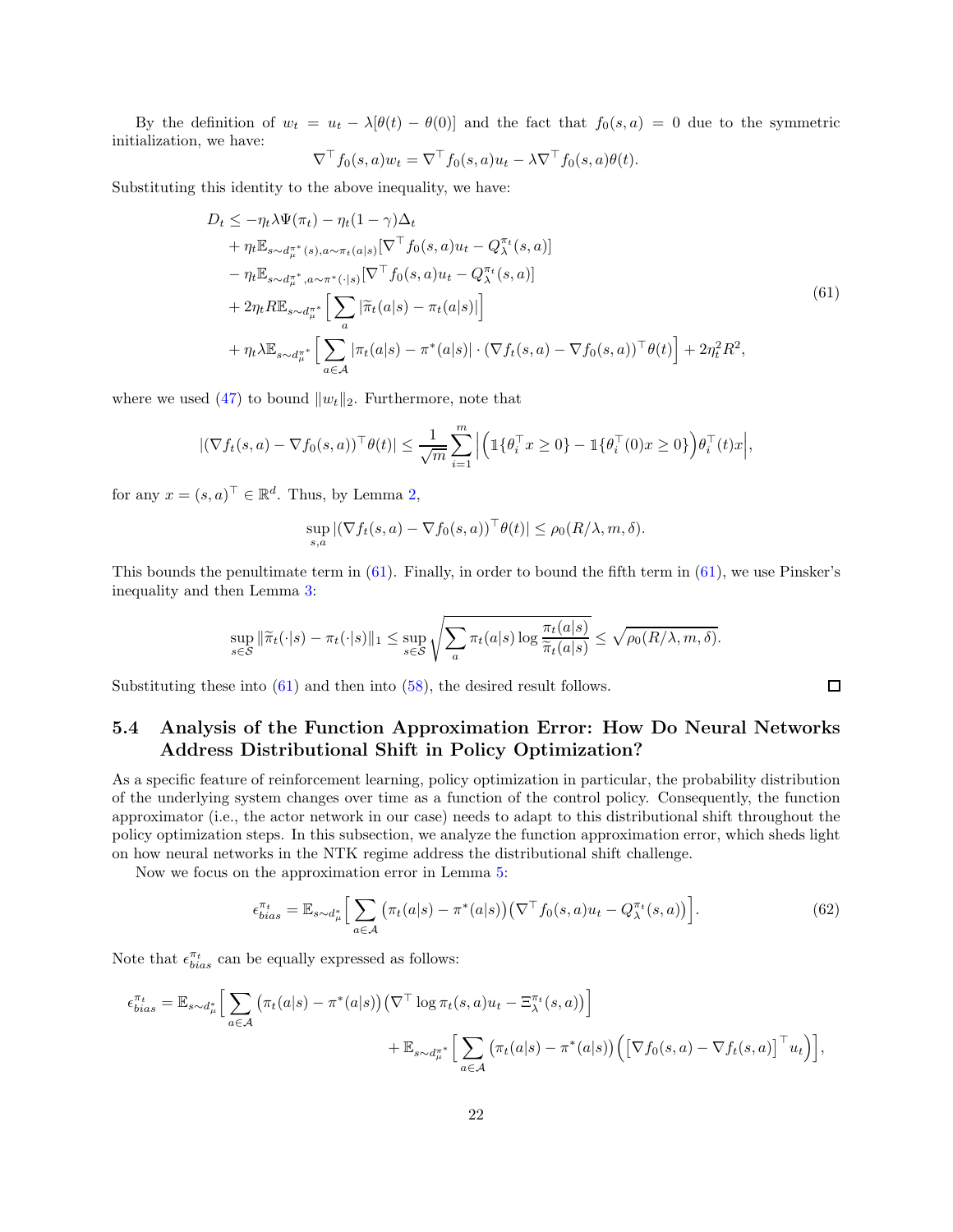By the definition of $w_t = u_t - \lambda[\theta(t) - \theta(0)]$ and the fact that $f_0(s,a) = 0$ due to the symmetric initialization, we have:

$$\nabla^\top f_0(s,a) w_t = \nabla^\top f_0(s,a) u_t - \lambda \nabla^\top f_0(s,a)\theta(t).$$

Substituting this identity to the above inequality, we have:

$$\begin{aligned}
D_t \leq & -\eta_t \lambda \Psi(\pi_t) - \eta_t (1-\gamma)\Delta_t \\
& + \eta_t \mathbb{E}_{s\sim d_\mu^{\pi^*}(s), a\sim\pi_t(a|s)}[\nabla^\top f_0(s,a)u_t - Q_\lambda^{\pi_t}(s,a)] \\
& - \eta_t \mathbb{E}_{s\sim d_\mu^{\pi^*}, a\sim\pi^*(\cdot|s)}[\nabla^\top f_0(s,a)u_t - Q_\lambda^{\pi_t}(s,a)] \\
& + 2\eta_t R \mathbb{E}_{s\sim d_\mu^{\pi^*}}\Big[\sum_a |\widetilde{\pi}_t(a|s) - \pi_t(a|s)|\Big] \\
& + \eta_t \lambda \mathbb{E}_{s\sim d_\mu^{\pi^*}}\Big[\sum_{a\in\mathcal{A}} |\pi_t(a|s) - \pi^*(a|s)| \cdot (\nabla f_t(s,a) - \nabla f_0(s,a))^\top \theta(t)\Big] + 2\eta_t^2 R^2,
\end{aligned} \tag{61}$$

where we used (47) to bound $\|w_t\|_2$. Furthermore, note that

$$|(\nabla f_t(s,a) - \nabla f_0(s,a))^\top \theta(t)| \leq \frac{1}{\sqrt{m}} \sum_{i=1}^m \Big| \Big(\mathbb{1}\{\theta_i^\top x \geq 0\} - \mathbb{1}\{\theta_i^\top(0) x \geq 0\}\Big) \theta_i^\top(t) x \Big|,$$

for any $x = (s,a)^\top \in \mathbb{R}^d$. Thus, by Lemma 2,

$$\sup_{s,a} |(\nabla f_t(s,a) - \nabla f_0(s,a))^\top \theta(t)| \leq \rho_0(R/\lambda, m, \delta).$$

This bounds the penultimate term in (61). Finally, in order to bound the fifth term in (61), we use Pinsker's inequality and then Lemma 3:

$$\sup_{s\in\mathcal{S}} \|\widetilde{\pi}_t(\cdot|s) - \pi_t(\cdot|s)\|_1 \leq \sup_{s\in\mathcal{S}} \sqrt{\sum_a \pi_t(a|s) \log \frac{\pi_t(a|s)}{\widetilde{\pi}_t(a|s)}} \leq \sqrt{\rho_0(R/\lambda, m, \delta)}.$$

Substituting these into (61) and then into (58), the desired result follows. □

### 5.4 Analysis of the Function Approximation Error: How Do Neural Networks Address Distributional Shift in Policy Optimization?

As a specific feature of reinforcement learning, policy optimization in particular, the probability distribution of the underlying system changes over time as a function of the control policy. Consequently, the function approximator (i.e., the actor network in our case) needs to adapt to this distributional shift throughout the policy optimization steps. In this subsection, we analyze the function approximation error, which sheds light on how neural networks in the NTK regime address the distributional shift challenge.

Now we focus on the approximation error in Lemma 5:

$$\epsilon_{bias}^{\pi_t} = \mathbb{E}_{s\sim d_\mu^*}\Big[\sum_{a\in\mathcal{A}} \big(\pi_t(a|s) - \pi^*(a|s)\big)\big(\nabla^\top f_0(s,a)u_t - Q_\lambda^{\pi_t}(s,a)\big)\Big]. \tag{62}$$

Note that $\epsilon_{bias}^{\pi_t}$ can be equally expressed as follows:

$$\begin{aligned}
\epsilon_{bias}^{\pi_t} = & \mathbb{E}_{s\sim d_\mu^*}\Big[\sum_{a\in\mathcal{A}} \big(\pi_t(a|s) - \pi^*(a|s)\big)\big(\nabla^\top \log \pi_t(s,a) u_t - \Xi_\lambda^{\pi_t}(s,a)\big)\Big] \\
& + \mathbb{E}_{s\sim d_\mu^{\pi^*}}\Big[\sum_{a\in\mathcal{A}} \big(\pi_t(a|s) - \pi^*(a|s)\big)\Big(\big[\nabla f_0(s,a) - \nabla f_t(s,a)\big]^\top u_t\Big)\Big],
\end{aligned}$$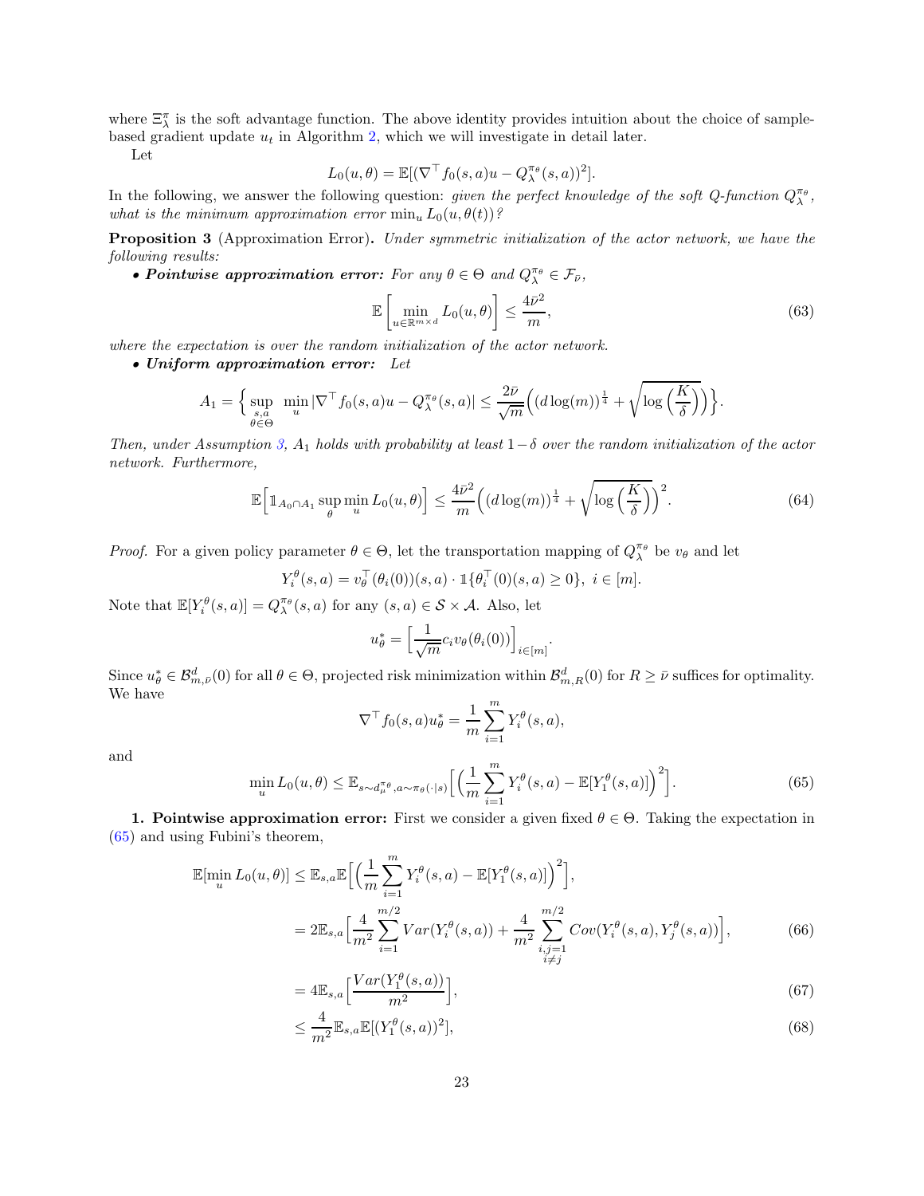where $\Xi^\pi_\lambda$ is the soft advantage function. The above identity provides intuition about the choice of sample-based gradient update $u_t$ in Algorithm 2, which we will investigate in detail later.

Let

$$L_0(u, \theta) = \mathbb{E}[(\nabla^\top f_0(s,a)u - Q^{\pi_\theta}_\lambda(s,a))^2].$$

In the following, we answer the following question: *given the perfect knowledge of the soft Q-function $Q^{\pi_\theta}_\lambda$, what is the minimum approximation error $\min_u L_0(u, \theta(t))$?*

**Proposition 3** (Approximation Error). *Under symmetric initialization of the actor network, we have the following results:*

- ***Pointwise approximation error:*** *For any $\theta \in \Theta$ and $Q^{\pi_\theta}_\lambda \in \mathcal{F}_{\bar{\nu}}$,*

$$\mathbb{E}\left[\min_{u \in \mathbb{R}^{m \times d}} L_0(u, \theta)\right] \leq \frac{4\bar{\nu}^2}{m}, \tag{63}$$

*where the expectation is over the random initialization of the actor network.*

- ***Uniform approximation error:*** *Let*

$$A_1 = \Big\{ \sup_{\substack{s,a \\ \theta \in \Theta}} \min_u |\nabla^\top f_0(s,a)u - Q^{\pi_\theta}_\lambda(s,a)| \leq \frac{2\bar{\nu}}{\sqrt{m}}\Big((d\log(m))^{\frac{1}{4}} + \sqrt{\log\Big(\frac{K}{\delta}\Big)}\Big)\Big\}.$$

*Then, under Assumption 3, $A_1$ holds with probability at least $1-\delta$ over the random initialization of the actor network. Furthermore,*

$$\mathbb{E}\Big[\mathbb{1}_{A_0 \cap A_1} \sup_\theta \min_u L_0(u,\theta)\Big] \leq \frac{4\bar{\nu}^2}{m}\Big((d\log(m))^{\frac{1}{4}} + \sqrt{\log\Big(\frac{K}{\delta}\Big)}\Big)^2. \tag{64}$$

*Proof.* For a given policy parameter $\theta \in \Theta$, let the transportation mapping of $Q^{\pi_\theta}_\lambda$ be $v_\theta$ and let

$$Y^\theta_i(s,a) = v^\top_\theta(\theta_i(0))(s,a) \cdot \mathbb{1}\{\theta^\top_i(0)(s,a) \geq 0\},\ i \in [m].$$

Note that $\mathbb{E}[Y^\theta_i(s,a)] = Q^{\pi_\theta}_\lambda(s,a)$ for any $(s,a) \in \mathcal{S} \times \mathcal{A}$. Also, let

$$u^*_\theta = \Big[\frac{1}{\sqrt{m}} c_i v_\theta(\theta_i(0))\Big]_{i \in [m]}.$$

Since $u^*_\theta \in \mathcal{B}^d_{m,\bar{\nu}}(0)$ for all $\theta \in \Theta$, projected risk minimization within $\mathcal{B}^d_{m,R}(0)$ for $R \geq \bar{\nu}$ suffices for optimality. We have

$$\nabla^\top f_0(s,a)u^*_\theta = \frac{1}{m}\sum_{i=1}^m Y^\theta_i(s,a),$$

and

$$\min_u L_0(u,\theta) \leq \mathbb{E}_{s \sim d^{\pi_\theta}_\mu, a \sim \pi_\theta(\cdot|s)}\Big[\Big(\frac{1}{m}\sum_{i=1}^m Y^\theta_i(s,a) - \mathbb{E}[Y^\theta_1(s,a)]\Big)^2\Big]. \tag{65}$$

**1. Pointwise approximation error:** First we consider a given fixed $\theta \in \Theta$. Taking the expectation in (65) and using Fubini's theorem,

$$\begin{aligned}
\mathbb{E}[\min_u L_0(u,\theta)] &\leq \mathbb{E}_{s,a}\mathbb{E}\Big[\Big(\frac{1}{m}\sum_{i=1}^m Y^\theta_i(s,a) - \mathbb{E}[Y^\theta_1(s,a)]\Big)^2\Big], \\
&= 2\mathbb{E}_{s,a}\Big[\frac{4}{m^2}\sum_{i=1}^{m/2} Var(Y^\theta_i(s,a)) + \frac{4}{m^2}\sum_{\substack{i,j=1 \\ i \neq j}}^{m/2} Cov(Y^\theta_i(s,a), Y^\theta_j(s,a))\Big], \qquad (66) \\
&= 4\mathbb{E}_{s,a}\Big[\frac{Var(Y^\theta_1(s,a))}{m^2}\Big], \qquad (67) \\
&\leq \frac{4}{m^2}\mathbb{E}_{s,a}\mathbb{E}[(Y^\theta_1(s,a))^2], \qquad (68)
\end{aligned}$$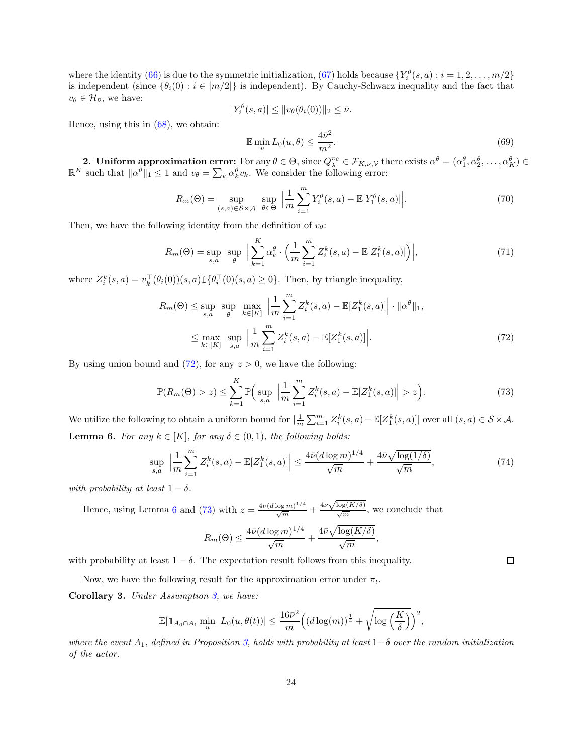where the identity (66) is due to the symmetric initialization, (67) holds because $\{Y_i^\theta(s,a) : i = 1, 2, \ldots, m/2\}$ is independent (since $\{\theta_i(0) : i \in [m/2]\}$ is independent). By Cauchy-Schwarz inequality and the fact that $v_\theta \in \mathcal{H}_{\bar{\nu}}$, we have:

$$|Y_i^\theta(s,a)| \leq \|v_\theta(\theta_i(0))\|_2 \leq \bar{\nu}.$$

Hence, using this in (68), we obtain:

$$\mathbb{E} \min_u L_0(u, \theta) \leq \frac{4\bar{\nu}^2}{m^2}. \tag{69}$$

**2. Uniform approximation error:** For any $\theta \in \Theta$, since $Q_\lambda^{\pi_\theta} \in \mathcal{F}_{K,\bar{\nu},\mathcal{V}}$ there exists $\alpha^\theta = (\alpha_1^\theta, \alpha_2^\theta, \ldots, \alpha_K^\theta) \in \mathbb{R}^K$ such that $\|\alpha^\theta\|_1 \leq 1$ and $v_\theta = \sum_k \alpha_k^\theta v_k$. We consider the following error:

$$R_m(\Theta) = \sup_{(s,a) \in \mathcal{S} \times \mathcal{A}} \sup_{\theta \in \Theta} \Big| \frac{1}{m} \sum_{i=1}^m Y_i^\theta(s,a) - \mathbb{E}[Y_1^\theta(s,a)] \Big|. \tag{70}$$

Then, we have the following identity from the definition of $v_\theta$:

$$R_m(\Theta) = \sup_{s,a} \sup_\theta \Big| \sum_{k=1}^K \alpha_k^\theta \cdot \Big( \frac{1}{m} \sum_{i=1}^m Z_i^k(s,a) - \mathbb{E}[Z_1^k(s,a)] \Big) \Big|, \tag{71}$$

where $Z_i^k(s,a) = v_k^\top(\theta_i(0))(s,a) \mathbb{1}\{\theta_i^\top(0)(s,a) \geq 0\}$. Then, by triangle inequality,

$$\begin{aligned} R_m(\Theta) &\leq \sup_{s,a} \sup_\theta \max_{k \in [K]} \Big| \frac{1}{m} \sum_{i=1}^m Z_i^k(s,a) - \mathbb{E}[Z_1^k(s,a)] \Big| \cdot \|\alpha^\theta\|_1, \\ &\leq \max_{k \in [K]} \sup_{s,a} \Big| \frac{1}{m} \sum_{i=1}^m Z_i^k(s,a) - \mathbb{E}[Z_1^k(s,a)] \Big|. \end{aligned} \tag{72}$$

By using union bound and (72), for any $z > 0$, we have the following:

$$\mathbb{P}(R_m(\Theta) > z) \leq \sum_{k=1}^K \mathbb{P}\Big( \sup_{s,a} \Big| \frac{1}{m} \sum_{i=1}^m Z_i^k(s,a) - \mathbb{E}[Z_1^k(s,a)] \Big| > z \Big). \tag{73}$$

We utilize the following to obtain a uniform bound for $|\frac{1}{m}\sum_{i=1}^m Z_i^k(s,a) - \mathbb{E}[Z_1^k(s,a)]|$ over all $(s,a) \in \mathcal{S} \times \mathcal{A}$.

**Lemma 6.** *For any $k \in [K]$, for any $\delta \in (0,1)$, the following holds:*

$$\sup_{s,a} \Big| \frac{1}{m} \sum_{i=1}^m Z_i^k(s,a) - \mathbb{E}[Z_1^k(s,a)] \Big| \leq \frac{4\bar{\nu}(d \log m)^{1/4}}{\sqrt{m}} + \frac{4\bar{\nu}\sqrt{\log(1/\delta)}}{\sqrt{m}}, \tag{74}$$

*with probability at least $1 - \delta$.*

Hence, using Lemma 6 and (73) with $z = \frac{4\bar{\nu}(d\log m)^{1/4}}{\sqrt{m}} + \frac{4\bar{\nu}\sqrt{\log(K/\delta)}}{\sqrt{m}}$, we conclude that

$$R_m(\Theta) \leq \frac{4\bar{\nu}(d \log m)^{1/4}}{\sqrt{m}} + \frac{4\bar{\nu}\sqrt{\log(K/\delta)}}{\sqrt{m}},$$

with probability at least $1 - \delta$. The expectation result follows from this inequality. □

Now, we have the following result for the approximation error under $\pi_t$.

**Corollary 3.** *Under Assumption 3, we have:*

$$\mathbb{E}[\mathbb{1}_{A_0 \cap A_1} \min_u \ L_0(u, \theta(t))] \leq \frac{16\bar{\nu}^2}{m} \Big( (d\log(m))^{\frac{1}{4}} + \sqrt{\log\Big(\frac{K}{\delta}\Big)} \Big)^2,$$

*where the event $A_1$, defined in Proposition 3, holds with probability at least $1-\delta$ over the random initialization of the actor.*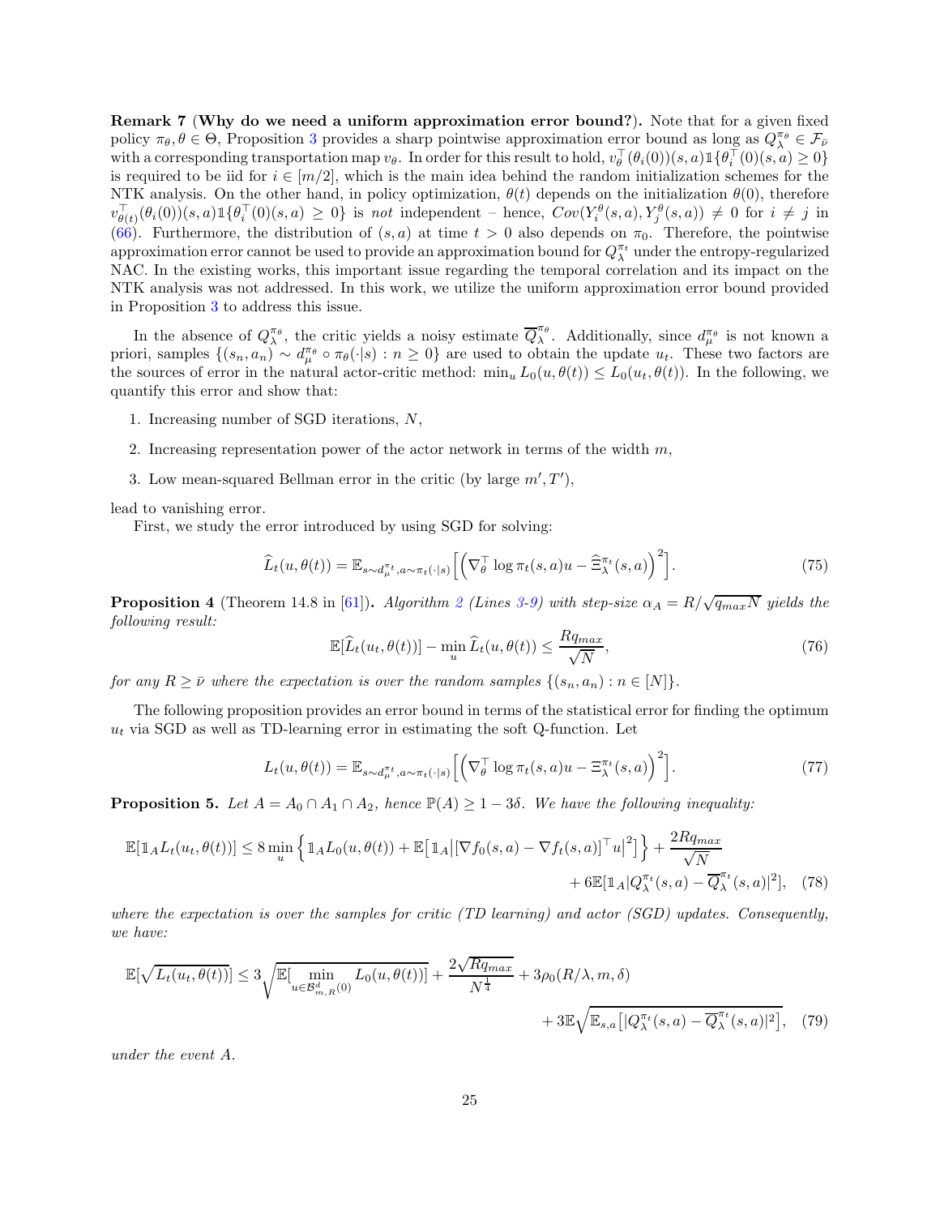**Remark 7** (**Why do we need a uniform approximation error bound?**)**.** Note that for a given fixed policy $\pi_\theta, \theta \in \Theta$, Proposition 3 provides a sharp pointwise approximation error bound as long as $Q_\lambda^{\pi_\theta} \in \mathcal{F}_{\bar{\nu}}$ with a corresponding transportation map $v_\theta$. In order for this result to hold, $v_\theta^\top(\theta_i(0))(s,a)\mathbb{1}\{\theta_i^\top(0)(s,a) \geq 0\}$ is required to be iid for $i \in [m/2]$, which is the main idea behind the random initialization schemes for the NTK analysis. On the other hand, in policy optimization, $\theta(t)$ depends on the initialization $\theta(0)$, therefore $v_{\theta(t)}^\top(\theta_i(0))(s,a)\mathbb{1}\{\theta_i^\top(0)(s,a) \geq 0\}$ is *not* independent – hence, $Cov(Y_i^\theta(s,a), Y_j^\theta(s,a)) \neq 0$ for $i \neq j$ in (66). Furthermore, the distribution of $(s,a)$ at time $t > 0$ also depends on $\pi_0$. Therefore, the pointwise approximation error cannot be used to provide an approximation bound for $Q_\lambda^{\pi_t}$ under the entropy-regularized NAC. In the existing works, this important issue regarding the temporal correlation and its impact on the NTK analysis was not addressed. In this work, we utilize the uniform approximation error bound provided in Proposition 3 to address this issue.

In the absence of $Q_\lambda^{\pi_\theta}$, the critic yields a noisy estimate $\overline{Q}_\lambda^{\pi_\theta}$. Additionally, since $d_\mu^{\pi_\theta}$ is not known a priori, samples $\{(s_n, a_n) \sim d_\mu^{\pi_\theta} \circ \pi_\theta(\cdot|s) : n \geq 0\}$ are used to obtain the update $u_t$. These two factors are the sources of error in the natural actor-critic method: $\min_u L_0(u, \theta(t)) \leq L_0(u_t, \theta(t))$. In the following, we quantify this error and show that:

1. Increasing number of SGD iterations, $N$,
2. Increasing representation power of the actor network in terms of the width $m$,
3. Low mean-squared Bellman error in the critic (by large $m', T'$),

lead to vanishing error.

First, we study the error introduced by using SGD for solving:

$$\widehat{L}_t(u, \theta(t)) = \mathbb{E}_{s \sim d_\mu^{\pi_t}, a \sim \pi_t(\cdot|s)}\Big[\Big(\nabla_\theta^\top \log \pi_t(s,a)u - \widehat{\Xi}_\lambda^{\pi_t}(s,a)\Big)^2\Big]. \tag{75}$$

**Proposition 4** (Theorem 14.8 in [61])**.** *Algorithm 2 (Lines 3-9) with step-size $\alpha_A = R/\sqrt{q_{max}N}$ yields the following result:*

$$\mathbb{E}[\widehat{L}_t(u_t, \theta(t))] - \min_u \widehat{L}_t(u, \theta(t)) \leq \frac{Rq_{max}}{\sqrt{N}}, \tag{76}$$

*for any $R \geq \bar{\nu}$ where the expectation is over the random samples $\{(s_n, a_n) : n \in [N]\}$.*

The following proposition provides an error bound in terms of the statistical error for finding the optimum $u_t$ via SGD as well as TD-learning error in estimating the soft Q-function. Let

$$L_t(u, \theta(t)) = \mathbb{E}_{s \sim d_\mu^{\pi_t}, a \sim \pi_t(\cdot|s)}\Big[\Big(\nabla_\theta^\top \log \pi_t(s,a)u - \Xi_\lambda^{\pi_t}(s,a)\Big)^2\Big]. \tag{77}$$

**Proposition 5.** *Let $A = A_0 \cap A_1 \cap A_2$, hence $\mathbb{P}(A) \geq 1 - 3\delta$. We have the following inequality:*

$$\mathbb{E}[\mathbb{1}_A L_t(u_t, \theta(t))] \leq 8 \min_u \Big\{ \mathbb{1}_A L_0(u, \theta(t)) + \mathbb{E}\big[\mathbb{1}_A \big|[\nabla f_0(s,a) - \nabla f_t(s,a)]^\top u\big|^2\big] \Big\} + \frac{2Rq_{max}}{\sqrt{N}} + 6\mathbb{E}[\mathbb{1}_A |Q_\lambda^{\pi_t}(s,a) - \overline{Q}_\lambda^{\pi_t}(s,a)|^2], \tag{78}$$

*where the expectation is over the samples for critic (TD learning) and actor (SGD) updates. Consequently, we have:*

$$\mathbb{E}[\sqrt{L_t(u_t, \theta(t))}] \leq 3\sqrt{\mathbb{E}[\min_{u \in \mathcal{B}_{m,R}^d(0)} L_0(u, \theta(t))]} + \frac{2\sqrt{Rq_{max}}}{N^{\frac{1}{4}}} + 3\rho_0(R/\lambda, m, \delta) + 3\mathbb{E}\sqrt{\mathbb{E}_{s,a}\big[|Q_\lambda^{\pi_t}(s,a) - \overline{Q}_\lambda^{\pi_t}(s,a)|^2\big]}, \tag{79}$$

*under the event $A$.*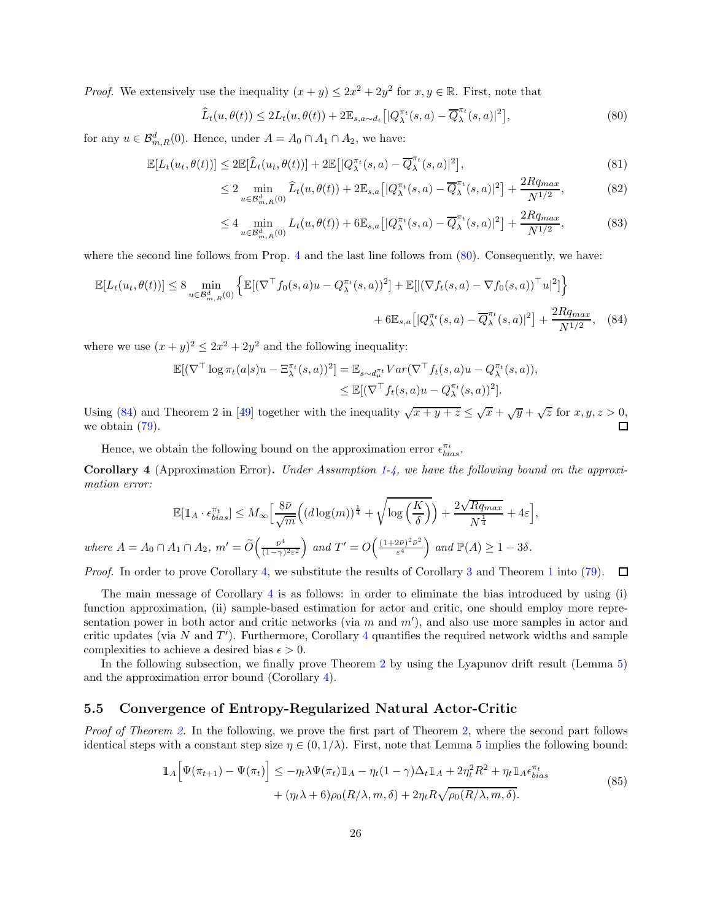*Proof.* We extensively use the inequality $(x + y) \leq 2x^2 + 2y^2$ for $x, y \in \mathbb{R}$. First, note that

$$\widehat{L}_t(u, \theta(t)) \leq 2L_t(u, \theta(t)) + 2\mathbb{E}_{s,a\sim d_t}\big[|Q_\lambda^{\pi_t}(s,a) - \overline{Q}_\lambda^{\pi_t}(s,a)|^2\big], \tag{80}$$

for any $u \in \mathcal{B}^d_{m,R}(0)$. Hence, under $A = A_0 \cap A_1 \cap A_2$, we have:

$$\begin{aligned}
\mathbb{E}[L_t(u_t, \theta(t))] &\leq 2\mathbb{E}[\widehat{L}_t(u_t, \theta(t))] + 2\mathbb{E}\big[|Q_\lambda^{\pi_t}(s,a) - \overline{Q}_\lambda^{\pi_t}(s,a)|^2\big], &(81)\\
&\leq 2 \min_{u \in \mathcal{B}^d_{m,R}(0)} \widehat{L}_t(u, \theta(t)) + 2\mathbb{E}_{s,a}\big[|Q_\lambda^{\pi_t}(s,a) - \overline{Q}_\lambda^{\pi_t}(s,a)|^2\big] + \frac{2Rq_{max}}{N^{1/2}}, &(82)\\
&\leq 4 \min_{u \in \mathcal{B}^d_{m,R}(0)} L_t(u, \theta(t)) + 6\mathbb{E}_{s,a}\big[|Q_\lambda^{\pi_t}(s,a) - \overline{Q}_\lambda^{\pi_t}(s,a)|^2\big] + \frac{2Rq_{max}}{N^{1/2}}, &(83)
\end{aligned}$$

where the second line follows from Prop. 4 and the last line follows from (80). Consequently, we have:

$$\begin{aligned}
\mathbb{E}[L_t(u_t, \theta(t))] \leq 8 \min_{u \in \mathcal{B}^d_{m,R}(0)} \Big\{\mathbb{E}[(\nabla^\top f_0(s,a)u - Q_\lambda^{\pi_t}(s,a))^2] + \mathbb{E}[|(\nabla f_t(s,a) - \nabla f_0(s,a))^\top u|^2]\Big\}\\
+ 6\mathbb{E}_{s,a}\big[|Q_\lambda^{\pi_t}(s,a) - \overline{Q}_\lambda^{\pi_t}(s,a)|^2\big] + \frac{2Rq_{max}}{N^{1/2}}, \quad (84)
\end{aligned}$$

where we use $(x + y)^2 \leq 2x^2 + 2y^2$ and the following inequality:

$$\begin{aligned}
\mathbb{E}[(\nabla^\top \log \pi_t(a|s)u - \Xi_\lambda^{\pi_t}(s,a))^2] &= \mathbb{E}_{s\sim d_\mu^{\pi_t}} Var(\nabla^\top f_t(s,a)u - Q_\lambda^{\pi_t}(s,a)),\\
&\leq \mathbb{E}[(\nabla^\top f_t(s,a)u - Q_\lambda^{\pi_t}(s,a))^2].
\end{aligned}$$

Using (84) and Theorem 2 in [49] together with the inequality $\sqrt{x+y+z} \leq \sqrt{x} + \sqrt{y} + \sqrt{z}$ for $x, y, z > 0$, we obtain (79). ◻

Hence, we obtain the following bound on the approximation error $\epsilon_{bias}^{\pi_t}$.

**Corollary 4** (Approximation Error)**.** *Under Assumption 1-4, we have the following bound on the approximation error:*

$$\mathbb{E}[\mathbb{1}_A \cdot \epsilon_{bias}^{\pi_t}] \leq M_\infty\Big[\frac{8\bar{\nu}}{\sqrt{m}}\Big((d\log(m))^{\frac{1}{4}} + \sqrt{\log\Big(\frac{K}{\delta}\Big)}\Big) + \frac{2\sqrt{Rq_{max}}}{N^{\frac{1}{4}}} + 4\varepsilon\Big],$$

*where* $A = A_0 \cap A_1 \cap A_2$, $m' = \widetilde{O}\Big(\frac{\bar{\nu}^4}{(1-\gamma)^2\varepsilon^2}\Big)$ *and* $T' = O\Big(\frac{(1+2\bar{\nu})^2\bar{\nu}^2}{\varepsilon^4}\Big)$ *and* $\mathbb{P}(A) \geq 1 - 3\delta$.

*Proof.* In order to prove Corollary 4, we substitute the results of Corollary 3 and Theorem 1 into (79). ◻

The main message of Corollary 4 is as follows: in order to eliminate the bias introduced by using (i) function approximation, (ii) sample-based estimation for actor and critic, one should employ more representation power in both actor and critic networks (via $m$ and $m'$), and also use more samples in actor and critic updates (via $N$ and $T'$). Furthermore, Corollary 4 quantifies the required network widths and sample complexities to achieve a desired bias $\epsilon > 0$.

In the following subsection, we finally prove Theorem 2 by using the Lyapunov drift result (Lemma 5) and the approximation error bound (Corollary 4).

### 5.5 Convergence of Entropy-Regularized Natural Actor-Critic

*Proof of Theorem 2.* In the following, we prove the first part of Theorem 2, where the second part follows identical steps with a constant step size $\eta \in (0, 1/\lambda)$. First, note that Lemma 5 implies the following bound:

$$\begin{aligned}
\mathbb{1}_A\Big[\Psi(\pi_{t+1}) - \Psi(\pi_t)\Big] \leq -\eta_t\lambda\Psi(\pi_t)\mathbb{1}_A - \eta_t(1-\gamma)\Delta_t\mathbb{1}_A + 2\eta_t^2R^2 + \eta_t\mathbb{1}_A\epsilon_{bias}^{\pi_t}\\
+ (\eta_t\lambda + 6)\rho_0(R/\lambda, m, \delta) + 2\eta_tR\sqrt{\rho_0(R/\lambda, m, \delta)}.
\end{aligned} \tag{85}$$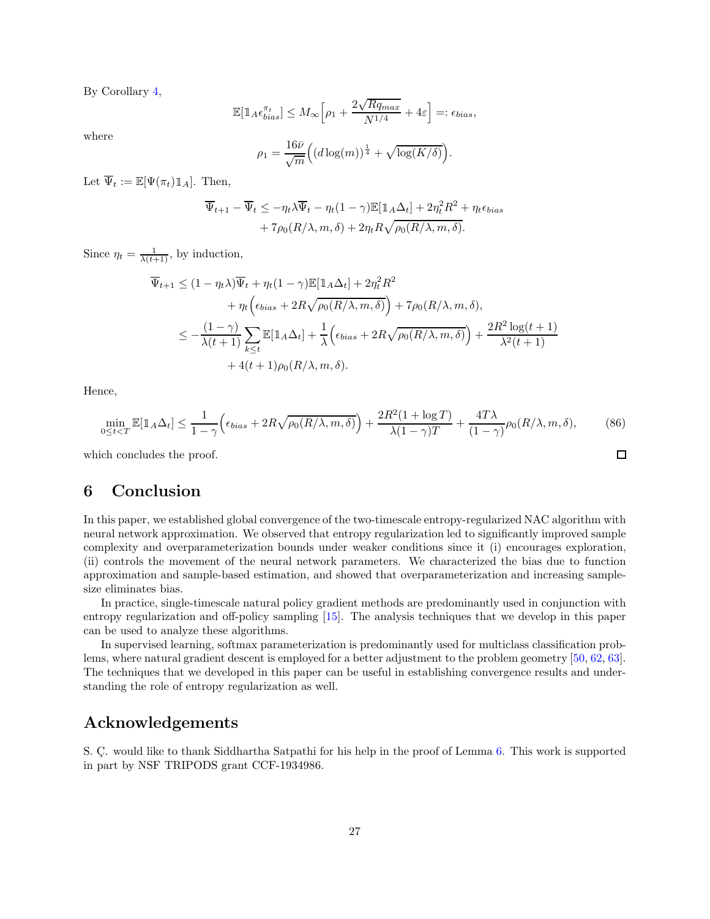By Corollary 4,

$$\mathbb{E}[\mathbb{1}_A \epsilon_{bias}^{\pi_t}] \leq M_\infty \Big[\rho_1 + \frac{2\sqrt{Rq_{max}}}{N^{1/4}} + 4\varepsilon\Big] =: \epsilon_{bias},$$

where

$$\rho_1 = \frac{16\bar{\nu}}{\sqrt{m}}\Big((d\log(m))^{\frac{1}{4}} + \sqrt{\log(K/\delta)}\Big).$$

Let $\overline{\Psi}_t := \mathbb{E}[\Psi(\pi_t)\mathbb{1}_A]$. Then,

$$\begin{aligned}\overline{\Psi}_{t+1} - \overline{\Psi}_t \leq& -\eta_t\lambda\overline{\Psi}_t - \eta_t(1-\gamma)\mathbb{E}[\mathbb{1}_A\Delta_t] + 2\eta_t^2R^2 + \eta_t\epsilon_{bias} \\ &+ 7\rho_0(R/\lambda, m, \delta) + 2\eta_t R\sqrt{\rho_0(R/\lambda, m, \delta)}.\end{aligned}$$

Since $\eta_t = \frac{1}{\lambda(t+1)}$, by induction,

$$\begin{aligned}\overline{\Psi}_{t+1} \leq& (1-\eta_t\lambda)\overline{\Psi}_t + \eta_t(1-\gamma)\mathbb{E}[\mathbb{1}_A\Delta_t] + 2\eta_t^2R^2 \\ &+ \eta_t\Big(\epsilon_{bias} + 2R\sqrt{\rho_0(R/\lambda, m, \delta)}\Big) + 7\rho_0(R/\lambda, m, \delta), \\ \leq& -\frac{(1-\gamma)}{\lambda(t+1)}\sum_{k\leq t}\mathbb{E}[\mathbb{1}_A\Delta_t] + \frac{1}{\lambda}\Big(\epsilon_{bias} + 2R\sqrt{\rho_0(R/\lambda, m, \delta)}\Big) + \frac{2R^2\log(t+1)}{\lambda^2(t+1)} \\ &+ 4(t+1)\rho_0(R/\lambda, m, \delta).\end{aligned}$$

Hence,

$$\min_{0\leq t<T}\mathbb{E}[\mathbb{1}_A\Delta_t] \leq \frac{1}{1-\gamma}\Big(\epsilon_{bias} + 2R\sqrt{\rho_0(R/\lambda, m, \delta)}\Big) + \frac{2R^2(1+\log T)}{\lambda(1-\gamma)T} + \frac{4T\lambda}{(1-\gamma)}\rho_0(R/\lambda, m, \delta), \tag{86}$$

which concludes the proof. □

## 6 Conclusion

In this paper, we established global convergence of the two-timescale entropy-regularized NAC algorithm with neural network approximation. We observed that entropy regularization led to significantly improved sample complexity and overparameterization bounds under weaker conditions since it (i) encourages exploration, (ii) controls the movement of the neural network parameters. We characterized the bias due to function approximation and sample-based estimation, and showed that overparameterization and increasing sample-size eliminates bias.

In practice, single-timescale natural policy gradient methods are predominantly used in conjunction with entropy regularization and off-policy sampling [15]. The analysis techniques that we develop in this paper can be used to analyze these algorithms.

In supervised learning, softmax parameterization is predominantly used for multiclass classification problems, where natural gradient descent is employed for a better adjustment to the problem geometry [50, 62, 63]. The techniques that we developed in this paper can be useful in establishing convergence results and understanding the role of entropy regularization as well.

## Acknowledgements

S. Ç. would like to thank Siddhartha Satpathi for his help in the proof of Lemma 6. This work is supported in part by NSF TRIPODS grant CCF-1934986.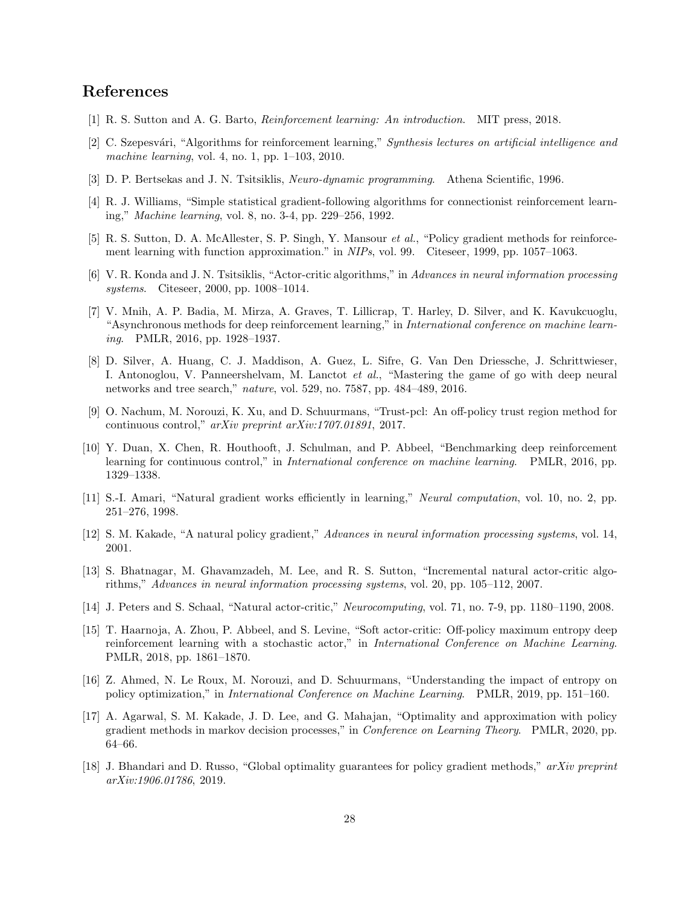# References

[1] R. S. Sutton and A. G. Barto, *Reinforcement learning: An introduction*. MIT press, 2018.

[2] C. Szepesvári, "Algorithms for reinforcement learning," *Synthesis lectures on artificial intelligence and machine learning*, vol. 4, no. 1, pp. 1–103, 2010.

[3] D. P. Bertsekas and J. N. Tsitsiklis, *Neuro-dynamic programming*. Athena Scientific, 1996.

[4] R. J. Williams, "Simple statistical gradient-following algorithms for connectionist reinforcement learning," *Machine learning*, vol. 8, no. 3-4, pp. 229–256, 1992.

[5] R. S. Sutton, D. A. McAllester, S. P. Singh, Y. Mansour *et al.*, "Policy gradient methods for reinforcement learning with function approximation." in *NIPs*, vol. 99. Citeseer, 1999, pp. 1057–1063.

[6] V. R. Konda and J. N. Tsitsiklis, "Actor-critic algorithms," in *Advances in neural information processing systems*. Citeseer, 2000, pp. 1008–1014.

[7] V. Mnih, A. P. Badia, M. Mirza, A. Graves, T. Lillicrap, T. Harley, D. Silver, and K. Kavukcuoglu, "Asynchronous methods for deep reinforcement learning," in *International conference on machine learning*. PMLR, 2016, pp. 1928–1937.

[8] D. Silver, A. Huang, C. J. Maddison, A. Guez, L. Sifre, G. Van Den Driessche, J. Schrittwieser, I. Antonoglou, V. Panneershelvam, M. Lanctot *et al.*, "Mastering the game of go with deep neural networks and tree search," *nature*, vol. 529, no. 7587, pp. 484–489, 2016.

[9] O. Nachum, M. Norouzi, K. Xu, and D. Schuurmans, "Trust-pcl: An off-policy trust region method for continuous control," *arXiv preprint arXiv:1707.01891*, 2017.

[10] Y. Duan, X. Chen, R. Houthooft, J. Schulman, and P. Abbeel, "Benchmarking deep reinforcement learning for continuous control," in *International conference on machine learning*. PMLR, 2016, pp. 1329–1338.

[11] S.-I. Amari, "Natural gradient works efficiently in learning," *Neural computation*, vol. 10, no. 2, pp. 251–276, 1998.

[12] S. M. Kakade, "A natural policy gradient," *Advances in neural information processing systems*, vol. 14, 2001.

[13] S. Bhatnagar, M. Ghavamzadeh, M. Lee, and R. S. Sutton, "Incremental natural actor-critic algorithms," *Advances in neural information processing systems*, vol. 20, pp. 105–112, 2007.

[14] J. Peters and S. Schaal, "Natural actor-critic," *Neurocomputing*, vol. 71, no. 7-9, pp. 1180–1190, 2008.

[15] T. Haarnoja, A. Zhou, P. Abbeel, and S. Levine, "Soft actor-critic: Off-policy maximum entropy deep reinforcement learning with a stochastic actor," in *International Conference on Machine Learning*. PMLR, 2018, pp. 1861–1870.

[16] Z. Ahmed, N. Le Roux, M. Norouzi, and D. Schuurmans, "Understanding the impact of entropy on policy optimization," in *International Conference on Machine Learning*. PMLR, 2019, pp. 151–160.

[17] A. Agarwal, S. M. Kakade, J. D. Lee, and G. Mahajan, "Optimality and approximation with policy gradient methods in markov decision processes," in *Conference on Learning Theory*. PMLR, 2020, pp. 64–66.

[18] J. Bhandari and D. Russo, "Global optimality guarantees for policy gradient methods," *arXiv preprint arXiv:1906.01786*, 2019.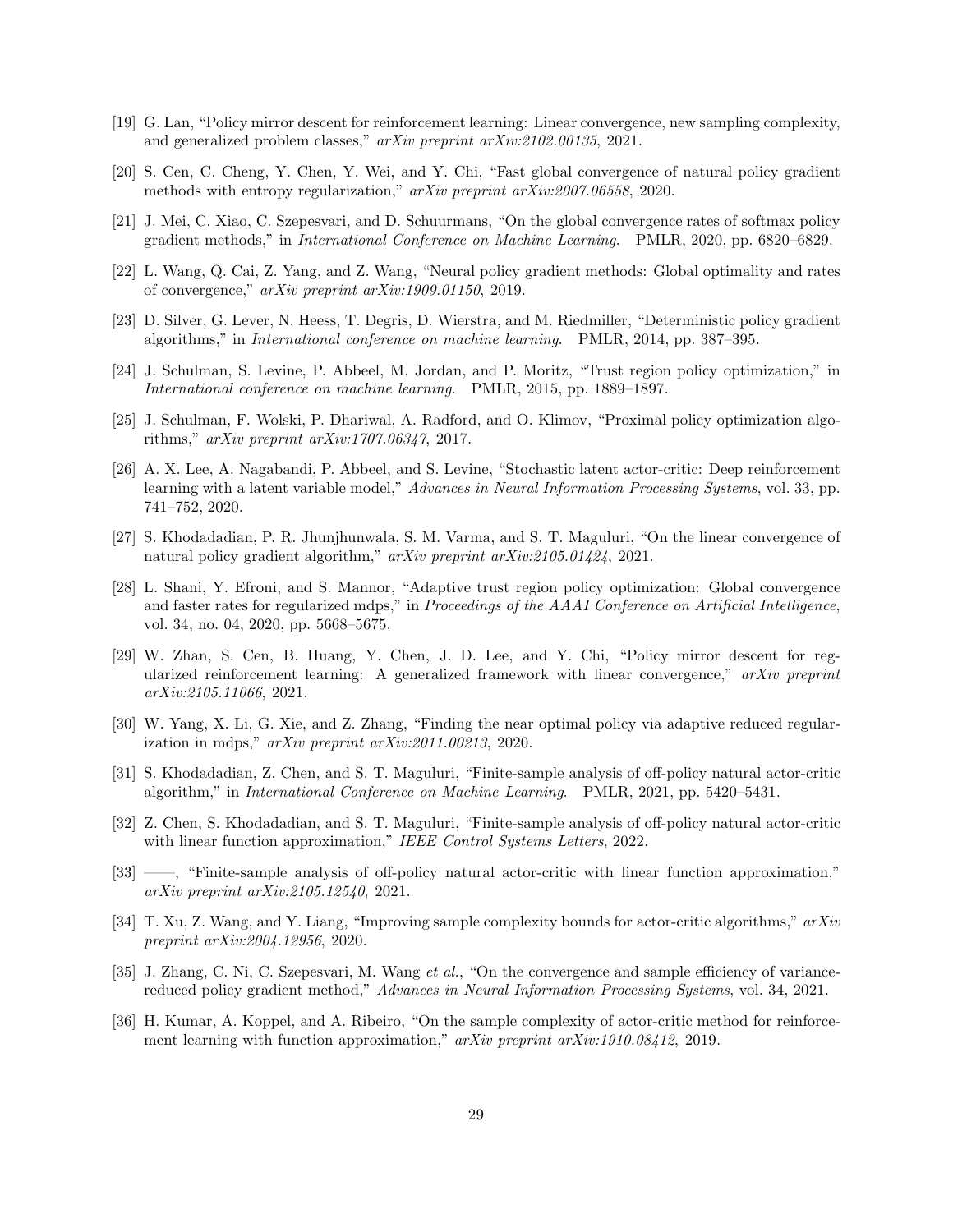[19] G. Lan, "Policy mirror descent for reinforcement learning: Linear convergence, new sampling complexity, and generalized problem classes," *arXiv preprint arXiv:2102.00135*, 2021.

[20] S. Cen, C. Cheng, Y. Chen, Y. Wei, and Y. Chi, "Fast global convergence of natural policy gradient methods with entropy regularization," *arXiv preprint arXiv:2007.06558*, 2020.

[21] J. Mei, C. Xiao, C. Szepesvari, and D. Schuurmans, "On the global convergence rates of softmax policy gradient methods," in *International Conference on Machine Learning*. PMLR, 2020, pp. 6820–6829.

[22] L. Wang, Q. Cai, Z. Yang, and Z. Wang, "Neural policy gradient methods: Global optimality and rates of convergence," *arXiv preprint arXiv:1909.01150*, 2019.

[23] D. Silver, G. Lever, N. Heess, T. Degris, D. Wierstra, and M. Riedmiller, "Deterministic policy gradient algorithms," in *International conference on machine learning*. PMLR, 2014, pp. 387–395.

[24] J. Schulman, S. Levine, P. Abbeel, M. Jordan, and P. Moritz, "Trust region policy optimization," in *International conference on machine learning*. PMLR, 2015, pp. 1889–1897.

[25] J. Schulman, F. Wolski, P. Dhariwal, A. Radford, and O. Klimov, "Proximal policy optimization algorithms," *arXiv preprint arXiv:1707.06347*, 2017.

[26] A. X. Lee, A. Nagabandi, P. Abbeel, and S. Levine, "Stochastic latent actor-critic: Deep reinforcement learning with a latent variable model," *Advances in Neural Information Processing Systems*, vol. 33, pp. 741–752, 2020.

[27] S. Khodadadian, P. R. Jhunjhunwala, S. M. Varma, and S. T. Maguluri, "On the linear convergence of natural policy gradient algorithm," *arXiv preprint arXiv:2105.01424*, 2021.

[28] L. Shani, Y. Efroni, and S. Mannor, "Adaptive trust region policy optimization: Global convergence and faster rates for regularized mdps," in *Proceedings of the AAAI Conference on Artificial Intelligence*, vol. 34, no. 04, 2020, pp. 5668–5675.

[29] W. Zhan, S. Cen, B. Huang, Y. Chen, J. D. Lee, and Y. Chi, "Policy mirror descent for regularized reinforcement learning: A generalized framework with linear convergence," *arXiv preprint arXiv:2105.11066*, 2021.

[30] W. Yang, X. Li, G. Xie, and Z. Zhang, "Finding the near optimal policy via adaptive reduced regularization in mdps," *arXiv preprint arXiv:2011.00213*, 2020.

[31] S. Khodadadian, Z. Chen, and S. T. Maguluri, "Finite-sample analysis of off-policy natural actor-critic algorithm," in *International Conference on Machine Learning*. PMLR, 2021, pp. 5420–5431.

[32] Z. Chen, S. Khodadadian, and S. T. Maguluri, "Finite-sample analysis of off-policy natural actor-critic with linear function approximation," *IEEE Control Systems Letters*, 2022.

[33] ——, "Finite-sample analysis of off-policy natural actor-critic with linear function approximation," *arXiv preprint arXiv:2105.12540*, 2021.

[34] T. Xu, Z. Wang, and Y. Liang, "Improving sample complexity bounds for actor-critic algorithms," *arXiv preprint arXiv:2004.12956*, 2020.

[35] J. Zhang, C. Ni, C. Szepesvari, M. Wang *et al.*, "On the convergence and sample efficiency of variance-reduced policy gradient method," *Advances in Neural Information Processing Systems*, vol. 34, 2021.

[36] H. Kumar, A. Koppel, and A. Ribeiro, "On the sample complexity of actor-critic method for reinforcement learning with function approximation," *arXiv preprint arXiv:1910.08412*, 2019.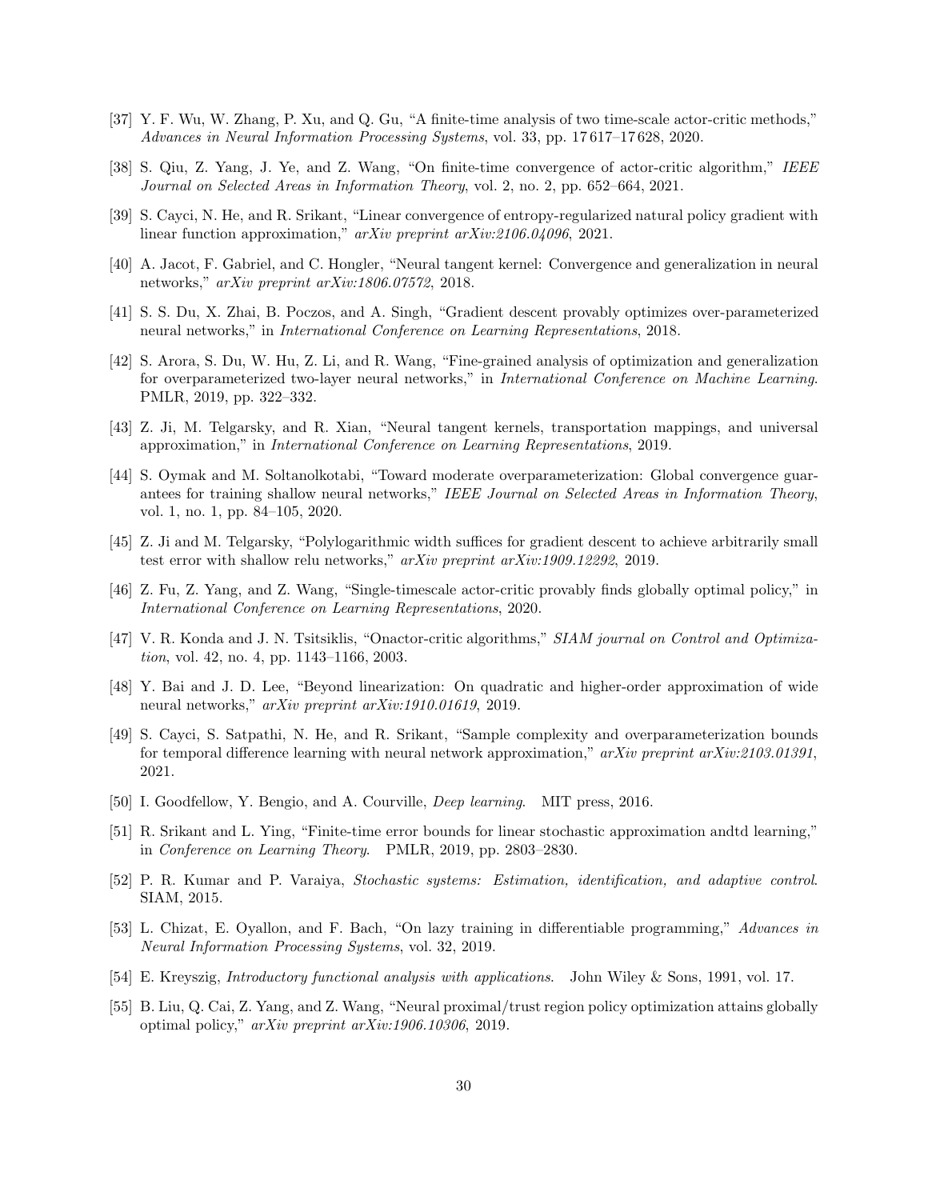[37] Y. F. Wu, W. Zhang, P. Xu, and Q. Gu, "A finite-time analysis of two time-scale actor-critic methods," *Advances in Neural Information Processing Systems*, vol. 33, pp. 17 617–17 628, 2020.

[38] S. Qiu, Z. Yang, J. Ye, and Z. Wang, "On finite-time convergence of actor-critic algorithm," *IEEE Journal on Selected Areas in Information Theory*, vol. 2, no. 2, pp. 652–664, 2021.

[39] S. Cayci, N. He, and R. Srikant, "Linear convergence of entropy-regularized natural policy gradient with linear function approximation," *arXiv preprint arXiv:2106.04096*, 2021.

[40] A. Jacot, F. Gabriel, and C. Hongler, "Neural tangent kernel: Convergence and generalization in neural networks," *arXiv preprint arXiv:1806.07572*, 2018.

[41] S. S. Du, X. Zhai, B. Poczos, and A. Singh, "Gradient descent provably optimizes over-parameterized neural networks," in *International Conference on Learning Representations*, 2018.

[42] S. Arora, S. Du, W. Hu, Z. Li, and R. Wang, "Fine-grained analysis of optimization and generalization for overparameterized two-layer neural networks," in *International Conference on Machine Learning*. PMLR, 2019, pp. 322–332.

[43] Z. Ji, M. Telgarsky, and R. Xian, "Neural tangent kernels, transportation mappings, and universal approximation," in *International Conference on Learning Representations*, 2019.

[44] S. Oymak and M. Soltanolkotabi, "Toward moderate overparameterization: Global convergence guarantees for training shallow neural networks," *IEEE Journal on Selected Areas in Information Theory*, vol. 1, no. 1, pp. 84–105, 2020.

[45] Z. Ji and M. Telgarsky, "Polylogarithmic width suffices for gradient descent to achieve arbitrarily small test error with shallow relu networks," *arXiv preprint arXiv:1909.12292*, 2019.

[46] Z. Fu, Z. Yang, and Z. Wang, "Single-timescale actor-critic provably finds globally optimal policy," in *International Conference on Learning Representations*, 2020.

[47] V. R. Konda and J. N. Tsitsiklis, "Onactor-critic algorithms," *SIAM journal on Control and Optimization*, vol. 42, no. 4, pp. 1143–1166, 2003.

[48] Y. Bai and J. D. Lee, "Beyond linearization: On quadratic and higher-order approximation of wide neural networks," *arXiv preprint arXiv:1910.01619*, 2019.

[49] S. Cayci, S. Satpathi, N. He, and R. Srikant, "Sample complexity and overparameterization bounds for temporal difference learning with neural network approximation," *arXiv preprint arXiv:2103.01391*, 2021.

[50] I. Goodfellow, Y. Bengio, and A. Courville, *Deep learning*. MIT press, 2016.

[51] R. Srikant and L. Ying, "Finite-time error bounds for linear stochastic approximation andtd learning," in *Conference on Learning Theory*. PMLR, 2019, pp. 2803–2830.

[52] P. R. Kumar and P. Varaiya, *Stochastic systems: Estimation, identification, and adaptive control*. SIAM, 2015.

[53] L. Chizat, E. Oyallon, and F. Bach, "On lazy training in differentiable programming," *Advances in Neural Information Processing Systems*, vol. 32, 2019.

[54] E. Kreyszig, *Introductory functional analysis with applications*. John Wiley & Sons, 1991, vol. 17.

[55] B. Liu, Q. Cai, Z. Yang, and Z. Wang, "Neural proximal/trust region policy optimization attains globally optimal policy," *arXiv preprint arXiv:1906.10306*, 2019.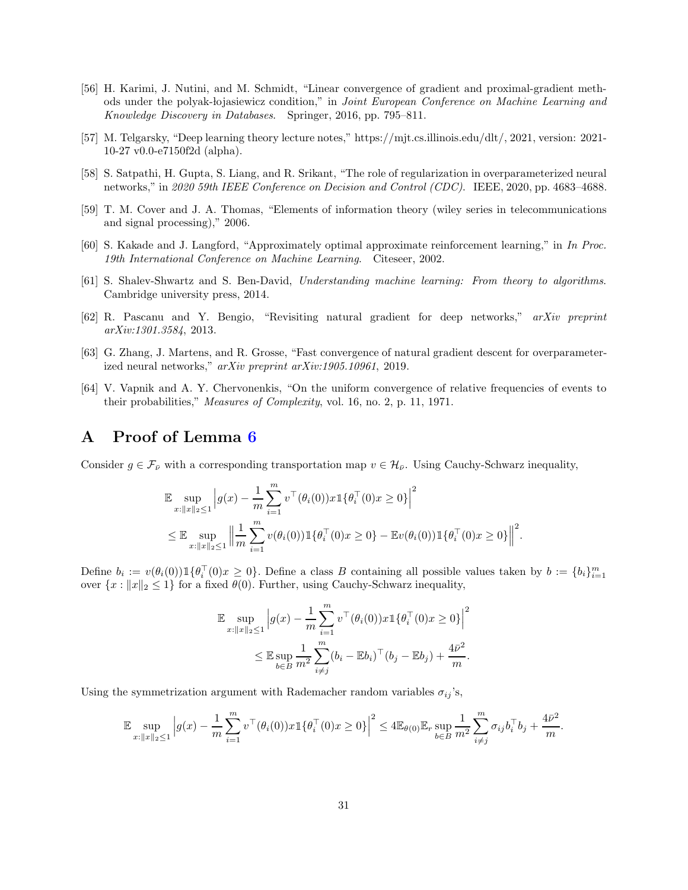[56] H. Karimi, J. Nutini, and M. Schmidt, "Linear convergence of gradient and proximal-gradient methods under the polyak-łojasiewicz condition," in *Joint European Conference on Machine Learning and Knowledge Discovery in Databases*. Springer, 2016, pp. 795–811.

[57] M. Telgarsky, "Deep learning theory lecture notes," https://mjt.cs.illinois.edu/dlt/, 2021, version: 2021-10-27 v0.0-e7150f2d (alpha).

[58] S. Satpathi, H. Gupta, S. Liang, and R. Srikant, "The role of regularization in overparameterized neural networks," in *2020 59th IEEE Conference on Decision and Control (CDC)*. IEEE, 2020, pp. 4683–4688.

[59] T. M. Cover and J. A. Thomas, "Elements of information theory (wiley series in telecommunications and signal processing)," 2006.

[60] S. Kakade and J. Langford, "Approximately optimal approximate reinforcement learning," in *In Proc. 19th International Conference on Machine Learning*. Citeseer, 2002.

[61] S. Shalev-Shwartz and S. Ben-David, *Understanding machine learning: From theory to algorithms*. Cambridge university press, 2014.

[62] R. Pascanu and Y. Bengio, "Revisiting natural gradient for deep networks," *arXiv preprint arXiv:1301.3584*, 2013.

[63] G. Zhang, J. Martens, and R. Grosse, "Fast convergence of natural gradient descent for overparameterized neural networks," *arXiv preprint arXiv:1905.10961*, 2019.

[64] V. Vapnik and A. Y. Chervonenkis, "On the uniform convergence of relative frequencies of events to their probabilities," *Measures of Complexity*, vol. 16, no. 2, p. 11, 1971.

# A Proof of Lemma 6

Consider $g \in \mathcal{F}_{\bar{\nu}}$ with a corresponding transportation map $v \in \mathcal{H}_{\bar{\nu}}$. Using Cauchy-Schwarz inequality,

$$
\begin{aligned}
&\mathbb{E} \sup_{x:\|x\|_2\le 1} \Big| g(x) - \frac{1}{m}\sum_{i=1}^m v^\top(\theta_i(0)) x \mathbb{1}\{\theta_i^\top(0)x \ge 0\}\Big|^2 \\
&\le \mathbb{E} \sup_{x:\|x\|_2\le 1} \Big\| \frac{1}{m}\sum_{i=1}^m v(\theta_i(0)) \mathbb{1}\{\theta_i^\top(0)x \ge 0\} - \mathbb{E} v(\theta_i(0))\mathbb{1}\{\theta_i^\top(0)x \ge 0\}\Big\|^2.
\end{aligned}
$$

Define $b_i := v(\theta_i(0))\mathbb{1}\{\theta_i^\top(0)x \ge 0\}$. Define a class $B$ containing all possible values taken by $b := \{b_i\}_{i=1}^m$ over $\{x : \|x\|_2 \le 1\}$ for a fixed $\theta(0)$. Further, using Cauchy-Schwarz inequality,

$$
\begin{aligned}
&\mathbb{E} \sup_{x:\|x\|_2\le 1} \Big| g(x) - \frac{1}{m}\sum_{i=1}^m v^\top(\theta_i(0)) x \mathbb{1}\{\theta_i^\top(0)x \ge 0\}\Big|^2 \\
&\qquad \le \mathbb{E} \sup_{b\in B} \frac{1}{m^2}\sum_{i\neq j}^m (b_i - \mathbb{E}b_i)^\top (b_j - \mathbb{E}b_j) + \frac{4\bar{\nu}^2}{m}.
\end{aligned}
$$

Using the symmetrization argument with Rademacher random variables $\sigma_{ij}$'s,

$$
\mathbb{E} \sup_{x:\|x\|_2\le 1} \Big| g(x) - \frac{1}{m}\sum_{i=1}^m v^\top(\theta_i(0)) x \mathbb{1}\{\theta_i^\top(0)x \ge 0\}\Big|^2 \le 4\mathbb{E}_{\theta(0)}\mathbb{E}_r \sup_{b\in B} \frac{1}{m^2}\sum_{i\neq j}^m \sigma_{ij} b_i^\top b_j + \frac{4\bar{\nu}^2}{m}.
$$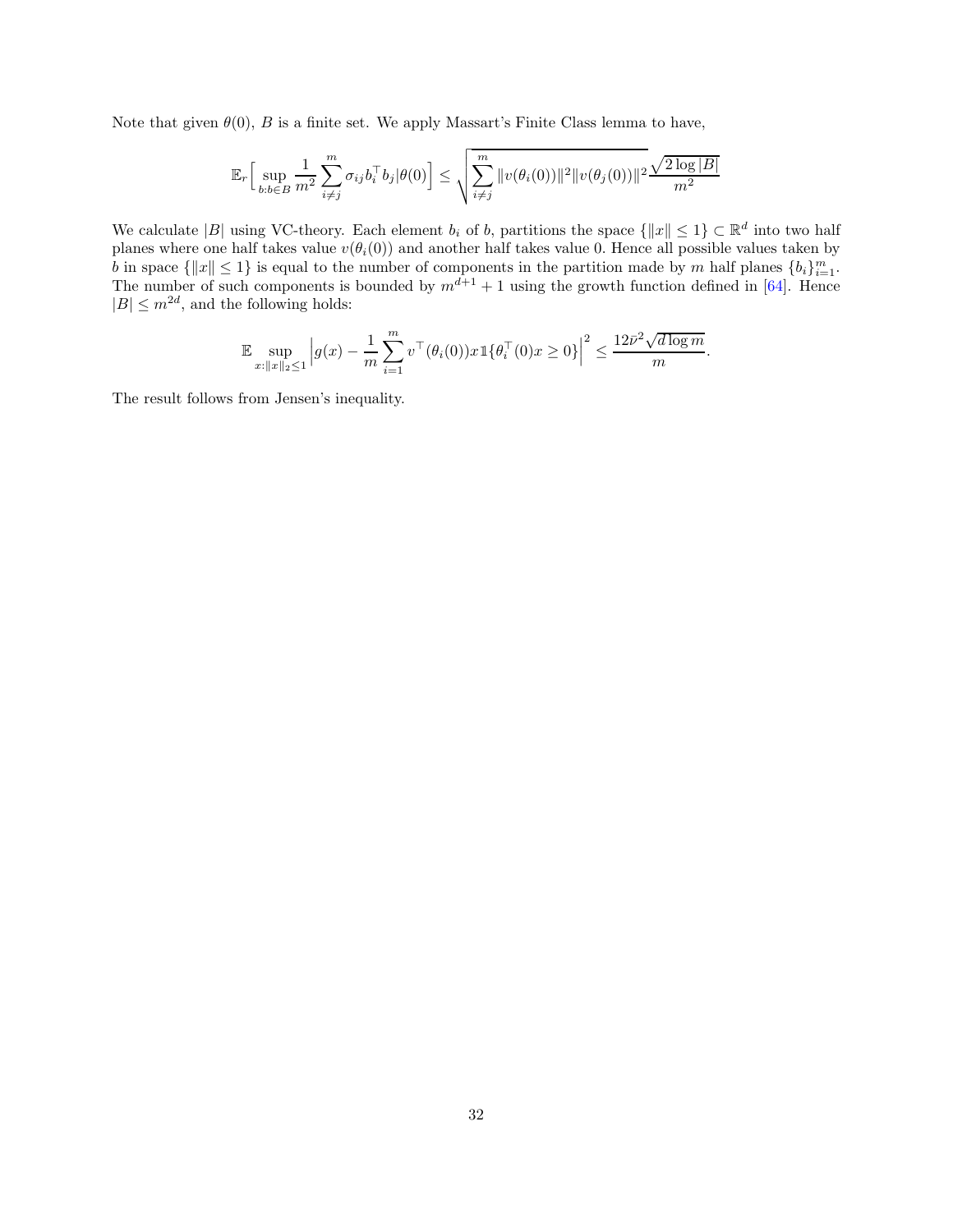Note that given $\theta(0)$, $B$ is a finite set. We apply Massart's Finite Class lemma to have,

$$\mathbb{E}_r\Big[\sup_{b:b\in B}\frac{1}{m^2}\sum_{i\neq j}^{m}\sigma_{ij}b_i^\top b_j|\theta(0)\Big] \le \sqrt{\sum_{i\neq j}^{m}\|v(\theta_i(0))\|^2\|v(\theta_j(0))\|^2}\frac{\sqrt{2\log|B|}}{m^2}$$

We calculate $|B|$ using VC-theory. Each element $b_i$ of $b$, partitions the space $\{\|x\|\le 1\}\subset\mathbb{R}^d$ into two half planes where one half takes value $v(\theta_i(0))$ and another half takes value 0. Hence all possible values taken by $b$ in space $\{\|x\|\le 1\}$ is equal to the number of components in the partition made by $m$ half planes $\{b_i\}_{i=1}^m$. The number of such components is bounded by $m^{d+1}+1$ using the growth function defined in [64]. Hence $|B|\le m^{2d}$, and the following holds:

$$\mathbb{E}\sup_{x:\|x\|_2\le 1}\Big|g(x)-\frac{1}{m}\sum_{i=1}^{m}v^\top(\theta_i(0))x\mathbb{1}\{\theta_i^\top(0)x\ge 0\}\Big|^2\le\frac{12\bar{\nu}^2\sqrt{d\log m}}{m}.$$

The result follows from Jensen's inequality.